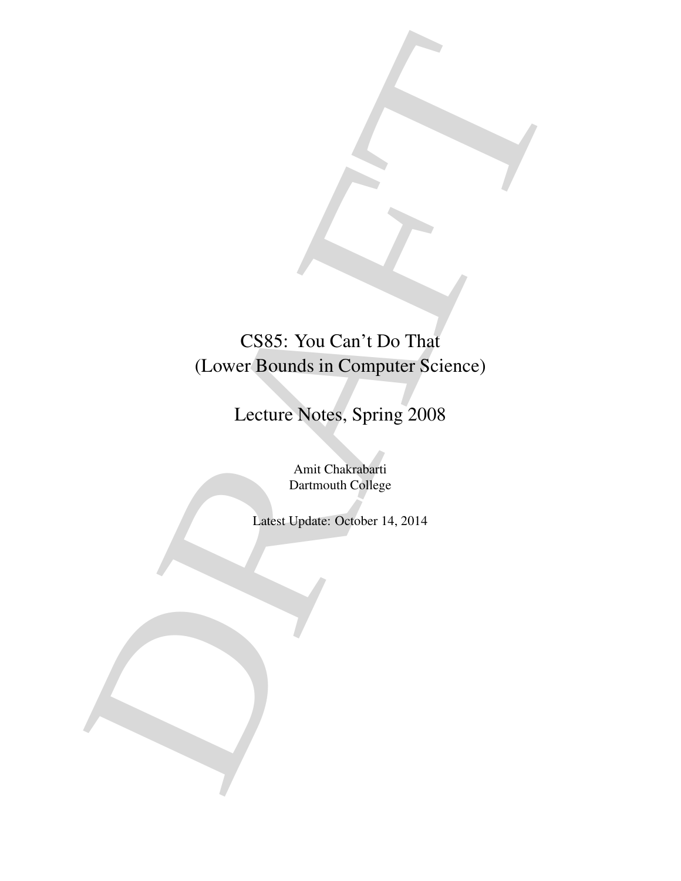# CS85: You Can't Do That
# (Lower Bounds in Computer Science)

## Lecture Notes, Spring 2008

Amit Chakrabarti
Dartmouth College

Latest Update: October 14, 2014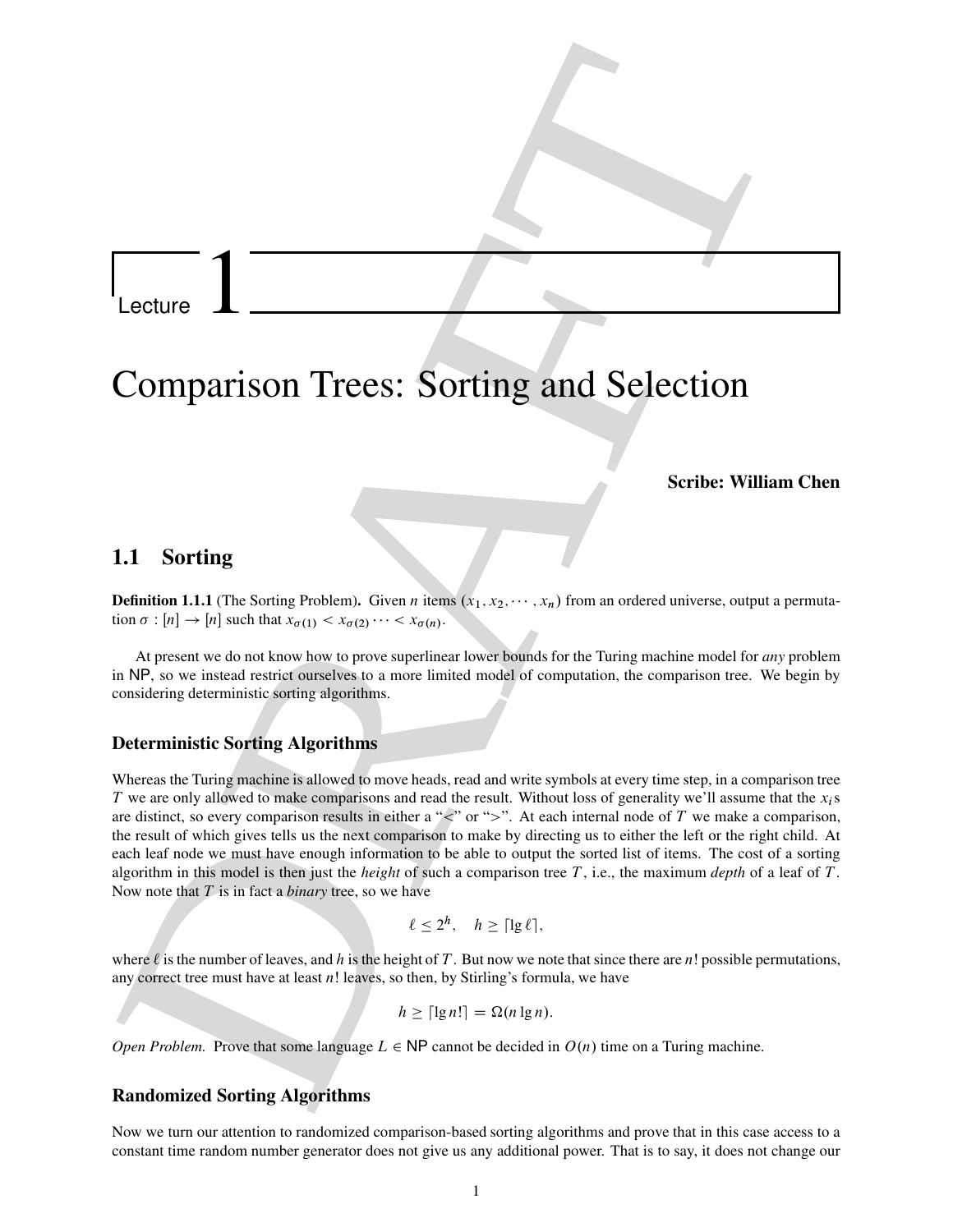# Lecture 1

# Comparison Trees: Sorting and Selection

**Scribe: William Chen**

## 1.1 Sorting

**Definition 1.1.1** (The Sorting Problem)**.** Given $n$ items $(x_1, x_2, \cdots, x_n)$ from an ordered universe, output a permutation $\sigma : [n] \to [n]$ such that $x_{\sigma(1)} < x_{\sigma(2)} \cdots < x_{\sigma(n)}$.

At present we do not know how to prove superlinear lower bounds for the Turing machine model for *any* problem in NP, so we instead restrict ourselves to a more limited model of computation, the comparison tree. We begin by considering deterministic sorting algorithms.

### Deterministic Sorting Algorithms

Whereas the Turing machine is allowed to move heads, read and write symbols at every time step, in a comparison tree $T$ we are only allowed to make comparisons and read the result. Without loss of generality we'll assume that the $x_i$s are distinct, so every comparison results in either a "$<$" or "$>$". At each internal node of $T$ we make a comparison, the result of which gives tells us the next comparison to make by directing us to either the left or the right child. At each leaf node we must have enough information to be able to output the sorted list of items. The cost of a sorting algorithm in this model is then just the *height* of such a comparison tree $T$, i.e., the maximum *depth* of a leaf of $T$. Now note that $T$ is in fact a *binary* tree, so we have

$$\ell \leq 2^h, \quad h \geq \lceil \lg \ell \rceil,$$

where $\ell$ is the number of leaves, and $h$ is the height of $T$. But now we note that since there are $n!$ possible permutations, any correct tree must have at least $n!$ leaves, so then, by Stirling's formula, we have

$$h \geq \lceil \lg n! \rceil = \Omega(n \lg n).$$

*Open Problem.* Prove that some language $L \in$ NP cannot be decided in $O(n)$ time on a Turing machine.

### Randomized Sorting Algorithms

Now we turn our attention to randomized comparison-based sorting algorithms and prove that in this case access to a constant time random number generator does not give us any additional power. That is to say, it does not change our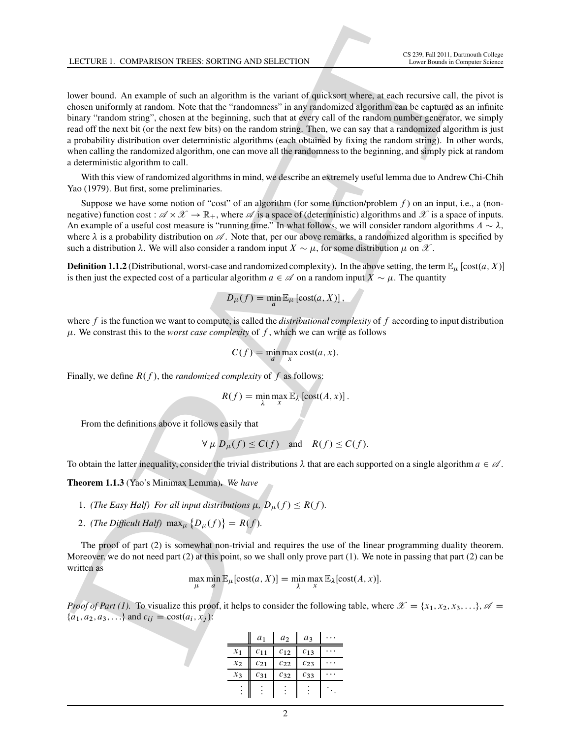lower bound. An example of such an algorithm is the variant of quicksort where, at each recursive call, the pivot is chosen uniformly at random. Note that the "randomness" in any randomized algorithm can be captured as an infinite binary "random string", chosen at the beginning, such that at every call of the random number generator, we simply read off the next bit (or the next few bits) on the random string. Then, we can say that a randomized algorithm is just a probability distribution over deterministic algorithms (each obtained by fixing the random string). In other words, when calling the randomized algorithm, one can move all the randomness to the beginning, and simply pick at random a deterministic algorithm to call.

With this view of randomized algorithms in mind, we describe an extremely useful lemma due to Andrew Chi-Chih Yao (1979). But first, some preliminaries.

Suppose we have some notion of "cost" of an algorithm (for some function/problem $f$) on an input, i.e., a (non-negative) function cost : $\mathscr{A} \times \mathscr{X} \to \mathbb{R}_+$, where $\mathscr{A}$ is a space of (deterministic) algorithms and $\mathscr{X}$ is a space of inputs. An example of a useful cost measure is "running time." In what follows, we will consider random algorithms $A \sim \lambda$, where $\lambda$ is a probability distribution on $\mathscr{A}$. Note that, per our above remarks, a randomized algorithm is specified by such a distribution $\lambda$. We will also consider a random input $X \sim \mu$, for some distribution $\mu$ on $\mathscr{X}$.

**Definition 1.1.2** (Distributional, worst-case and randomized complexity)**.** In the above setting, the term $\mathbb{E}_\mu[\text{cost}(a, X)]$ is then just the expected cost of a particular algorithm $a \in \mathscr{A}$ on a random input $X \sim \mu$. The quantity

$$D_\mu(f) = \min_a \mathbb{E}_\mu[\text{cost}(a, X)],$$

where $f$ is the function we want to compute, is called the *distributional complexity* of $f$ according to input distribution $\mu$. We constrast this to the *worst case complexity* of $f$, which we can write as follows

$$C(f) = \min_a \max_x \text{cost}(a, x).$$

Finally, we define $R(f)$, the *randomized complexity* of $f$ as follows:

$$R(f) = \min_\lambda \max_x \mathbb{E}_\lambda[\text{cost}(A, x)].$$

From the definitions above it follows easily that

$$\forall\, \mu\ D_\mu(f) \le C(f) \quad \text{and} \quad R(f) \le C(f).$$

To obtain the latter inequality, consider the trivial distributions $\lambda$ that are each supported on a single algorithm $a \in \mathscr{A}$.

**Theorem 1.1.3** (Yao's Minimax Lemma)**.** *We have*

1. *(The Easy Half) For all input distributions $\mu$, $D_\mu(f) \le R(f)$.*
2. *(The Difficult Half) $\max_\mu \{D_\mu(f)\} = R(f)$.*

The proof of part (2) is somewhat non-trivial and requires the use of the linear programming duality theorem. Moreover, we do not need part (2) at this point, so we shall only prove part (1). We note in passing that part (2) can be written as

$$\max_\mu \min_a \mathbb{E}_\mu[\text{cost}(a, X)] = \min_\lambda \max_x \mathbb{E}_\lambda[\text{cost}(A, x)].$$

*Proof of Part (1).* To visualize this proof, it helps to consider the following table, where $\mathscr{X} = \{x_1, x_2, x_3, \ldots\}$, $\mathscr{A} = \{a_1, a_2, a_3, \ldots\}$ and $c_{ij} = \text{cost}(a_i, x_j)$:

| | $a_1$ | $a_2$ | $a_3$ | $\cdots$ |
|---|---|---|---|---|
| $x_1$ | $c_{11}$ | $c_{12}$ | $c_{13}$ | $\cdots$ |
| $x_2$ | $c_{21}$ | $c_{22}$ | $c_{23}$ | $\cdots$ |
| $x_3$ | $c_{31}$ | $c_{32}$ | $c_{33}$ | $\cdots$ |
| $\vdots$ | $\vdots$ | $\vdots$ | $\vdots$ | $\ddots$ |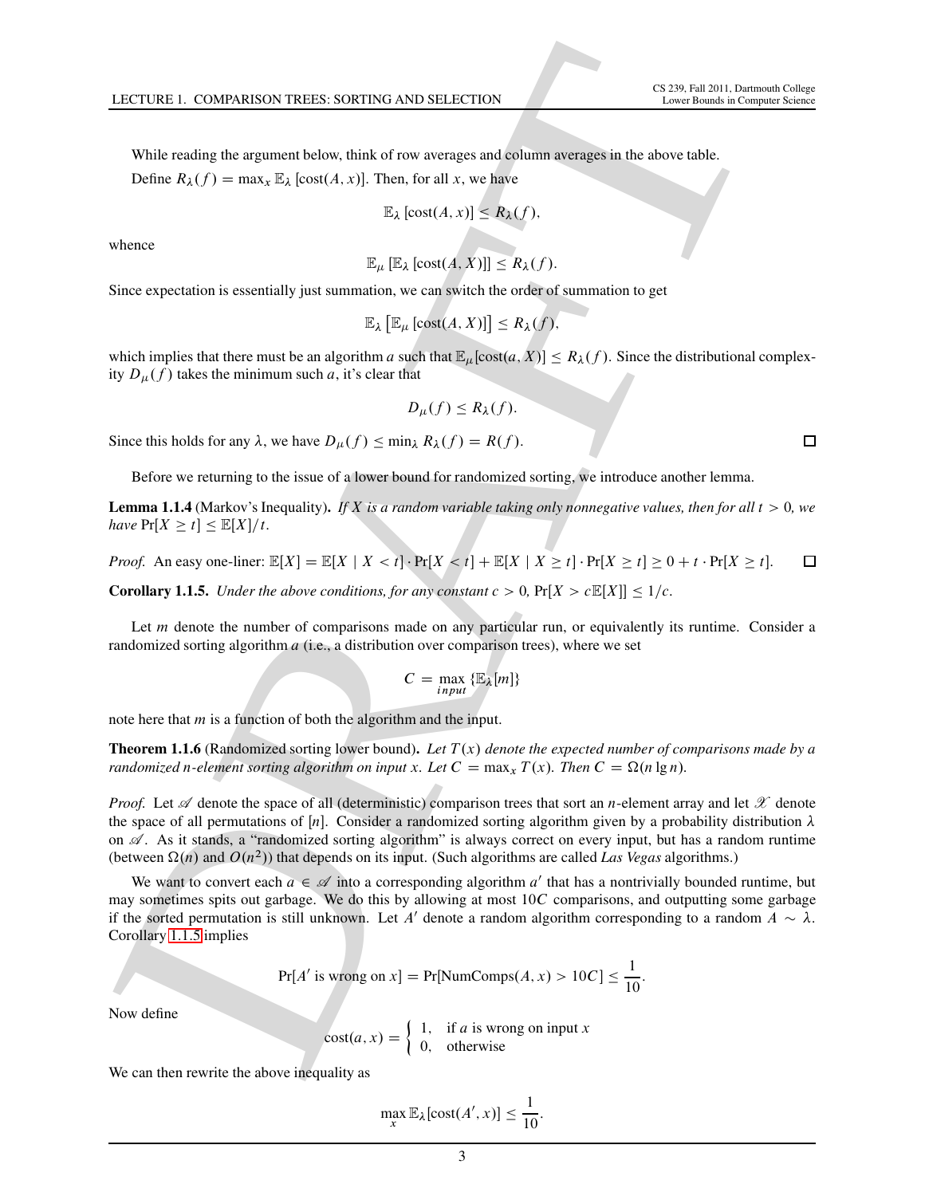While reading the argument below, think of row averages and column averages in the above table.

Define $R_\lambda(f) = \max_x \mathbb{E}_\lambda[\text{cost}(A, x)]$. Then, for all $x$, we have

$$\mathbb{E}_\lambda[\text{cost}(A, x)] \leq R_\lambda(f),$$

whence

$$\mathbb{E}_\mu[\mathbb{E}_\lambda[\text{cost}(A, X)]] \leq R_\lambda(f).$$

Since expectation is essentially just summation, we can switch the order of summation to get

$$\mathbb{E}_\lambda\left[\mathbb{E}_\mu[\text{cost}(A, X)]\right] \leq R_\lambda(f),$$

which implies that there must be an algorithm $a$ such that $\mathbb{E}_\mu[\text{cost}(a, X)] \leq R_\lambda(f)$. Since the distributional complexity $D_\mu(f)$ takes the minimum such $a$, it's clear that

$$D_\mu(f) \leq R_\lambda(f).$$

Since this holds for any $\lambda$, we have $D_\mu(f) \leq \min_\lambda R_\lambda(f) = R(f)$. □

Before we returning to the issue of a lower bound for randomized sorting, we introduce another lemma.

**Lemma 1.1.4** (Markov's Inequality)**.** *If $X$ is a random variable taking only nonnegative values, then for all $t > 0$, we have $\Pr[X \geq t] \leq \mathbb{E}[X]/t$.*

*Proof.* An easy one-liner: $\mathbb{E}[X] = \mathbb{E}[X \mid X < t] \cdot \Pr[X < t] + \mathbb{E}[X \mid X \geq t] \cdot \Pr[X \geq t] \geq 0 + t \cdot \Pr[X \geq t]$. □

**Corollary 1.1.5.** *Under the above conditions, for any constant $c > 0$, $\Pr[X > c\mathbb{E}[X]] \leq 1/c$.*

Let $m$ denote the number of comparisons made on any particular run, or equivalently its runtime. Consider a randomized sorting algorithm $a$ (i.e., a distribution over comparison trees), where we set

$$C = \max_{input}\{\mathbb{E}_\lambda[m]\}$$

note here that $m$ is a function of both the algorithm and the input.

**Theorem 1.1.6** (Randomized sorting lower bound)**.** *Let $T(x)$ denote the expected number of comparisons made by a randomized $n$-element sorting algorithm on input $x$. Let $C = \max_x T(x)$. Then $C = \Omega(n \lg n)$.*

*Proof.* Let $\mathscr{A}$ denote the space of all (deterministic) comparison trees that sort an $n$-element array and let $\mathscr{X}$ denote the space of all permutations of $[n]$. Consider a randomized sorting algorithm given by a probability distribution $\lambda$ on $\mathscr{A}$. As it stands, a "randomized sorting algorithm" is always correct on every input, but has a random runtime (between $\Omega(n)$ and $O(n^2)$) that depends on its input. (Such algorithms are called *Las Vegas* algorithms.)

We want to convert each $a \in \mathscr{A}$ into a corresponding algorithm $a'$ that has a nontrivially bounded runtime, but may sometimes spits out garbage. We do this by allowing at most $10C$ comparisons, and outputting some garbage if the sorted permutation is still unknown. Let $A'$ denote a random algorithm corresponding to a random $A \sim \lambda$. Corollary 1.1.5 implies

$$\Pr[A' \text{ is wrong on } x] = \Pr[\text{NumComps}(A, x) > 10C] \leq \frac{1}{10}.$$

Now define

$$\text{cost}(a, x) = \begin{cases} 1, & \text{if } a \text{ is wrong on input } x \\ 0, & \text{otherwise} \end{cases}$$

We can then rewrite the above inequality as

$$\max_x \mathbb{E}_\lambda[\text{cost}(A', x)] \leq \frac{1}{10}.$$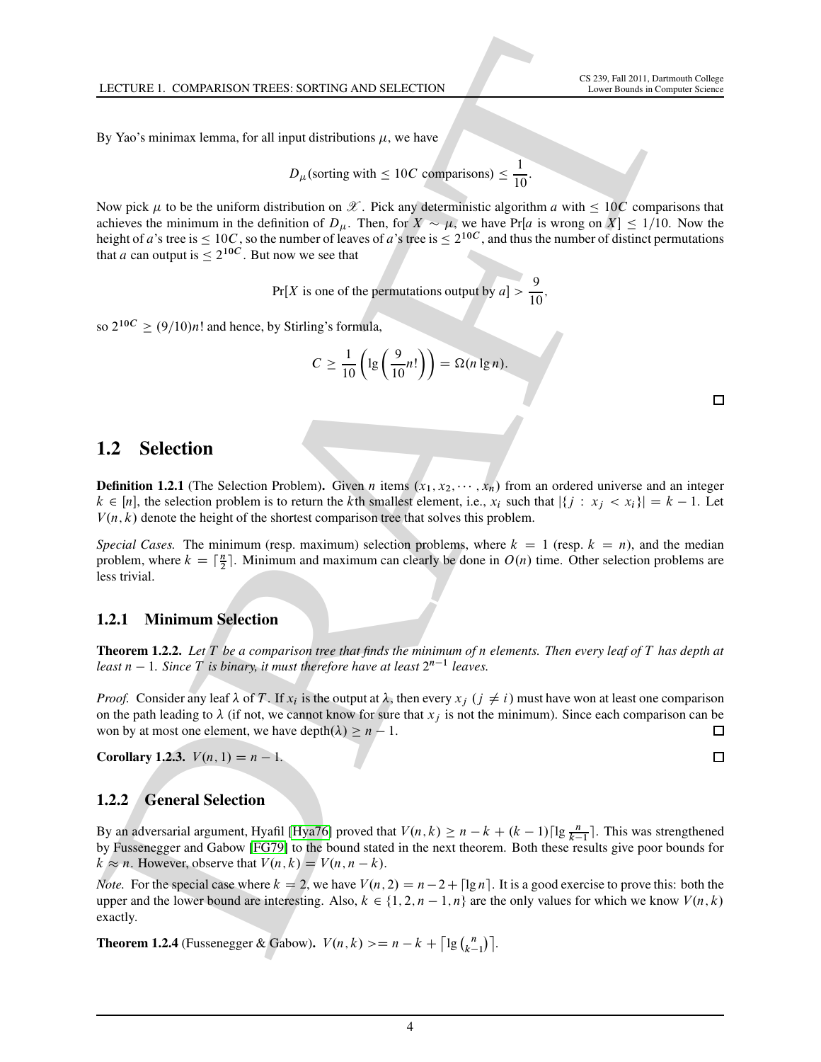By Yao's minimax lemma, for all input distributions $\mu$, we have

$$D_\mu(\text{sorting with} \le 10C \text{ comparisons}) \le \frac{1}{10}.$$

Now pick $\mu$ to be the uniform distribution on $\mathscr{X}$. Pick any deterministic algorithm $a$ with $\le 10C$ comparisons that achieves the minimum in the definition of $D_\mu$. Then, for $X \sim \mu$, we have $\Pr[a \text{ is wrong on } X] \le 1/10$. Now the height of $a$'s tree is $\le 10C$, so the number of leaves of $a$'s tree is $\le 2^{10C}$, and thus the number of distinct permutations that $a$ can output is $\le 2^{10C}$. But now we see that

$$\Pr[X \text{ is one of the permutations output by } a] > \frac{9}{10},$$

so $2^{10C} \ge (9/10)n!$ and hence, by Stirling's formula,

$$C \ge \frac{1}{10}\left(\lg\left(\frac{9}{10}n!\right)\right) = \Omega(n \lg n).$$

□

## 1.2 Selection

**Definition 1.2.1** (The Selection Problem)**.** Given $n$ items $(x_1, x_2, \cdots, x_n)$ from an ordered universe and an integer $k \in [n]$, the selection problem is to return the $k$th smallest element, i.e., $x_i$ such that $|\{j : x_j < x_i\}| = k - 1$. Let $V(n, k)$ denote the height of the shortest comparison tree that solves this problem.

*Special Cases.* The minimum (resp. maximum) selection problems, where $k = 1$ (resp. $k = n$), and the median problem, where $k = \lceil \frac{n}{2} \rceil$. Minimum and maximum can clearly be done in $O(n)$ time. Other selection problems are less trivial.

### 1.2.1 Minimum Selection

**Theorem 1.2.2.** *Let $T$ be a comparison tree that finds the minimum of $n$ elements. Then every leaf of $T$ has depth at least $n - 1$. Since $T$ is binary, it must therefore have at least $2^{n-1}$ leaves.*

*Proof.* Consider any leaf $\lambda$ of $T$. If $x_i$ is the output at $\lambda$, then every $x_j$ ($j \ne i$) must have won at least one comparison on the path leading to $\lambda$ (if not, we cannot know for sure that $x_j$ is not the minimum). Since each comparison can be won by at most one element, we have $\text{depth}(\lambda) \ge n - 1$. □

**Corollary 1.2.3.** $V(n, 1) = n - 1$. □

### 1.2.2 General Selection

By an adversarial argument, Hyafil [Hya76] proved that $V(n, k) \ge n - k + (k - 1)\lceil \lg \frac{n}{k-1} \rceil$. This was strengthened by Fussenegger and Gabow [FG79] to the bound stated in the next theorem. Both these results give poor bounds for $k \approx n$. However, observe that $V(n, k) = V(n, n - k)$.

*Note.* For the special case where $k = 2$, we have $V(n, 2) = n - 2 + \lceil \lg n \rceil$. It is a good exercise to prove this: both the upper and the lower bound are interesting. Also, $k \in \{1, 2, n - 1, n\}$ are the only values for which we know $V(n, k)$ exactly.

**Theorem 1.2.4** (Fussenegger & Gabow)**.** $V(n, k) >= n - k + \left\lceil \lg \binom{n}{k-1} \right\rceil$.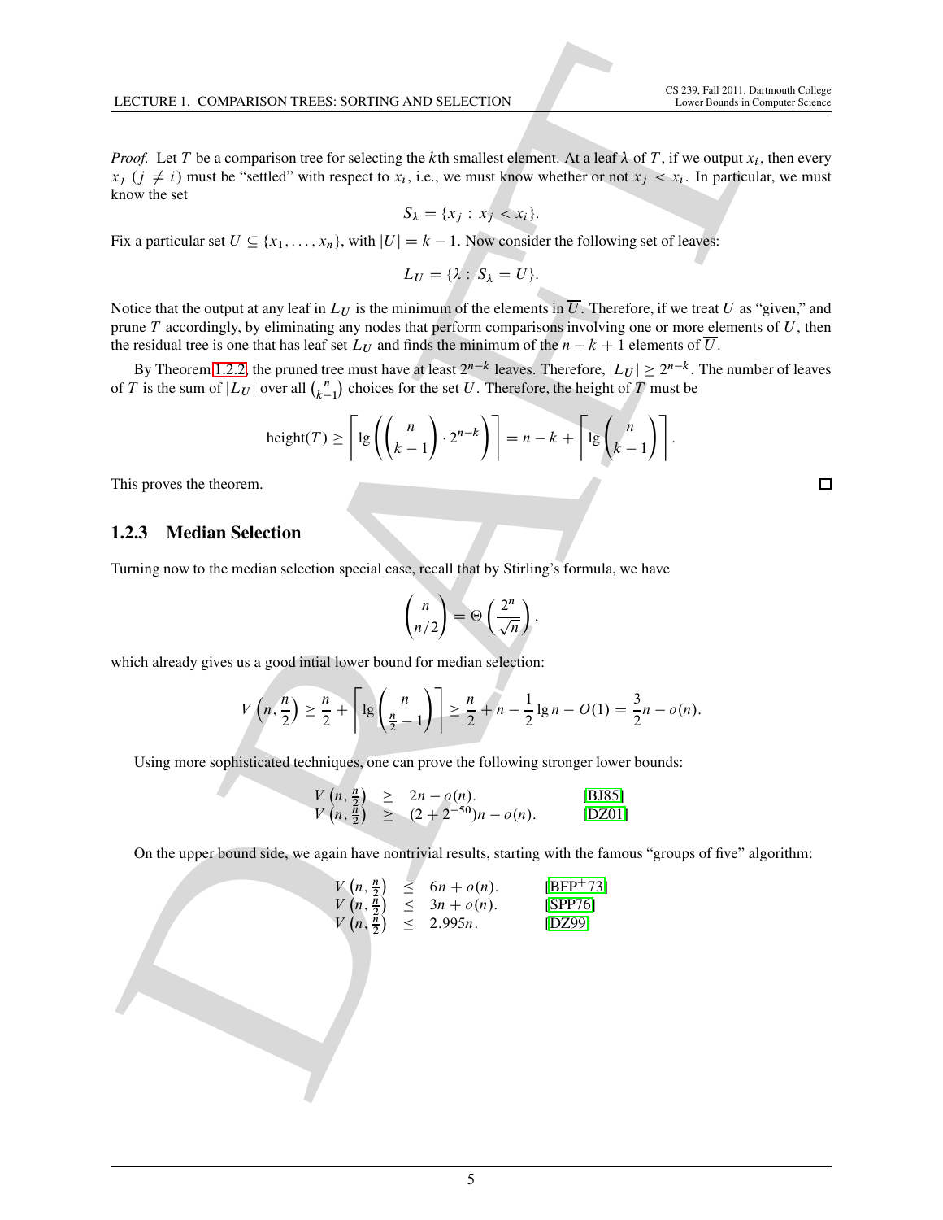*Proof.* Let $T$ be a comparison tree for selecting the $k$th smallest element. At a leaf $\lambda$ of $T$, if we output $x_i$, then every $x_j$ ($j \neq i$) must be "settled" with respect to $x_i$, i.e., we must know whether or not $x_j < x_i$. In particular, we must know the set

$$S_\lambda = \{x_j : x_j < x_i\}.$$

Fix a particular set $U \subseteq \{x_1, \ldots, x_n\}$, with $|U| = k - 1$. Now consider the following set of leaves:

$$L_U = \{\lambda : S_\lambda = U\}.$$

Notice that the output at any leaf in $L_U$ is the minimum of the elements in $\overline{U}$. Therefore, if we treat $U$ as "given," and prune $T$ accordingly, by eliminating any nodes that perform comparisons involving one or more elements of $U$, then the residual tree is one that has leaf set $L_U$ and finds the minimum of the $n - k + 1$ elements of $\overline{U}$.

By Theorem 1.2.2, the pruned tree must have at least $2^{n-k}$ leaves. Therefore, $|L_U| \geq 2^{n-k}$. The number of leaves of $T$ is the sum of $|L_U|$ over all $\binom{n}{k-1}$ choices for the set $U$. Therefore, the height of $T$ must be

$$\text{height}(T) \geq \left\lceil \lg\left(\binom{n}{k-1} \cdot 2^{n-k}\right) \right\rceil = n - k + \left\lceil \lg \binom{n}{k-1} \right\rceil.$$

This proves the theorem. $\square$

### 1.2.3 Median Selection

Turning now to the median selection special case, recall that by Stirling's formula, we have

$$\binom{n}{n/2} = \Theta\left(\frac{2^n}{\sqrt{n}}\right),$$

which already gives us a good intial lower bound for median selection:

$$V\left(n, \frac{n}{2}\right) \geq \frac{n}{2} + \left\lceil \lg \binom{n}{\frac{n}{2} - 1} \right\rceil \geq \frac{n}{2} + n - \frac{1}{2}\lg n - O(1) = \frac{3}{2}n - o(n).$$

Using more sophisticated techniques, one can prove the following stronger lower bounds:

$$V\left(n, \tfrac{n}{2}\right) \geq 2n - o(n). \qquad \text{[BJ85]}$$
$$V\left(n, \tfrac{n}{2}\right) \geq (2 + 2^{-50})n - o(n). \qquad \text{[DZ01]}$$

On the upper bound side, we again have nontrivial results, starting with the famous "groups of five" algorithm:

$$V\left(n, \tfrac{n}{2}\right) \leq 6n + o(n). \qquad \text{[BFP+73]}$$
$$V\left(n, \tfrac{n}{2}\right) \leq 3n + o(n). \qquad \text{[SPP76]}$$
$$V\left(n, \tfrac{n}{2}\right) \leq 2.995n. \qquad \text{[DZ99]}$$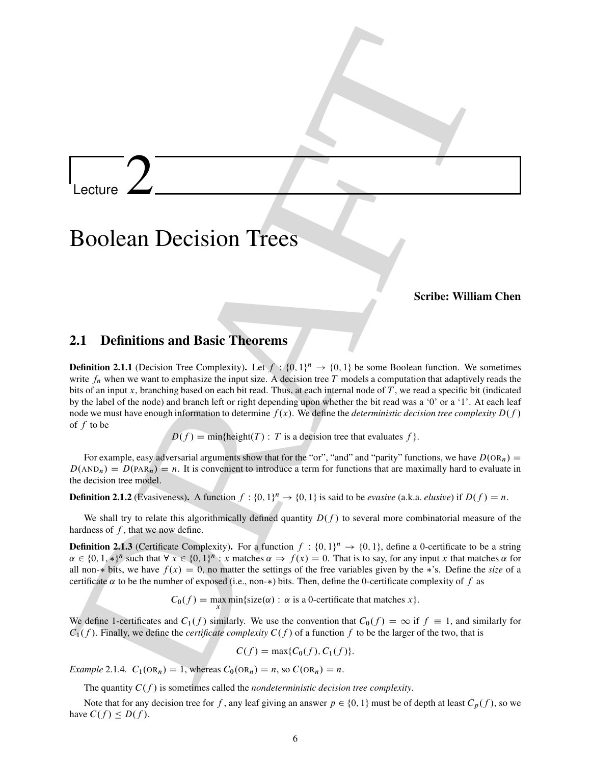# Lecture 2

# Boolean Decision Trees

**Scribe: William Chen**

## 2.1 Definitions and Basic Theorems

**Definition 2.1.1** (Decision Tree Complexity)**.** Let $f : \{0,1\}^n \to \{0,1\}$ be some Boolean function. We sometimes write $f_n$ when we want to emphasize the input size. A decision tree $T$ models a computation that adaptively reads the bits of an input $x$, branching based on each bit read. Thus, at each internal node of $T$, we read a specific bit (indicated by the label of the node) and branch left or right depending upon whether the bit read was a '0' or a '1'. At each leaf node we must have enough information to determine $f(x)$. We define the *deterministic decision tree complexity* $D(f)$ of $f$ to be

$$D(f) = \min\{\text{height}(T) : T \text{ is a decision tree that evaluates } f\}.$$

For example, easy adversarial arguments show that for the "or", "and" and "parity" functions, we have $D(\text{OR}_n) = D(\text{AND}_n) = D(\text{PAR}_n) = n$. It is convenient to introduce a term for functions that are maximally hard to evaluate in the decision tree model.

**Definition 2.1.2** (Evasiveness)**.** A function $f : \{0,1\}^n \to \{0,1\}$ is said to be *evasive* (a.k.a. *elusive*) if $D(f) = n$.

We shall try to relate this algorithmically defined quantity $D(f)$ to several more combinatorial measure of the hardness of $f$, that we now define.

**Definition 2.1.3** (Certificate Complexity)**.** For a function $f : \{0,1\}^n \to \{0,1\}$, define a 0-certificate to be a string $\alpha \in \{0,1,*\}^n$ such that $\forall\, x \in \{0,1\}^n : x$ matches $\alpha \Rightarrow f(x) = 0$. That is to say, for any input $x$ that matches $\alpha$ for all non-$*$ bits, we have $f(x) = 0$, no matter the settings of the free variables given by the $*$'s. Define the *size* of a certificate $\alpha$ to be the number of exposed (i.e., non-$*$) bits. Then, define the 0-certificate complexity of $f$ as

$$C_0(f) = \max_x \min\{\text{size}(\alpha) : \alpha \text{ is a 0-certificate that matches } x\}.$$

We define 1-certificates and $C_1(f)$ similarly. We use the convention that $C_0(f) = \infty$ if $f \equiv 1$, and similarly for $C_1(f)$. Finally, we define the *certificate complexity* $C(f)$ of a function $f$ to be the larger of the two, that is

$$C(f) = \max\{C_0(f), C_1(f)\}.$$

*Example* 2.1.4. $C_1(\text{OR}_n) = 1$, whereas $C_0(\text{OR}_n) = n$, so $C(\text{OR}_n) = n$.

The quantity $C(f)$ is sometimes called the *nondeterministic decision tree complexity*.

Note that for any decision tree for $f$, any leaf giving an answer $p \in \{0,1\}$ must be of depth at least $C_p(f)$, so we have $C(f) \le D(f)$.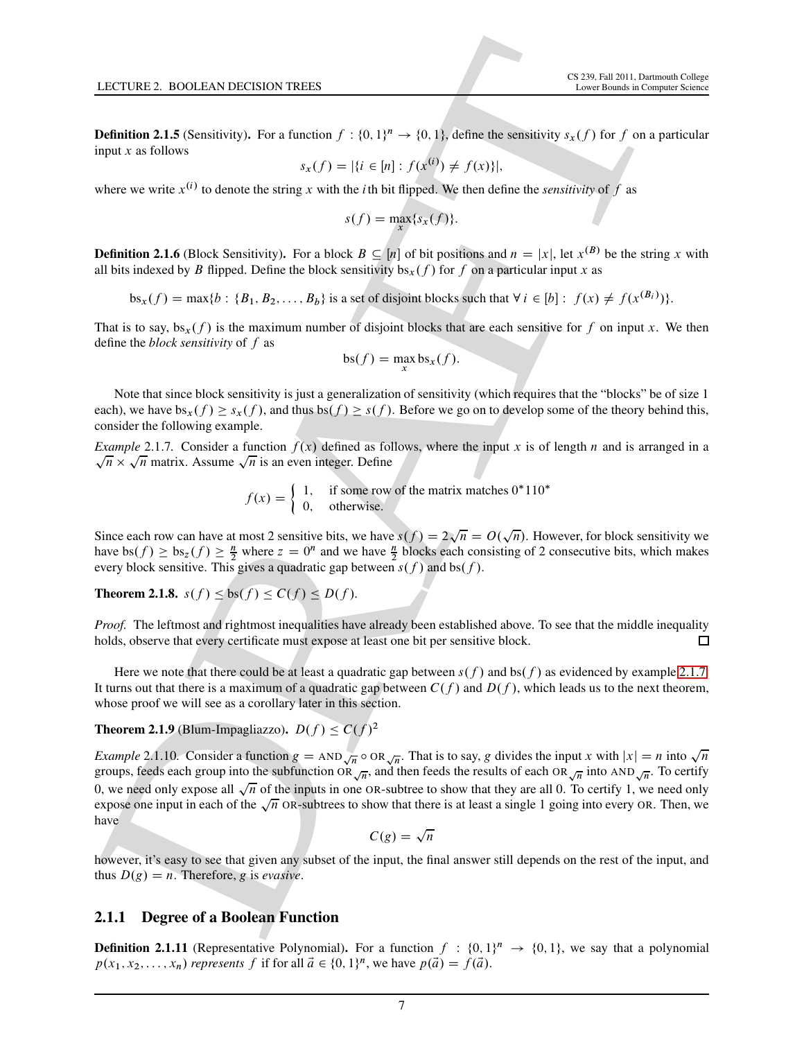**Definition 2.1.5** (Sensitivity)**.** For a function $f : \{0,1\}^n \to \{0,1\}$, define the sensitivity $s_x(f)$ for $f$ on a particular input $x$ as follows

$$s_x(f) = |\{i \in [n] : f(x^{(i)}) \neq f(x)\}|,$$

where we write $x^{(i)}$ to denote the string $x$ with the $i$th bit flipped. We then define the *sensitivity* of $f$ as

$$s(f) = \max_x\{s_x(f)\}.$$

**Definition 2.1.6** (Block Sensitivity)**.** For a block $B \subseteq [n]$ of bit positions and $n = |x|$, let $x^{(B)}$ be the string $x$ with all bits indexed by $B$ flipped. Define the block sensitivity $\text{bs}_x(f)$ for $f$ on a particular input $x$ as

$$\text{bs}_x(f) = \max\{b : \{B_1, B_2, \ldots, B_b\} \text{ is a set of disjoint blocks such that } \forall\, i \in [b] : \; f(x) \neq f(x^{(B_i)})\}.$$

That is to say, $\text{bs}_x(f)$ is the maximum number of disjoint blocks that are each sensitive for $f$ on input $x$. We then define the *block sensitivity* of $f$ as

$$\text{bs}(f) = \max_x \text{bs}_x(f).$$

Note that since block sensitivity is just a generalization of sensitivity (which requires that the "blocks" be of size 1 each), we have $\text{bs}_x(f) \geq s_x(f)$, and thus $\text{bs}(f) \geq s(f)$. Before we go on to develop some of the theory behind this, consider the following example.

*Example* 2.1.7. Consider a function $f(x)$ defined as follows, where the input $x$ is of length $n$ and is arranged in a $\sqrt{n} \times \sqrt{n}$ matrix. Assume $\sqrt{n}$ is an even integer. Define

$$f(x) = \begin{cases} 1, & \text{if some row of the matrix matches } 0^*110^* \\ 0, & \text{otherwise.} \end{cases}$$

Since each row can have at most 2 sensitive bits, we have $s(f) = 2\sqrt{n} = O(\sqrt{n})$. However, for block sensitivity we have $\text{bs}(f) \geq \text{bs}_z(f) \geq \frac{n}{2}$ where $z = 0^n$ and we have $\frac{n}{2}$ blocks each consisting of 2 consecutive bits, which makes every block sensitive. This gives a quadratic gap between $s(f)$ and $\text{bs}(f)$.

**Theorem 2.1.8.** $s(f) \leq \text{bs}(f) \leq C(f) \leq D(f)$.

*Proof.* The leftmost and rightmost inequalities have already been established above. To see that the middle inequality holds, observe that every certificate must expose at least one bit per sensitive block. □

Here we note that there could be at least a quadratic gap between $s(f)$ and $\text{bs}(f)$ as evidenced by example 2.1.7. It turns out that there is a maximum of a quadratic gap between $C(f)$ and $D(f)$, which leads us to the next theorem, whose proof we will see as a corollary later in this section.

**Theorem 2.1.9** (Blum-Impagliazzo)**.** $D(f) \leq C(f)^2$

*Example* 2.1.10. Consider a function $g = \text{AND}_{\sqrt{n}} \circ \text{OR}_{\sqrt{n}}$. That is to say, $g$ divides the input $x$ with $|x| = n$ into $\sqrt{n}$ groups, feeds each group into the subfunction $\text{OR}_{\sqrt{n}}$, and then feeds the results of each $\text{OR}_{\sqrt{n}}$ into $\text{AND}_{\sqrt{n}}$. To certify 0, we need only expose all $\sqrt{n}$ of the inputs in one OR-subtree to show that they are all 0. To certify 1, we need only expose one input in each of the $\sqrt{n}$ OR-subtrees to show that there is at least a single 1 going into every OR. Then, we have

$$C(g) = \sqrt{n}$$

however, it's easy to see that given any subset of the input, the final answer still depends on the rest of the input, and thus $D(g) = n$. Therefore, $g$ is *evasive*.

### 2.1.1 Degree of a Boolean Function

**Definition 2.1.11** (Representative Polynomial)**.** For a function $f : \{0,1\}^n \to \{0,1\}$, we say that a polynomial $p(x_1, x_2, \ldots, x_n)$ *represents* $f$ if for all $\vec{a} \in \{0,1\}^n$, we have $p(\vec{a}) = f(\vec{a})$.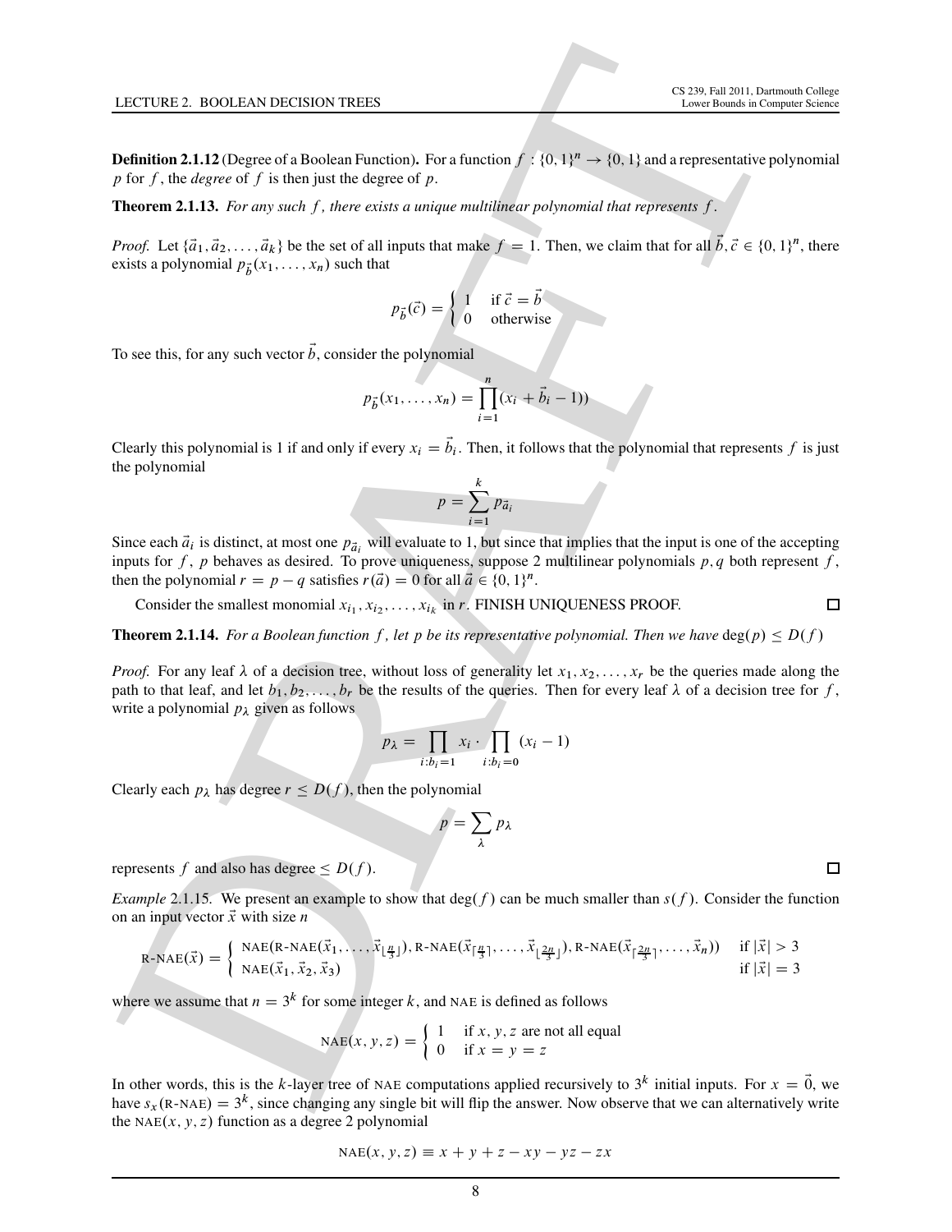**Definition 2.1.12** (Degree of a Boolean Function)**.** For a function $f : \{0,1\}^n \to \{0,1\}$ and a representative polynomial $p$ for $f$, the *degree* of $f$ is then just the degree of $p$.

**Theorem 2.1.13.** *For any such $f$, there exists a unique multilinear polynomial that represents $f$.*

*Proof.* Let $\{\vec{a}_1, \vec{a}_2, \ldots, \vec{a}_k\}$ be the set of all inputs that make $f = 1$. Then, we claim that for all $\vec{b}, \vec{c} \in \{0,1\}^n$, there exists a polynomial $p_{\vec{b}}(x_1, \ldots, x_n)$ such that

$$p_{\vec{b}}(\vec{c}) = \begin{cases} 1 & \text{if } \vec{c} = \vec{b} \\ 0 & \text{otherwise} \end{cases}$$

To see this, for any such vector $\vec{b}$, consider the polynomial

$$p_{\vec{b}}(x_1, \ldots, x_n) = \prod_{i=1}^{n} (x_i + \vec{b}_i - 1))$$

Clearly this polynomial is 1 if and only if every $x_i = \vec{b}_i$. Then, it follows that the polynomial that represents $f$ is just the polynomial

$$p = \sum_{i=1}^{k} p_{\vec{a}_i}$$

Since each $\vec{a}_i$ is distinct, at most one $p_{\vec{a}_i}$ will evaluate to 1, but since that implies that the input is one of the accepting inputs for $f$, $p$ behaves as desired. To prove uniqueness, suppose 2 multilinear polynomials $p, q$ both represent $f$, then the polynomial $r = p - q$ satisfies $r(\vec{a}) = 0$ for all $\vec{a} \in \{0,1\}^n$.

Consider the smallest monomial $x_{i_1}, x_{i_2}, \ldots, x_{i_k}$ in $r$. FINISH UNIQUENESS PROOF. □

**Theorem 2.1.14.** *For a Boolean function $f$, let $p$ be its representative polynomial. Then we have* $\deg(p) \leq D(f)$

*Proof.* For any leaf $\lambda$ of a decision tree, without loss of generality let $x_1, x_2, \ldots, x_r$ be the queries made along the path to that leaf, and let $b_1, b_2, \ldots, b_r$ be the results of the queries. Then for every leaf $\lambda$ of a decision tree for $f$, write a polynomial $p_\lambda$ given as follows

$$p_\lambda = \prod_{i : b_i = 1} x_i \cdot \prod_{i : b_i = 0} (x_i - 1)$$

Clearly each $p_\lambda$ has degree $r \leq D(f)$, then the polynomial

$$p = \sum_{\lambda} p_\lambda$$

represents $f$ and also has degree $\leq D(f)$. □

*Example* 2.1.15. We present an example to show that $\deg(f)$ can be much smaller than $s(f)$. Consider the function on an input vector $\vec{x}$ with size $n$

$$\text{R-NAE}(\vec{x}) = \begin{cases} \text{NAE}(\text{R-NAE}(\vec{x}_1, \ldots, \vec{x}_{\lfloor \frac{n}{3} \rfloor}), \text{R-NAE}(\vec{x}_{\lceil \frac{n}{3} \rceil}, \ldots, \vec{x}_{\lfloor \frac{2n}{3} \rfloor}), \text{R-NAE}(\vec{x}_{\lceil \frac{2n}{3} \rceil}, \ldots, \vec{x}_n)) & \text{if } |\vec{x}| > 3 \\ \text{NAE}(\vec{x}_1, \vec{x}_2, \vec{x}_3) & \text{if } |\vec{x}| = 3 \end{cases}$$

where we assume that $n = 3^k$ for some integer $k$, and NAE is defined as follows

$$\text{NAE}(x, y, z) = \begin{cases} 1 & \text{if } x, y, z \text{ are not all equal} \\ 0 & \text{if } x = y = z \end{cases}$$

In other words, this is the $k$-layer tree of NAE computations applied recursively to $3^k$ initial inputs. For $x = \vec{0}$, we have $s_x(\text{R-NAE}) = 3^k$, since changing any single bit will flip the answer. Now observe that we can alternatively write the $\text{NAE}(x, y, z)$ function as a degree 2 polynomial

$$\text{NAE}(x, y, z) \equiv x + y + z - xy - yz - zx$$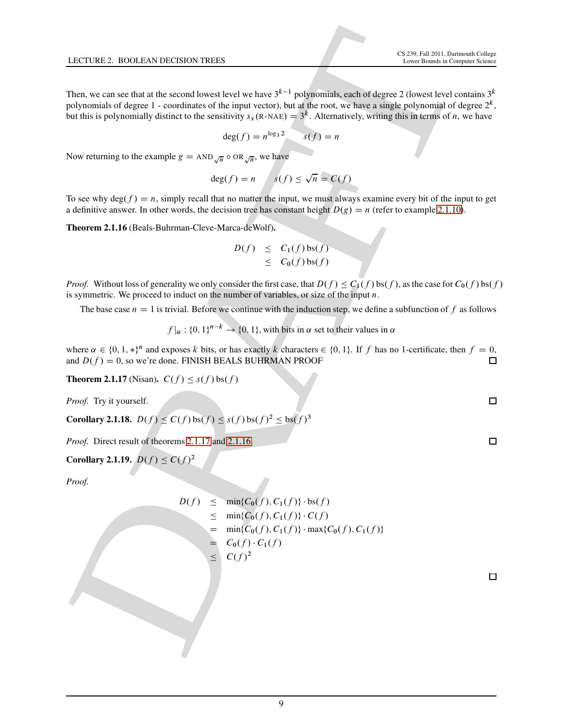Then, we can see that at the second lowest level we have $3^{k-1}$ polynomials, each of degree 2 (lowest level contains $3^k$ polynomials of degree 1 - coordinates of the input vector), but at the root, we have a single polynomial of degree $2^k$, but this is polynomially distinct to the sensitivity $s_x(\text{R-NAE}) = 3^k$. Alternatively, writing this in terms of $n$, we have

$$\deg(f) = n^{\log_3 2} \qquad s(f) = n$$

Now returning to the example $g = \text{AND}_{\sqrt{n}} \circ \text{OR}_{\sqrt{n}}$, we have

$$\deg(f) = n \qquad s(f) \leq \sqrt{n} = C(f)$$

To see why $\deg(f) = n$, simply recall that no matter the input, we must always examine every bit of the input to get a definitive answer. In other words, the decision tree has constant height $D(g) = n$ (refer to example 2.1.10).

**Theorem 2.1.16** (Beals-Buhrman-Cleve-Marca-deWolf)**.**

$$\begin{aligned} D(f) &\leq C_1(f)\,\text{bs}(f) \\ &\leq C_0(f)\,\text{bs}(f) \end{aligned}$$

*Proof.* Without loss of generality we only consider the first case, that $D(f) \leq C_1(f)\,\text{bs}(f)$, as the case for $C_0(f)\,\text{bs}(f)$ is symmetric. We proceed to induct on the number of variables, or size of the input $n$.

The base case $n = 1$ is trivial. Before we continue with the induction step, we define a subfunction of $f$ as follows

$$f|_\alpha : \{0,1\}^{n-k} \to \{0,1\}, \text{with bits in } \alpha \text{ set to their values in } \alpha$$

where $\alpha \in \{0, 1, *\}^n$ and exposes $k$ bits, or has exactly $k$ characters $\in \{0, 1\}$. If $f$ has no 1-certificate, then $f = 0$, and $D(f) = 0$, so we're done. FINISH BEALS BUHRMAN PROOF □

**Theorem 2.1.17** (Nisan)**.** $C(f) \leq s(f)\,\text{bs}(f)$

*Proof.* Try it yourself. □

**Corollary 2.1.18.** $D(f) \leq C(f)\,\text{bs}(f) \leq s(f)\,\text{bs}(f)^2 \leq \text{bs}(f)^3$

*Proof.* Direct result of theorems 2.1.17 and 2.1.16. □

**Corollary 2.1.19.** $D(f) \leq C(f)^2$

*Proof.*

$$\begin{aligned} D(f) &\leq \min\{C_0(f), C_1(f)\} \cdot \text{bs}(f) \\ &\leq \min\{C_0(f), C_1(f)\} \cdot C(f) \\ &= \min\{C_0(f), C_1(f)\} \cdot \max\{C_0(f), C_1(f)\} \\ &= C_0(f) \cdot C_1(f) \\ &\leq C(f)^2 \end{aligned}$$

□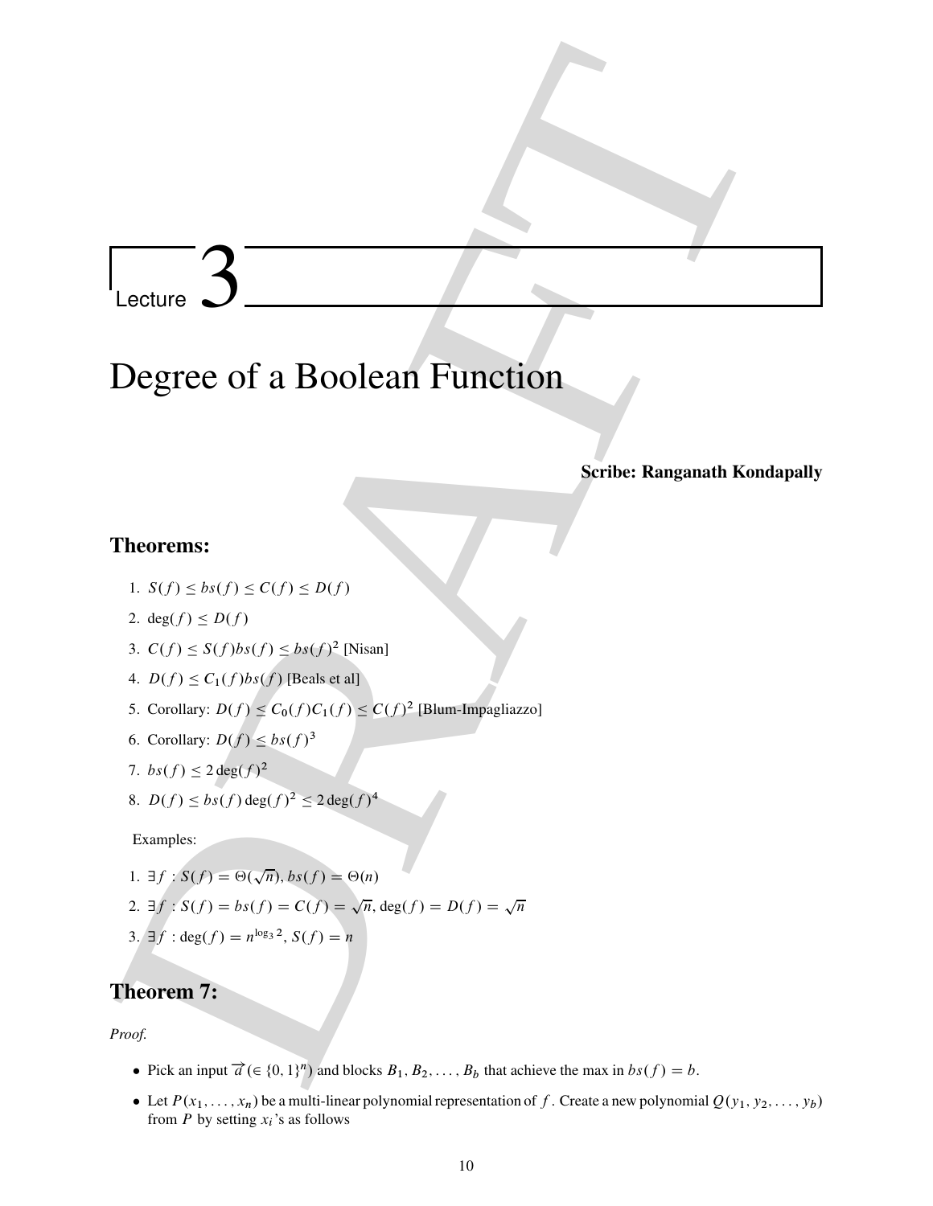# Lecture 3

# Degree of a Boolean Function

**Scribe: Ranganath Kondapally**

## Theorems:

1. $S(f) \leq bs(f) \leq C(f) \leq D(f)$
2. $\deg(f) \leq D(f)$
3. $C(f) \leq S(f)bs(f) \leq bs(f)^2$ [Nisan]
4. $D(f) \leq C_1(f)bs(f)$ [Beals et al]
5. Corollary: $D(f) \leq C_0(f)C_1(f) \leq C(f)^2$ [Blum-Impagliazzo]
6. Corollary: $D(f) \leq bs(f)^3$
7. $bs(f) \leq 2\deg(f)^2$
8. $D(f) \leq bs(f)\deg(f)^2 \leq 2\deg(f)^4$

Examples:

1. $\exists f : S(f) = \Theta(\sqrt{n}), bs(f) = \Theta(n)$
2. $\exists f : S(f) = bs(f) = C(f) = \sqrt{n}, \deg(f) = D(f) = \sqrt{n}$
3. $\exists f : \deg(f) = n^{\log_3 2}, S(f) = n$

## Theorem 7:

*Proof.*

- Pick an input $\overrightarrow{a} (\in \{0,1\}^n)$ and blocks $B_1, B_2, \ldots, B_b$ that achieve the max in $bs(f) = b$.
- Let $P(x_1, \ldots, x_n)$ be a multi-linear polynomial representation of $f$. Create a new polynomial $Q(y_1, y_2, \ldots, y_b)$ from $P$ by setting $x_i$'s as follows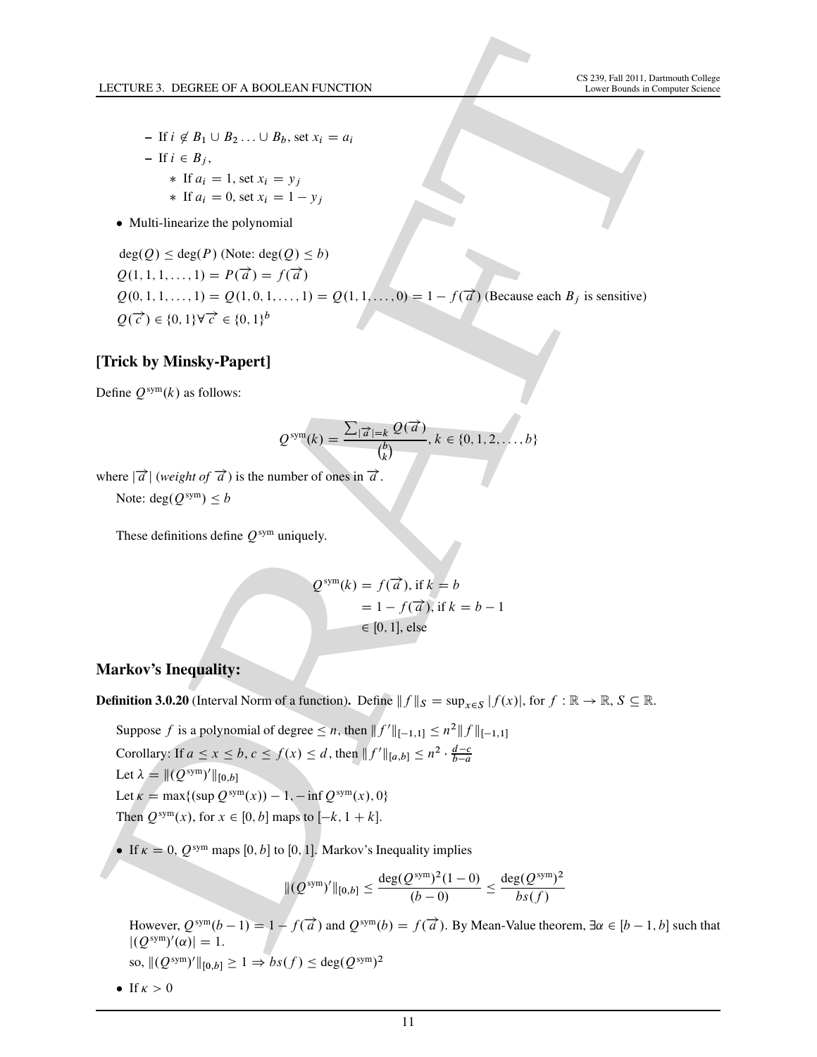- If $i \notin B_1 \cup B_2 \ldots \cup B_b$, set $x_i = a_i$
  - If $i \in B_j$,
    - If $a_i = 1$, set $x_i = y_j$
    - If $a_i = 0$, set $x_i = 1 - y_j$

- Multi-linearize the polynomial

$\deg(Q) \leq \deg(P)$ (Note: $\deg(Q) \leq b$)

$Q(1, 1, 1, \ldots, 1) = P(\overrightarrow{a}) = f(\overrightarrow{a})$

$Q(0, 1, 1, \ldots, 1) = Q(1, 0, 1, \ldots, 1) = Q(1, 1, \ldots, 0) = 1 - f(\overrightarrow{a})$ (Because each $B_j$ is sensitive)

$Q(\overrightarrow{c}) \in \{0, 1\} \forall \overrightarrow{c} \in \{0, 1\}^b$

## [Trick by Minsky-Papert]

Define $Q^{\text{sym}}(k)$ as follows:

$$Q^{\text{sym}}(k) = \frac{\sum_{|\overrightarrow{a}|=k} Q(\overrightarrow{a})}{\binom{b}{k}}, k \in \{0, 1, 2, \ldots, b\}$$

where $|\overrightarrow{a}|$ (*weight of* $\overrightarrow{a}$) is the number of ones in $\overrightarrow{a}$.

Note: $\deg(Q^{\text{sym}}) \leq b$

These definitions define $Q^{\text{sym}}$ uniquely.

$$\begin{aligned} Q^{\text{sym}}(k) &= f(\overrightarrow{a}), \text{ if } k = b \\ &= 1 - f(\overrightarrow{a}), \text{ if } k = b - 1 \\ &\in [0, 1], \text{ else} \end{aligned}$$

## Markov's Inequality:

**Definition 3.0.20** (Interval Norm of a function)**.** Define $\|f\|_S = \sup_{x \in S} |f(x)|$, for $f : \mathbb{R} \to \mathbb{R}$, $S \subseteq \mathbb{R}$.

Suppose $f$ is a polynomial of degree $\leq n$, then $\|f'\|_{[-1,1]} \leq n^2 \|f\|_{[-1,1]}$

Corollary: If $a \leq x \leq b, c \leq f(x) \leq d$, then $\|f'\|_{[a,b]} \leq n^2 \cdot \frac{d-c}{b-a}$

Let $\lambda = \|(Q^{\text{sym}})'\|_{[0,b]}$

Let $\kappa = \max\{(\sup Q^{\text{sym}}(x)) - 1, -\inf Q^{\text{sym}}(x), 0\}$

Then $Q^{\text{sym}}(x)$, for $x \in [0, b]$ maps to $[-k, 1 + k]$.

- If $\kappa = 0$, $Q^{\text{sym}}$ maps $[0, b]$ to $[0, 1]$. Markov's Inequality implies

$$\|(Q^{\text{sym}})'\|_{[0,b]} \leq \frac{\deg(Q^{\text{sym}})^2(1 - 0)}{(b - 0)} \leq \frac{\deg(Q^{\text{sym}})^2}{bs(f)}$$

  However, $Q^{\text{sym}}(b - 1) = 1 - f(\overrightarrow{a})$ and $Q^{\text{sym}}(b) = f(\overrightarrow{a})$. By Mean-Value theorem, $\exists \alpha \in [b - 1, b]$ such that $|(Q^{\text{sym}})'(\alpha)| = 1$.

  so, $\|(Q^{\text{sym}})'\|_{[0,b]} \geq 1 \Rightarrow bs(f) \leq \deg(Q^{\text{sym}})^2$

- If $\kappa > 0$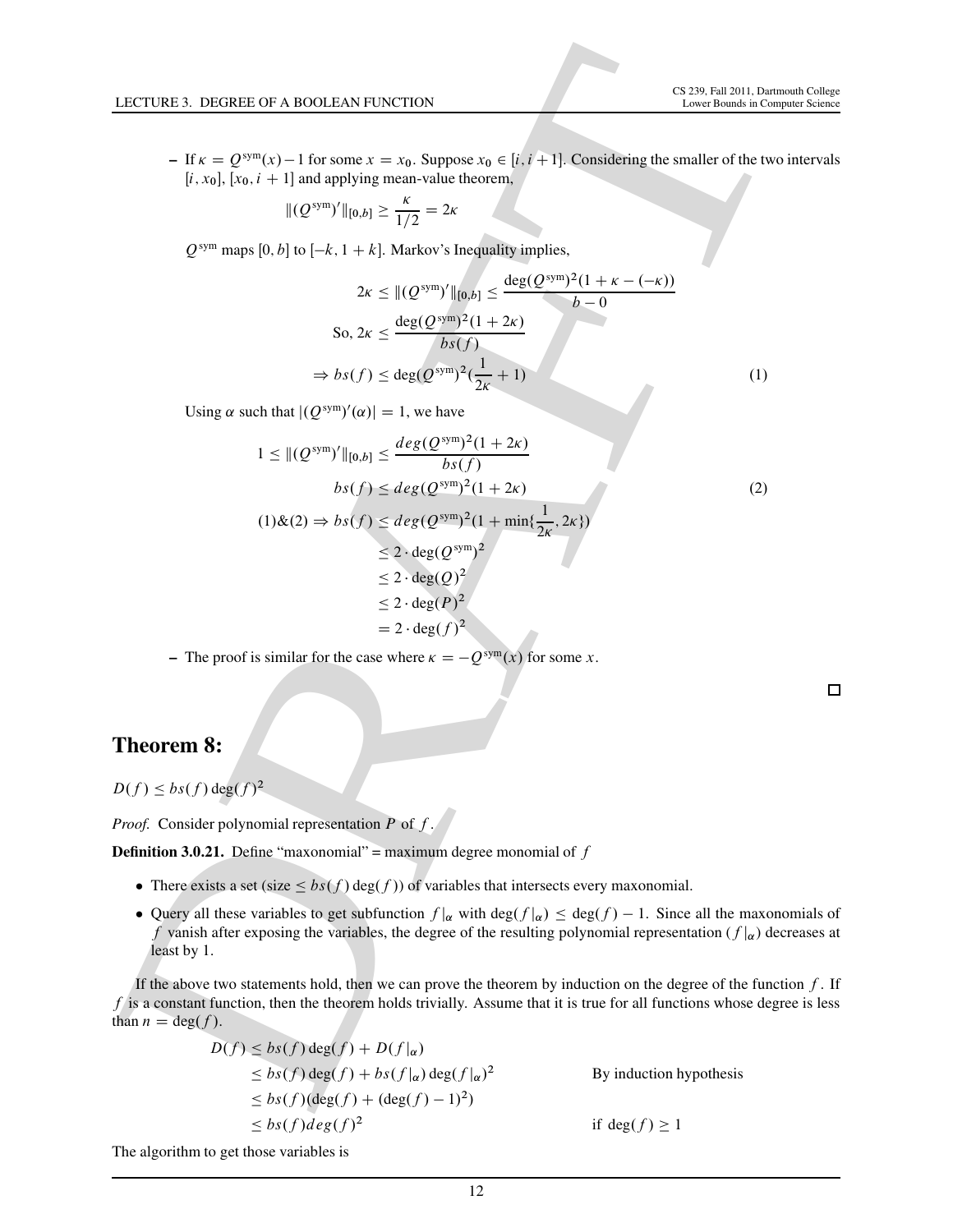– If $\kappa = Q^{\text{sym}}(x) - 1$ for some $x = x_0$. Suppose $x_0 \in [i, i+1]$. Considering the smaller of the two intervals $[i, x_0]$, $[x_0, i+1]$ and applying mean-value theorem,

$$\|(Q^{\text{sym}})'\|_{[0,b]} \geq \frac{\kappa}{1/2} = 2\kappa$$

$Q^{\text{sym}}$ maps $[0, b]$ to $[-k, 1+k]$. Markov's Inequality implies,

$$2\kappa \leq \|(Q^{\text{sym}})'\|_{[0,b]} \leq \frac{\deg(Q^{\text{sym}})^2(1 + \kappa - (-\kappa))}{b - 0}$$

$$\text{So, } 2\kappa \leq \frac{\deg(Q^{\text{sym}})^2(1 + 2\kappa)}{bs(f)}$$

$$\Rightarrow bs(f) \leq \deg(Q^{\text{sym}})^2\left(\frac{1}{2\kappa} + 1\right) \tag{1}$$

Using $\alpha$ such that $|(Q^{\text{sym}})'(\alpha)| = 1$, we have

$$1 \leq \|(Q^{\text{sym}})'\|_{[0,b]} \leq \frac{deg(Q^{\text{sym}})^2(1 + 2\kappa)}{bs(f)}$$

$$bs(f) \leq deg(Q^{\text{sym}})^2(1 + 2\kappa) \tag{2}$$

$$\begin{aligned}
(1)\&(2) \Rightarrow bs(f) &\leq deg(Q^{\text{sym}})^2\left(1 + \min\left\{\frac{1}{2\kappa}, 2\kappa\right\}\right) \\
&\leq 2 \cdot \deg(Q^{\text{sym}})^2 \\
&\leq 2 \cdot \deg(Q)^2 \\
&\leq 2 \cdot \deg(P)^2 \\
&= 2 \cdot \deg(f)^2
\end{aligned}$$

– The proof is similar for the case where $\kappa = -Q^{\text{sym}}(x)$ for some $x$.

□

## Theorem 8:

$D(f) \leq bs(f)\deg(f)^2$

*Proof.* Consider polynomial representation $P$ of $f$.

**Definition 3.0.21.** Define "maxonomial" = maximum degree monomial of $f$

- There exists a set (size $\leq bs(f)\deg(f)$) of variables that intersects every maxonomial.
- Query all these variables to get subfunction $f|_\alpha$ with $\deg(f|_\alpha) \leq \deg(f) - 1$. Since all the maxonomials of $f$ vanish after exposing the variables, the degree of the resulting polynomial representation $(f|_\alpha)$ decreases at least by 1.

If the above two statements hold, then we can prove the theorem by induction on the degree of the function $f$. If $f$ is a constant function, then the theorem holds trivially. Assume that it is true for all functions whose degree is less than $n = \deg(f)$.

$$\begin{aligned}
D(f) &\leq bs(f)\deg(f) + D(f|_\alpha) \\
&\leq bs(f)\deg(f) + bs(f|_\alpha)\deg(f|_\alpha)^2 && \text{By induction hypothesis} \\
&\leq bs(f)(\deg(f) + (\deg(f) - 1)^2) \\
&\leq bs(f)deg(f)^2 && \text{if } \deg(f) \geq 1
\end{aligned}$$

The algorithm to get those variables is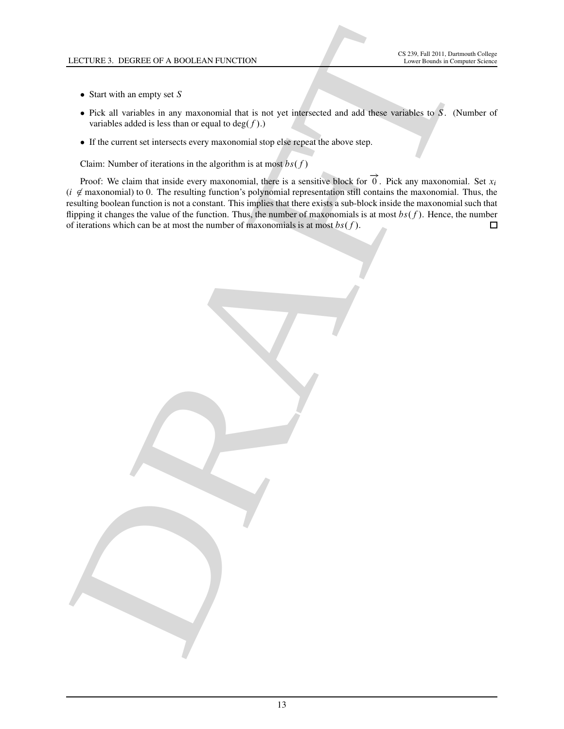- Start with an empty set $S$
- Pick all variables in any maxonomial that is not yet intersected and add these variables to $S$. (Number of variables added is less than or equal to $\deg(f)$.)
- If the current set intersects every maxonomial stop else repeat the above step.

Claim: Number of iterations in the algorithm is at most $bs(f)$

Proof: We claim that inside every maxonomial, there is a sensitive block for $\overrightarrow{0}$. Pick any maxonomial. Set $x_i$ ($i \notin$ maxonomial) to 0. The resulting function's polynomial representation still contains the maxonomial. Thus, the resulting boolean function is not a constant. This implies that there exists a sub-block inside the maxonomial such that flipping it changes the value of the function. Thus, the number of maxonomials is at most $bs(f)$. Hence, the number of iterations which can be at most the number of maxonomials is at most $bs(f)$. $\square$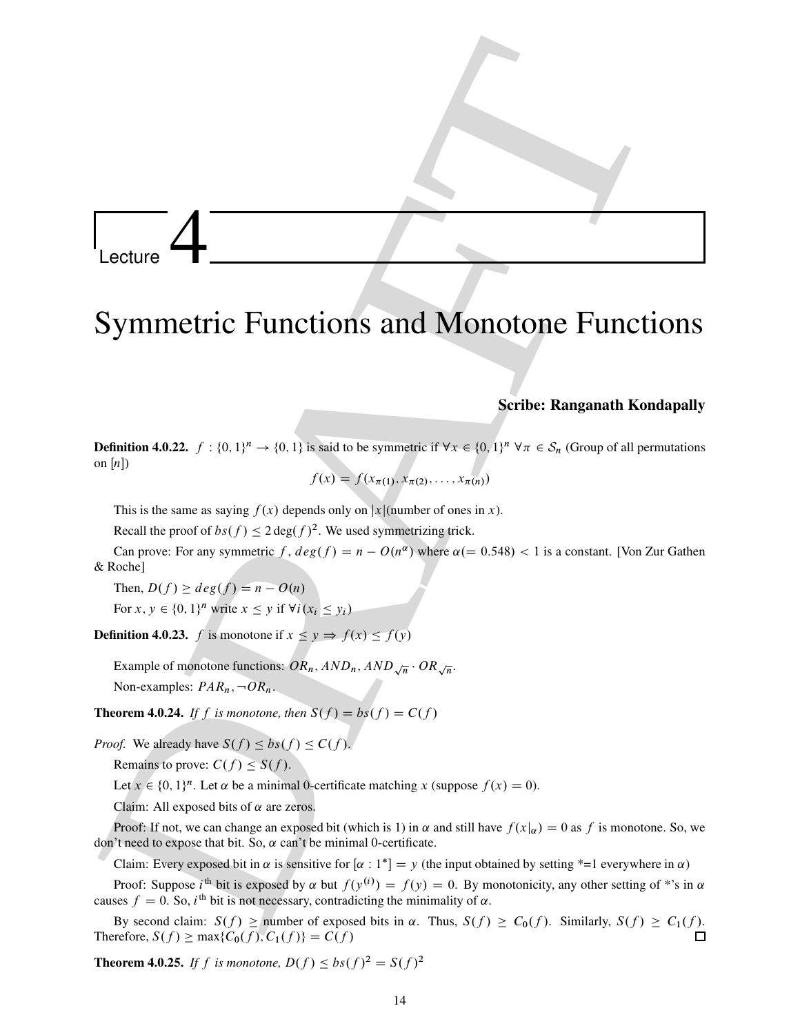# Lecture 4

# Symmetric Functions and Monotone Functions

**Scribe: Ranganath Kondapally**

**Definition 4.0.22.** $f : \{0,1\}^n \to \{0,1\}$ is said to be symmetric if $\forall x \in \{0,1\}^n$ $\forall \pi \in \mathcal{S}_n$ (Group of all permutations on $[n]$)

$$f(x) = f(x_{\pi(1)}, x_{\pi(2)}, \ldots, x_{\pi(n)})$$

This is the same as saying $f(x)$ depends only on $|x|$(number of ones in $x$).

Recall the proof of $bs(f) \leq 2\deg(f)^2$. We used symmetrizing trick.

Can prove: For any symmetric $f$, $deg(f) = n - O(n^{\alpha})$ where $\alpha(= 0.548) < 1$ is a constant. [Von Zur Gathen & Roche]

Then, $D(f) \geq deg(f) = n - O(n)$

For $x, y \in \{0,1\}^n$ write $x \leq y$ if $\forall i (x_i \leq y_i)$

**Definition 4.0.23.** $f$ is monotone if $x \leq y \Rightarrow f(x) \leq f(y)$

Example of monotone functions: $OR_n, AND_n, AND_{\sqrt{n}} \cdot OR_{\sqrt{n}}$.

Non-examples: $PAR_n, \neg OR_n$.

**Theorem 4.0.24.** *If $f$ is monotone, then $S(f) = bs(f) = C(f)$*

*Proof.* We already have $S(f) \leq bs(f) \leq C(f)$.

Remains to prove: $C(f) \leq S(f)$.

Let $x \in \{0,1\}^n$. Let $\alpha$ be a minimal 0-certificate matching $x$ (suppose $f(x) = 0$).

Claim: All exposed bits of $\alpha$ are zeros.

Proof: If not, we can change an exposed bit (which is 1) in $\alpha$ and still have $f(x|_{\alpha}) = 0$ as $f$ is monotone. So, we don't need to expose that bit. So, $\alpha$ can't be minimal 0-certificate.

Claim: Every exposed bit in $\alpha$ is sensitive for $[\alpha : 1^*] = y$ (the input obtained by setting *=1 everywhere in $\alpha$)

Proof: Suppose $i^{\text{th}}$ bit is exposed by $\alpha$ but $f(y^{(i)}) = f(y) = 0$. By monotonicity, any other setting of *'s in $\alpha$ causes $f = 0$. So, $i^{\text{th}}$ bit is not necessary, contradicting the minimality of $\alpha$.

By second claim: $S(f) \geq$ number of exposed bits in $\alpha$. Thus, $S(f) \geq C_0(f)$. Similarly, $S(f) \geq C_1(f)$. Therefore, $S(f) \geq \max\{C_0(f), C_1(f)\} = C(f)$ □

**Theorem 4.0.25.** *If $f$ is monotone, $D(f) \leq bs(f)^2 = S(f)^2$*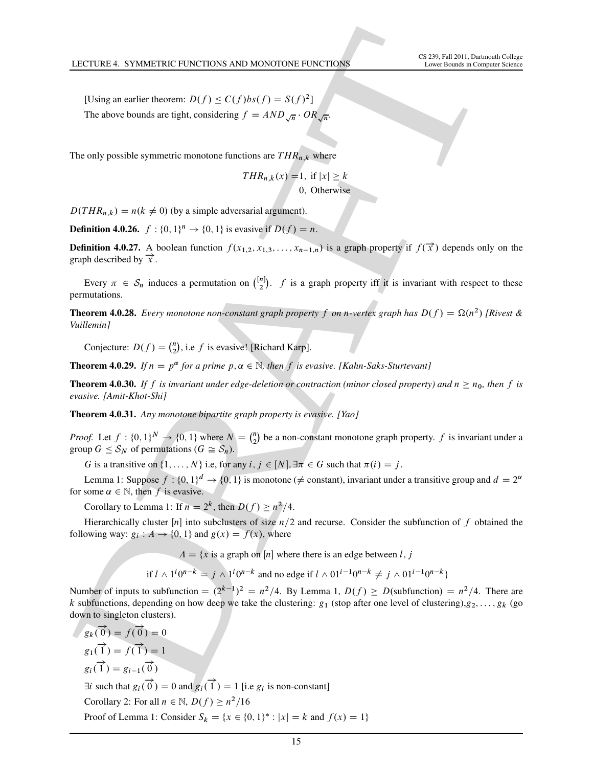[Using an earlier theorem: $D(f) \leq C(f)bs(f) = S(f)^2$]

The above bounds are tight, considering $f = AND_{\sqrt{n}} \cdot OR_{\sqrt{n}}$.

The only possible symmetric monotone functions are $THR_{n,k}$ where

$$THR_{n,k}(x) = \begin{cases} 1, & \text{if } |x| \geq k \\ 0, & \text{Otherwise} \end{cases}$$

$D(THR_{n,k}) = n(k \neq 0)$ (by a simple adversarial argument).

**Definition 4.0.26.** $f : \{0,1\}^n \to \{0,1\}$ is evasive if $D(f) = n$.

**Definition 4.0.27.** A boolean function $f(x_{1,2}, x_{1,3}, \ldots, x_{n-1,n})$ is a graph property if $f(\overrightarrow{x})$ depends only on the graph described by $\overrightarrow{x}$.

Every $\pi \in \mathcal{S}_n$ induces a permutation on $\binom{[n]}{2}$. $f$ is a graph property iff it is invariant with respect to these permutations.

**Theorem 4.0.28.** *Every monotone non-constant graph property $f$ on n-vertex graph has $D(f) = \Omega(n^2)$ [Rivest & Vuillemin]*

Conjecture: $D(f) = \binom{n}{2}$, i.e $f$ is evasive! [Richard Karp].

**Theorem 4.0.29.** *If $n = p^\alpha$ for a prime $p, \alpha \in \mathbb{N}$, then $f$ is evasive. [Kahn-Saks-Sturtevant]*

**Theorem 4.0.30.** *If $f$ is invariant under edge-deletion or contraction (minor closed property) and $n \geq n_0$, then $f$ is evasive. [Amit-Khot-Shi]*

**Theorem 4.0.31.** *Any monotone bipartite graph property is evasive. [Yao]*

*Proof.* Let $f : \{0,1\}^N \to \{0,1\}$ where $N = \binom{n}{2}$ be a non-constant monotone graph property. $f$ is invariant under a group $G \leq \mathcal{S}_N$ of permutations ($G \cong \mathcal{S}_n$).

$G$ is a transitive on $\{1, \ldots, N\}$ i.e, for any $i, j \in [N], \exists \pi \in G$ such that $\pi(i) = j$.

Lemma 1: Suppose $f : \{0,1\}^d \to \{0,1\}$ is monotone ($\neq$ constant), invariant under a transitive group and $d = 2^\alpha$ for some $\alpha \in \mathbb{N}$, then $f$ is evasive.

Corollary to Lemma 1: If $n = 2^k$, then $D(f) \geq n^2/4$.

Hierarchically cluster $[n]$ into subclusters of size $n/2$ and recurse. Consider the subfunction of $f$ obtained the following way: $g_i : A \to \{0,1\}$ and $g(x) = f(x)$, where

$$A = \{x \text{ is a graph on } [n] \text{ where there is an edge between } l, j$$

$$\text{if } l \wedge 1^i 0^{n-k} = j \wedge 1^i 0^{n-k} \text{ and no edge if } l \wedge 01^{i-1}0^{n-k} \neq j \wedge 01^{i-1}0^{n-k}\}$$

Number of inputs to subfunction $= (2^{k-1})^2 = n^2/4$. By Lemma 1, $D(f) \geq D(\text{subfunction}) = n^2/4$. There are $k$ subfunctions, depending on how deep we take the clustering: $g_1$ (stop after one level of clustering),$g_2, \ldots, g_k$ (go down to singleton clusters).

$g_k(\overrightarrow{0}) = f(\overrightarrow{0}) = 0$

$g_1(\overrightarrow{1}) = f(\overrightarrow{1}) = 1$

$g_i(\overrightarrow{1}) = g_{i-1}(\overrightarrow{0})$

$\exists i$ such that $g_i(\overrightarrow{0}) = 0$ and $g_i(\overrightarrow{1}) = 1$ [i.e $g_i$ is non-constant]

Corollary 2: For all $n \in \mathbb{N}$, $D(f) \geq n^2/16$

Proof of Lemma 1: Consider $S_k = \{x \in \{0,1\}^* : |x| = k \text{ and } f(x) = 1\}$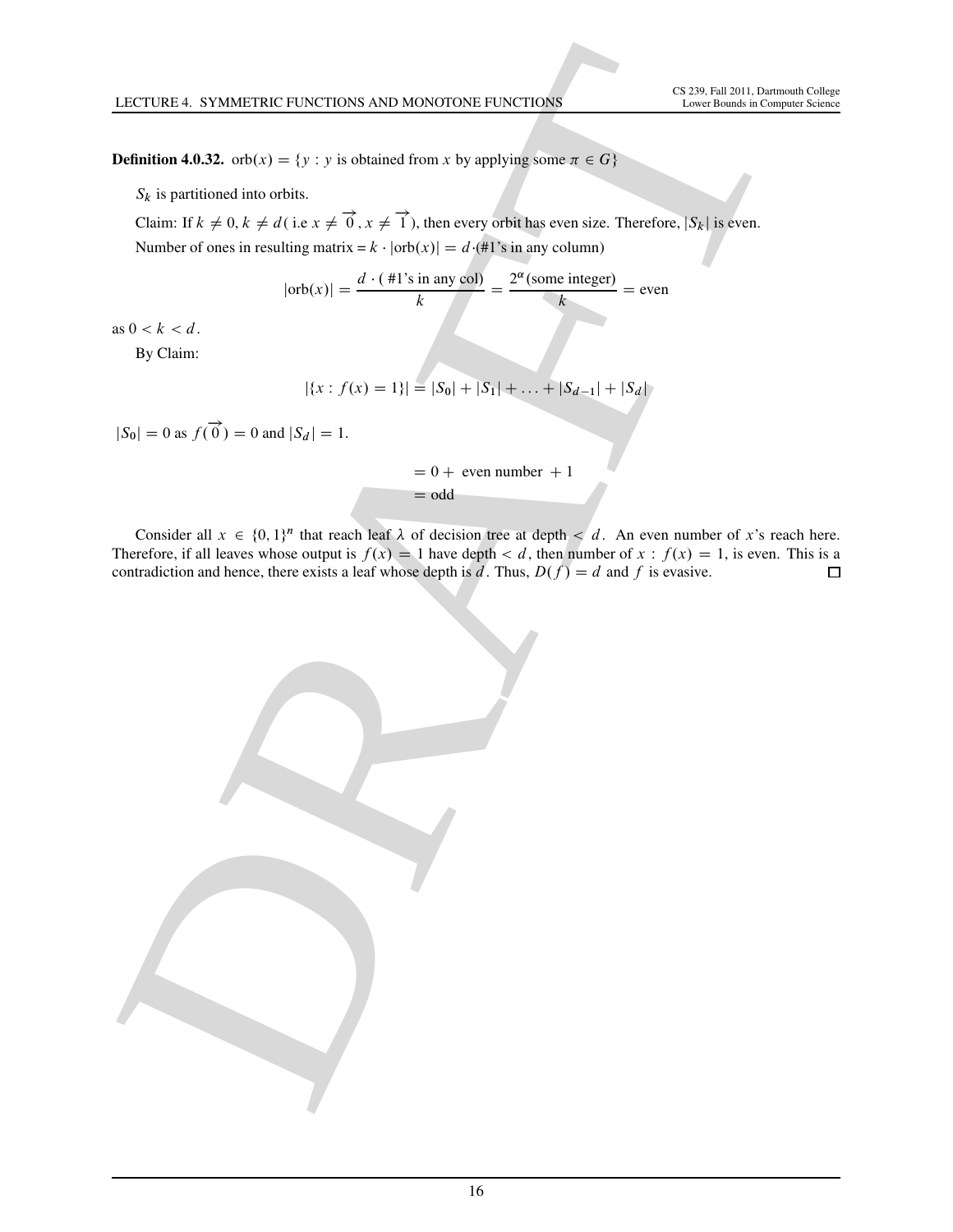**Definition 4.0.32.** $\text{orb}(x) = \{y : y \text{ is obtained from } x \text{ by applying some } \pi \in G\}$

$S_k$ is partitioned into orbits.

Claim: If $k \neq 0, k \neq d$( i.e $x \neq \overrightarrow{0}, x \neq \overrightarrow{1}$), then every orbit has even size. Therefore, $|S_k|$ is even.

Number of ones in resulting matrix = $k \cdot |\text{orb}(x)| = d \cdot$(#1's in any column)

$$|\text{orb}(x)| = \frac{d \cdot (\text{ \#1's in any col})}{k} = \frac{2^\alpha(\text{some integer})}{k} = \text{even}$$

as $0 < k < d$.

By Claim:

$$|\{x : f(x) = 1\}| = |S_0| + |S_1| + \ldots + |S_{d-1}| + |S_d|$$

$|S_0| = 0$ as $f(\overrightarrow{0}) = 0$ and $|S_d| = 1$.

$$= 0 + \text{ even number } + 1$$
$$= \text{odd}$$

Consider all $x \in \{0, 1\}^n$ that reach leaf $\lambda$ of decision tree at depth $< d$. An even number of $x$'s reach here. Therefore, if all leaves whose output is $f(x) = 1$ have depth $< d$, then number of $x : f(x) = 1$, is even. This is a contradiction and hence, there exists a leaf whose depth is $d$. Thus, $D(f) = d$ and $f$ is evasive. □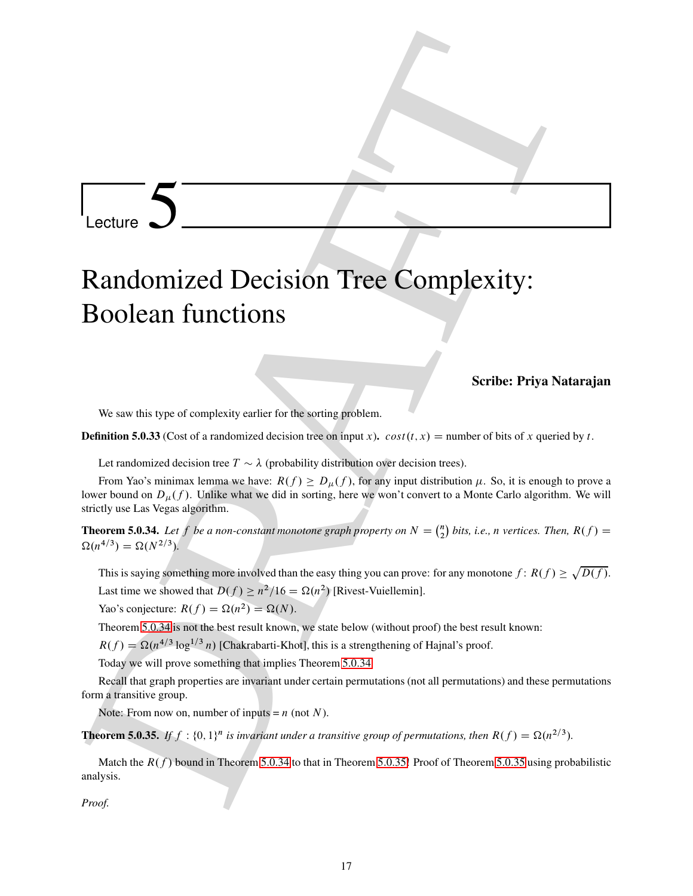# Lecture 5

# Randomized Decision Tree Complexity: Boolean functions

**Scribe: Priya Natarajan**

We saw this type of complexity earlier for the sorting problem.

**Definition 5.0.33** (Cost of a randomized decision tree on input $x$)**.** $cost(t, x)$ = number of bits of $x$ queried by $t$.

Let randomized decision tree $T \sim \lambda$ (probability distribution over decision trees).

From Yao's minimax lemma we have: $R(f) \geq D_\mu(f)$, for any input distribution $\mu$. So, it is enough to prove a lower bound on $D_\mu(f)$. Unlike what we did in sorting, here we won't convert to a Monte Carlo algorithm. We will strictly use Las Vegas algorithm.

**Theorem 5.0.34.** *Let $f$ be a non-constant monotone graph property on $N = \binom{n}{2}$ bits, i.e., $n$ vertices. Then, $R(f) = \Omega(n^{4/3}) = \Omega(N^{2/3})$.*

This is saying something more involved than the easy thing you can prove: for any monotone $f$: $R(f) \geq \sqrt{D(f)}$.

Last time we showed that $D(f) \geq n^2/16 = \Omega(n^2)$ [Rivest-Vuiellemin].

Yao's conjecture: $R(f) = \Omega(n^2) = \Omega(N)$.

Theorem 5.0.34 is not the best result known, we state below (without proof) the best result known:

$R(f) = \Omega(n^{4/3} \log^{1/3} n)$ [Chakrabarti-Khot], this is a strengthening of Hajnal's proof.

Today we will prove something that implies Theorem 5.0.34.

Recall that graph properties are invariant under certain permutations (not all permutations) and these permutations form a transitive group.

Note: From now on, number of inputs = $n$ (not $N$).

**Theorem 5.0.35.** *If $f : \{0, 1\}^n$ is invariant under a transitive group of permutations, then $R(f) = \Omega(n^{2/3})$.*

Match the $R(f)$ bound in Theorem 5.0.34 to that in Theorem 5.0.35! Proof of Theorem 5.0.35 using probabilistic analysis.

*Proof.*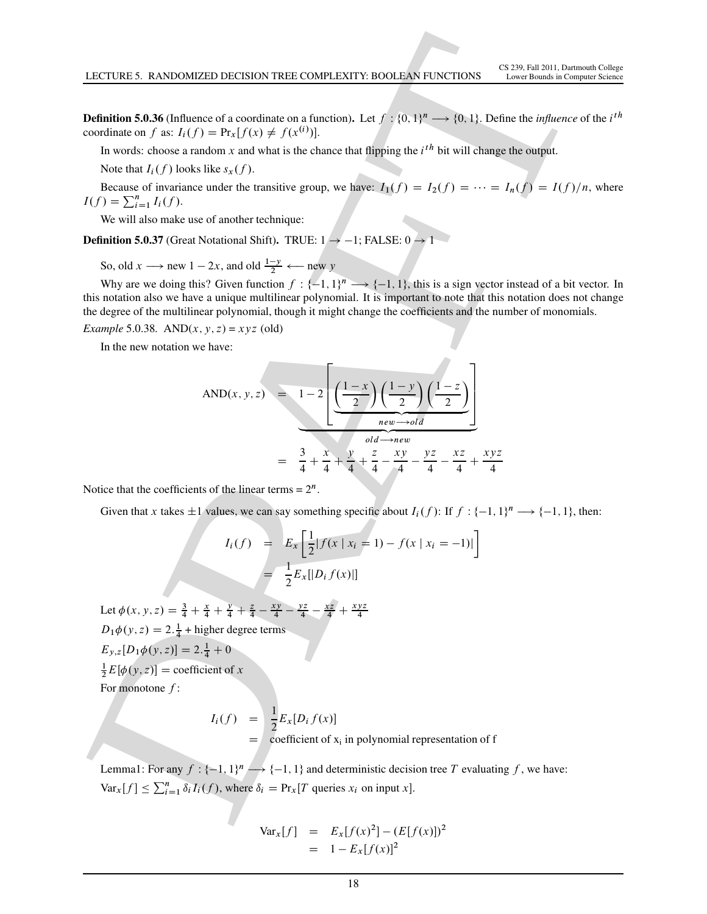**Definition 5.0.36** (Influence of a coordinate on a function)**.** Let $f : \{0,1\}^n \longrightarrow \{0,1\}$. Define the *influence* of the $i^{th}$ coordinate on $f$ as: $I_i(f) = \Pr_x[f(x) \neq f(x^{(i)})]$.

In words: choose a random $x$ and what is the chance that flipping the $i^{th}$ bit will change the output.

Note that $I_i(f)$ looks like $s_x(f)$.

Because of invariance under the transitive group, we have: $I_1(f) = I_2(f) = \cdots = I_n(f) = I(f)/n$, where $I(f) = \sum_{i=1}^n I_i(f)$.

We will also make use of another technique:

**Definition 5.0.37** (Great Notational Shift)**.** TRUE: $1 \rightarrow -1$; FALSE: $0 \rightarrow 1$

So, old $x \longrightarrow$ new $1 - 2x$, and old $\frac{1-y}{2} \longleftarrow$ new $y$

Why are we doing this? Given function $f : \{-1,1\}^n \longrightarrow \{-1,1\}$, this is a sign vector instead of a bit vector. In this notation also we have a unique multilinear polynomial. It is important to note that this notation does not change the degree of the multilinear polynomial, though it might change the coefficients and the number of monomials.

*Example* 5.0.38. AND$(x, y, z) = xyz$ (old)

In the new notation we have:

$$
\begin{aligned}
\text{AND}(x,y,z) &= \underbrace{1 - 2\left[\underbrace{\left(\frac{1-x}{2}\right)\left(\frac{1-y}{2}\right)\left(\frac{1-z}{2}\right)}_{new \longrightarrow old}\right]}_{old \longrightarrow new} \\
&= \frac{3}{4} + \frac{x}{4} + \frac{y}{4} + \frac{z}{4} - \frac{xy}{4} - \frac{yz}{4} - \frac{xz}{4} + \frac{xyz}{4}
\end{aligned}
$$

Notice that the coefficients of the linear terms = $2^n$.

Given that $x$ takes $\pm 1$ values, we can say something specific about $I_i(f)$: If $f : \{-1,1\}^n \longrightarrow \{-1,1\}$, then:

$$
\begin{aligned}
I_i(f) &= E_x\left[\frac{1}{2}|f(x \mid x_i = 1) - f(x \mid x_i = -1)|\right] \\
&= \frac{1}{2}E_x[|D_i f(x)|]
\end{aligned}
$$

Let $\phi(x,y,z) = \frac{3}{4} + \frac{x}{4} + \frac{y}{4} + \frac{z}{4} - \frac{xy}{4} - \frac{yz}{4} - \frac{xz}{4} + \frac{xyz}{4}$

$D_1\phi(y,z) = 2.\frac{1}{4}$ + higher degree terms

$E_{y,z}[D_1\phi(y,z)] = 2.\frac{1}{4} + 0$

$\frac{1}{2}E[\phi(y,z)] =$ coefficient of $x$

For monotone $f$:

$$
\begin{aligned}
I_i(f) &= \frac{1}{2}E_x[D_i f(x)] \\
&= \text{coefficient of } x_i \text{ in polynomial representation of f}
\end{aligned}
$$

Lemma1: For any $f : \{-1,1\}^n \longrightarrow \{-1,1\}$ and deterministic decision tree $T$ evaluating $f$, we have: $\text{Var}_x[f] \leq \sum_{i=1}^n \delta_i I_i(f)$, where $\delta_i = \Pr_x[T \text{ queries } x_i \text{ on input } x]$.

$$
\begin{aligned}
\text{Var}_x[f] &= E_x[f(x)^2] - (E[f(x)])^2 \\
&= 1 - E_x[f(x)]^2
\end{aligned}
$$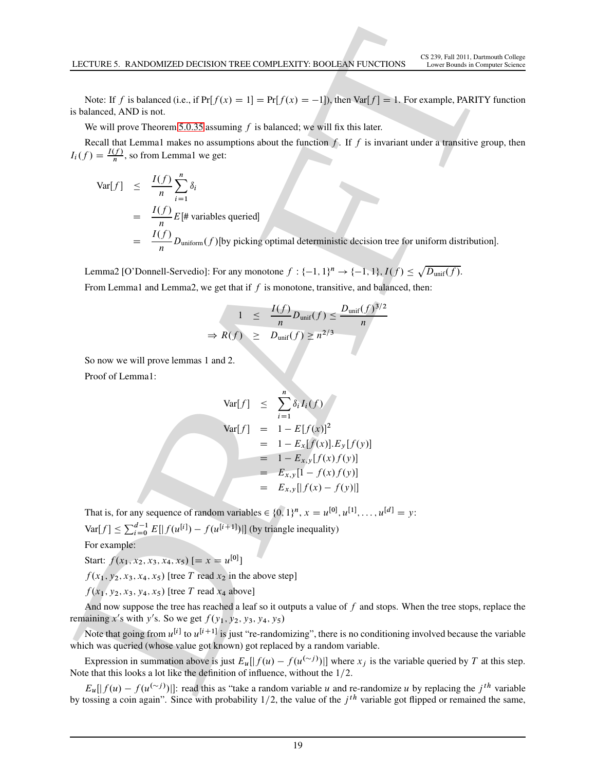Note: If $f$ is balanced (i.e., if $\Pr[f(x) = 1] = \Pr[f(x) = -1]$), then $\mathrm{Var}[f] = 1$. For example, PARITY function is balanced, AND is not.

We will prove Theorem 5.0.35 assuming $f$ is balanced; we will fix this later.

Recall that Lemma1 makes no assumptions about the function $f$. If $f$ is invariant under a transitive group, then $I_i(f) = \frac{I(f)}{n}$, so from Lemma1 we get:

$$
\begin{aligned}
\mathrm{Var}[f] &\leq \frac{I(f)}{n}\sum_{i=1}^{n}\delta_i \\
&= \frac{I(f)}{n}E[\text{\# variables queried}] \\
&= \frac{I(f)}{n}D_{\text{uniform}}(f)\text{[by picking optimal deterministic decision tree for uniform distribution].}
\end{aligned}
$$

Lemma2 [O'Donnell-Servedio]: For any monotone $f : \{-1,1\}^n \to \{-1,1\}$, $I(f) \leq \sqrt{D_{\text{unif}}(f)}$.

From Lemma1 and Lemma2, we get that if $f$ is monotone, transitive, and balanced, then:

$$
\begin{aligned}
1 &\leq \frac{I(f)}{n}D_{\text{unif}}(f) \leq \frac{D_{\text{unif}}(f)^{3/2}}{n} \\
\Rightarrow R(f) &\geq D_{\text{unif}}(f) \geq n^{2/3}
\end{aligned}
$$

So now we will prove lemmas 1 and 2.

Proof of Lemma1:

$$
\begin{aligned}
\mathrm{Var}[f] &\leq \sum_{i=1}^{n}\delta_i I_i(f) \\
\mathrm{Var}[f] &= 1 - E[f(x)]^2 \\
&= 1 - E_x[f(x)].E_y[f(y)] \\
&= 1 - E_{x,y}[f(x)f(y)] \\
&= E_{x,y}[1 - f(x)f(y)] \\
&= E_{x,y}[|f(x) - f(y)|]
\end{aligned}
$$

That is, for any sequence of random variables $\in \{0,1\}^n$, $x = u^{[0]}, u^{[1]}, \ldots, u^{[d]} = y$:

$\mathrm{Var}[f] \leq \sum_{i=0}^{d-1} E[|f(u^{[i]}) - f(u^{[i+1]})|]$ (by triangle inequality)

For example:

Start: $f(x_1, x_2, x_3, x_4, x_5)$ [$= x = u^{[0]}$]

$f(x_1, y_2, x_3, x_4, x_5)$ [tree $T$ read $x_2$ in the above step]

$f(x_1, y_2, x_3, y_4, x_5)$ [tree $T$ read $x_4$ above]

And now suppose the tree has reached a leaf so it outputs a value of $f$ and stops. When the tree stops, replace the remaining $x'$s with $y'$s. So we get $f(y_1, y_2, y_3, y_4, y_5)$

Note that going from $u^{[i]}$ to $u^{[i+1]}$ is just "re-randomizing", there is no conditioning involved because the variable which was queried (whose value got known) got replaced by a random variable.

Expression in summation above is just $E_u[|f(u) - f(u^{(\sim j)})|]$ where $x_j$ is the variable queried by $T$ at this step. Note that this looks a lot like the definition of influence, without the $1/2$.

$E_u[|f(u) - f(u^{(\sim j)})|]$: read this as "take a random variable $u$ and re-randomize $u$ by replacing the $j^{th}$ variable by tossing a coin again". Since with probability $1/2$, the value of the $j^{th}$ variable got flipped or remained the same,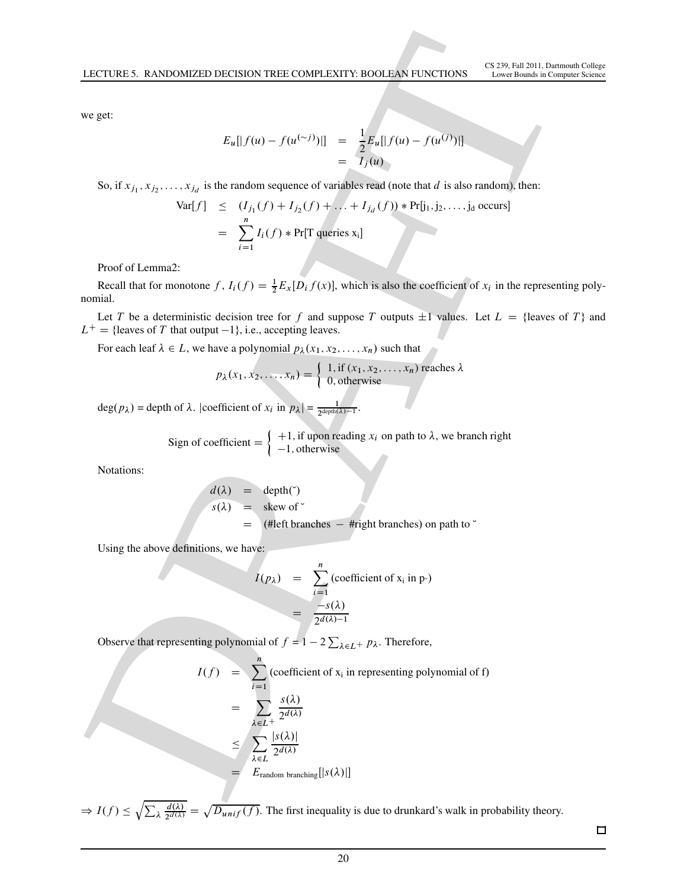we get:

$$
\begin{aligned}
E_u[|f(u) - f(u^{(\sim j)})|] &= \frac{1}{2} E_u[|f(u) - f(u^{(j)})|] \\
&= I_j(u)
\end{aligned}
$$

So, if $x_{j_1}, x_{j_2}, \ldots, x_{j_d}$ is the random sequence of variables read (note that $d$ is also random), then:

$$
\begin{aligned}
\mathrm{Var}[f] &\leq (I_{j_1}(f) + I_{j_2}(f) + \ldots + I_{j_d}(f)) * \Pr[\mathrm{j_1, j_2, \ldots, j_d \text{ occurs}}] \\
&= \sum_{i=1}^{n} I_i(f) * \Pr[\mathrm{T \text{ queries } x_i}]
\end{aligned}
$$

Proof of Lemma2:

Recall that for monotone $f$, $I_i(f) = \frac{1}{2} E_x[D_i f(x)]$, which is also the coefficient of $x_i$ in the representing polynomial.

Let $T$ be a deterministic decision tree for $f$ and suppose $T$ outputs $\pm 1$ values. Let $L$ = {leaves of $T$} and $L^+$ = {leaves of $T$ that output $-1$}, i.e., accepting leaves.

For each leaf $\lambda \in L$, we have a polynomial $p_\lambda(x_1, x_2, \ldots, x_n)$ such that

$$
p_\lambda(x_1, x_2, \ldots, x_n) = \begin{cases} 1, \text{if } (x_1, x_2, \ldots, x_n) \text{ reaches } \lambda \\ 0, \text{otherwise} \end{cases}
$$

$\deg(p_\lambda)$ = depth of $\lambda$. |coefficient of $x_i$ in $p_\lambda$| = $\frac{1}{2^{\mathrm{depth}(\lambda)-1}}$.

$$
\text{Sign of coefficient} = \begin{cases} +1, \text{if upon reading } x_i \text{ on path to } \lambda, \text{ we branch right} \\ -1, \text{otherwise} \end{cases}
$$

Notations:

$$
\begin{aligned}
d(\lambda) &= \text{depth}(\breve{}) \\
s(\lambda) &= \text{skew of } \breve{} \\
&= (\text{\#left branches} - \text{\#right branches}) \text{ on path to } \breve{}
\end{aligned}
$$

Using the above definitions, we have:

$$
\begin{aligned}
I(p_\lambda) &= \sum_{i=1}^{n} (\text{coefficient of } \mathrm{x_i} \text{ in } \mathrm{p}_{\breve{}}) \\
&= \frac{-s(\lambda)}{2^{d(\lambda)-1}}
\end{aligned}
$$

Observe that representing polynomial of $f = 1 - 2\sum_{\lambda \in L^+} p_\lambda$. Therefore,

$$
\begin{aligned}
I(f) &= \sum_{i=1}^{n} (\text{coefficient of } \mathrm{x_i} \text{ in representing polynomial of f}) \\
&= \sum_{\lambda \in L^+} \frac{s(\lambda)}{2^{d(\lambda)}} \\
&\leq \sum_{\lambda \in L} \frac{|s(\lambda)|}{2^{d(\lambda)}} \\
&= E_{\text{random branching}}[|s(\lambda)|]
\end{aligned}
$$

$\Rightarrow I(f) \leq \sqrt{\sum_\lambda \frac{d(\lambda)}{2^{d(\lambda)}}} = \sqrt{D_{unif}(f)}$. The first inequality is due to drunkard's walk in probability theory.

□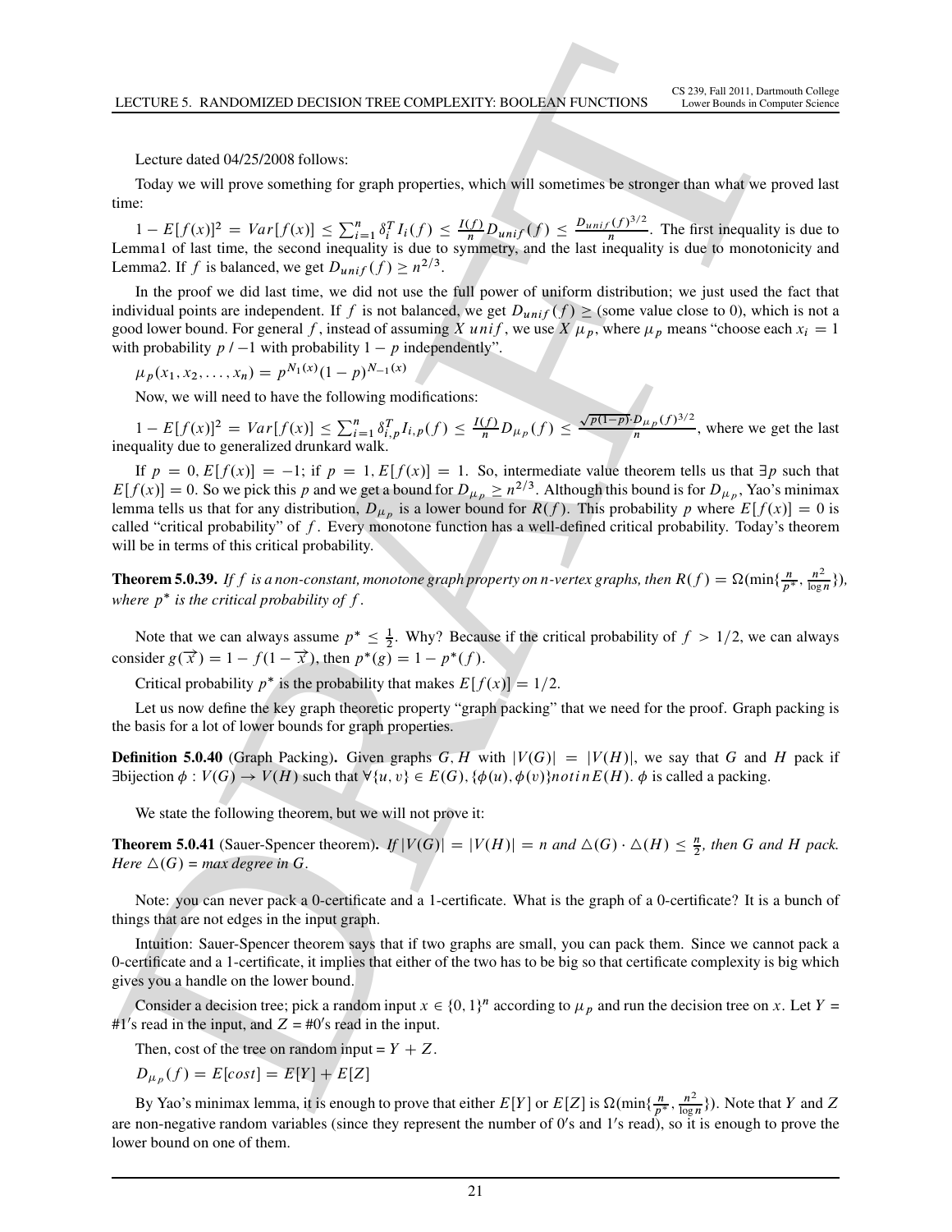Lecture dated 04/25/2008 follows:

Today we will prove something for graph properties, which will sometimes be stronger than what we proved last time:

$1 - E[f(x)]^2 = Var[f(x)] \le \sum_{i=1}^{n} \delta_i^T I_i(f) \le \frac{I(f)}{n} D_{unif}(f) \le \frac{D_{unif}(f)^{3/2}}{n}$. The first inequality is due to Lemma1 of last time, the second inequality is due to symmetry, and the last inequality is due to monotonicity and Lemma2. If $f$ is balanced, we get $D_{unif}(f) \ge n^{2/3}$.

In the proof we did last time, we did not use the full power of uniform distribution; we just used the fact that individual points are independent. If $f$ is not balanced, we get $D_{unif}(f) \ge$ (some value close to 0), which is not a good lower bound. For general $f$, instead of assuming $X\ unif$, we use $X\ \mu_p$, where $\mu_p$ means "choose each $x_i = 1$ with probability $p$ / $-1$ with probability $1 - p$ independently".

$\mu_p(x_1, x_2, \ldots, x_n) = p^{N_1(x)}(1-p)^{N_{-1}(x)}$

Now, we will need to have the following modifications:

$1 - E[f(x)]^2 = Var[f(x)] \le \sum_{i=1}^{n} \delta_{i,p}^T I_{i,p}(f) \le \frac{I(f)}{n} D_{\mu_p}(f) \le \frac{\sqrt{p(1-p)} \cdot D_{\mu_p}(f)^{3/2}}{n}$, where we get the last inequality due to generalized drunkard walk.

If $p = 0$, $E[f(x)] = -1$; if $p = 1$, $E[f(x)] = 1$. So, intermediate value theorem tells us that $\exists p$ such that $E[f(x)] = 0$. So we pick this $p$ and we get a bound for $D_{\mu_p} \ge n^{2/3}$. Although this bound is for $D_{\mu_p}$, Yao's minimax lemma tells us that for any distribution, $D_{\mu_p}$ is a lower bound for $R(f)$. This probability $p$ where $E[f(x)] = 0$ is called "critical probability" of $f$. Every monotone function has a well-defined critical probability. Today's theorem will be in terms of this critical probability.

**Theorem 5.0.39.** *If $f$ is a non-constant, monotone graph property on n-vertex graphs, then $R(f) = \Omega(\min\{\frac{n}{p^*}, \frac{n^2}{\log n}\})$, where $p^*$ is the critical probability of $f$.*

Note that we can always assume $p^* \le \frac{1}{2}$. Why? Because if the critical probability of $f > 1/2$, we can always consider $g(\overrightarrow{x}) = 1 - f(1 - \overrightarrow{x})$, then $p^*(g) = 1 - p^*(f)$.

Critical probability $p^*$ is the probability that makes $E[f(x)] = 1/2$.

Let us now define the key graph theoretic property "graph packing" that we need for the proof. Graph packing is the basis for a lot of lower bounds for graph properties.

**Definition 5.0.40** (Graph Packing)**.** Given graphs $G, H$ with $|V(G)| = |V(H)|$, we say that $G$ and $H$ pack if $\exists$bijection $\phi : V(G) \to V(H)$ such that $\forall\{u, v\} \in E(G), \{\phi(u), \phi(v)\} not in E(H)$. $\phi$ is called a packing.

We state the following theorem, but we will not prove it:

**Theorem 5.0.41** (Sauer-Spencer theorem)**.** *If $|V(G)| = |V(H)| = n$ and $\triangle(G) \cdot \triangle(H) \le \frac{n}{2}$, then $G$ and $H$ pack. Here $\triangle(G)$ = max degree in $G$.*

Note: you can never pack a 0-certificate and a 1-certificate. What is the graph of a 0-certificate? It is a bunch of things that are not edges in the input graph.

Intuition: Sauer-Spencer theorem says that if two graphs are small, you can pack them. Since we cannot pack a 0-certificate and a 1-certificate, it implies that either of the two has to be big so that certificate complexity is big which gives you a handle on the lower bound.

Consider a decision tree; pick a random input $x \in \{0, 1\}^n$ according to $\mu_p$ and run the decision tree on $x$. Let $Y$ = #1's read in the input, and $Z$ = #0's read in the input.

Then, cost of the tree on random input = $Y + Z$.

$D_{\mu_p}(f) = E[cost] = E[Y] + E[Z]$

By Yao's minimax lemma, it is enough to prove that either $E[Y]$ or $E[Z]$ is $\Omega(\min\{\frac{n}{p^*}, \frac{n^2}{\log n}\})$. Note that $Y$ and $Z$ are non-negative random variables (since they represent the number of 0's and 1's read), so it is enough to prove the lower bound on one of them.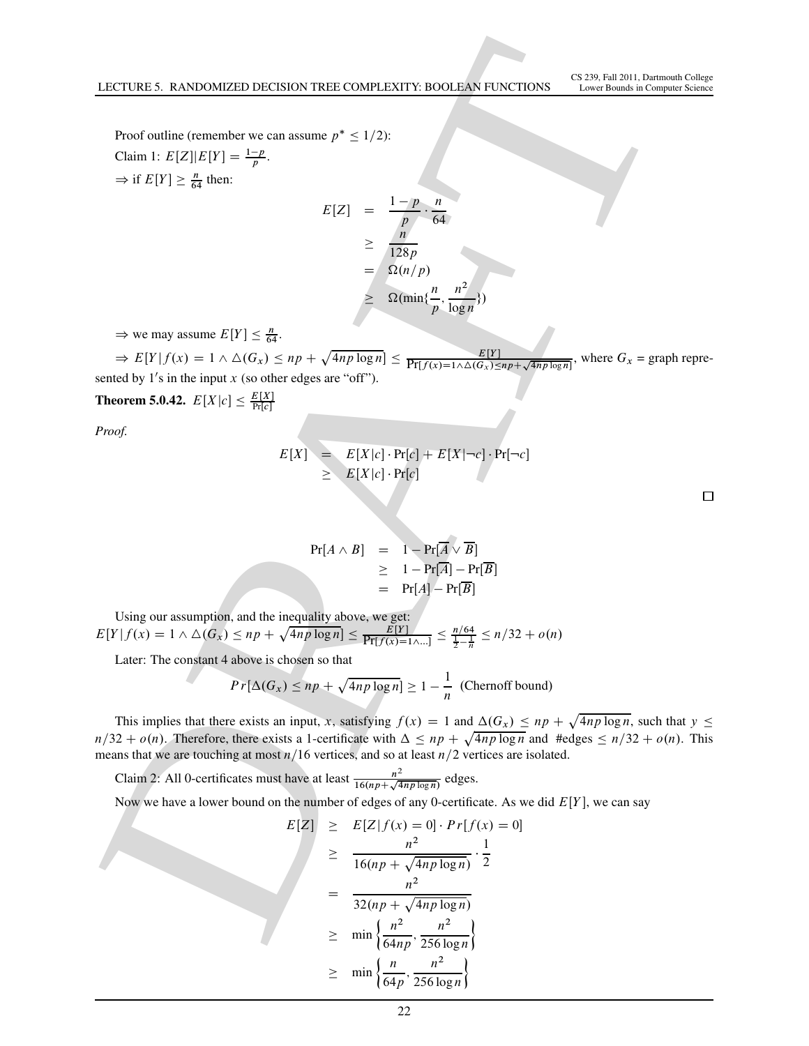Proof outline (remember we can assume $p^* \leq 1/2$):

Claim 1: $E[Z]|E[Y] = \frac{1-p}{p}$.

$\Rightarrow$ if $E[Y] \geq \frac{n}{64}$ then:

$$
\begin{aligned}
E[Z] &= \frac{1-p}{p} \cdot \frac{n}{64} \\
&\geq \frac{n}{128p} \\
&= \Omega(n/p) \\
&\geq \Omega(\min\{\frac{n}{p}, \frac{n^2}{\log n}\})
\end{aligned}
$$

$\Rightarrow$ we may assume $E[Y] \leq \frac{n}{64}$.

$\Rightarrow E[Y|f(x) = 1 \wedge \triangle(G_x) \leq np + \sqrt{4np\log n}] \leq \frac{E[Y]}{\Pr[f(x)=1 \wedge \triangle(G_x) \leq np+\sqrt{4np\log n}]}$, where $G_x$ = graph represented by $1'$s in the input $x$ (so other edges are "off").

**Theorem 5.0.42.** $E[X|c] \leq \frac{E[X]}{\Pr[c]}$

*Proof.*

$$
\begin{aligned}
E[X] &= E[X|c] \cdot \Pr[c] + E[X|\neg c] \cdot \Pr[\neg c] \\
&\geq E[X|c] \cdot \Pr[c]
\end{aligned}
$$

□

$$
\begin{aligned}
\Pr[A \wedge B] &= 1 - \Pr[\overline{A} \vee \overline{B}] \\
&\geq 1 - \Pr[\overline{A}] - \Pr[\overline{B}] \\
&= \Pr[A] - \Pr[\overline{B}]
\end{aligned}
$$

Using our assumption, and the inequality above, we get:
$E[Y|f(x) = 1 \wedge \triangle(G_x) \leq np + \sqrt{4np\log n}] \leq \frac{E[Y]}{\Pr[f(x)=1\wedge\ldots]} \leq \frac{n/64}{\frac{1}{2}-\frac{1}{n}} \leq n/32 + o(n)$

Later: The constant 4 above is chosen so that

$$Pr[\Delta(G_x) \leq np + \sqrt{4np\log n}] \geq 1 - \frac{1}{n} \text{ (Chernoff bound)}$$

This implies that there exists an input, $x$, satisfying $f(x) = 1$ and $\Delta(G_x) \leq np + \sqrt{4np\log n}$, such that $y \leq n/32 + o(n)$. Therefore, there exists a 1-certificate with $\Delta \leq np + \sqrt{4np\log n}$ and #edges $\leq n/32 + o(n)$. This means that we are touching at most $n/16$ vertices, and so at least $n/2$ vertices are isolated.

Claim 2: All 0-certificates must have at least $\frac{n^2}{16(np+\sqrt{4np\log n})}$ edges.

Now we have a lower bound on the number of edges of any 0-certificate. As we did $E[Y]$, we can say

$$
\begin{aligned}
E[Z] &\geq E[Z|f(x) = 0] \cdot Pr[f(x) = 0] \\
&\geq \frac{n^2}{16(np + \sqrt{4np\log n})} \cdot \frac{1}{2} \\
&= \frac{n^2}{32(np + \sqrt{4np\log n})} \\
&\geq \min\left\{\frac{n^2}{64np}, \frac{n^2}{256\log n}\right\} \\
&\geq \min\left\{\frac{n}{64p}, \frac{n^2}{256\log n}\right\}
\end{aligned}
$$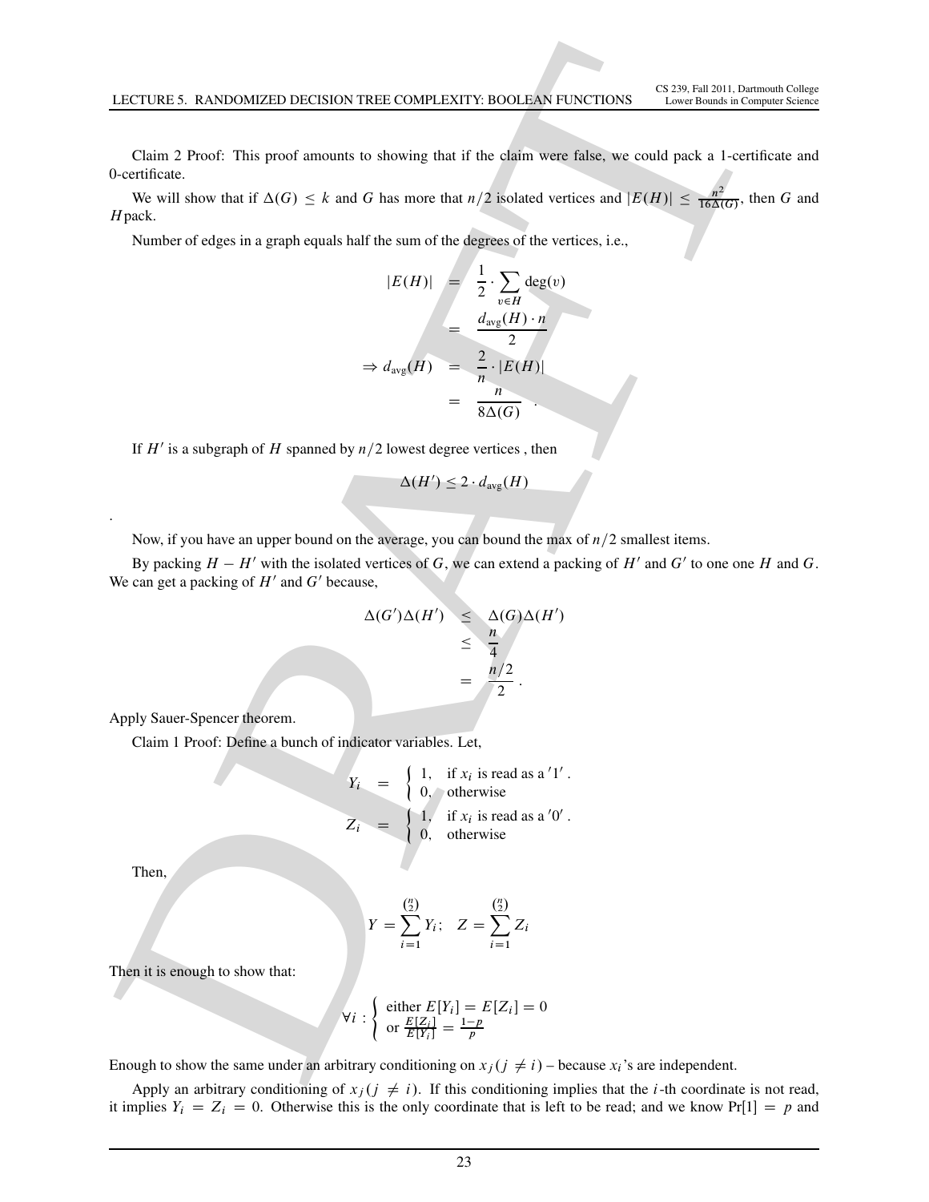Claim 2 Proof: This proof amounts to showing that if the claim were false, we could pack a 1-certificate and 0-certificate.

We will show that if $\Delta(G) \leq k$ and $G$ has more that $n/2$ isolated vertices and $|E(H)| \leq \frac{n^2}{16\Delta(G)}$, then $G$ and $H$ pack.

Number of edges in a graph equals half the sum of the degrees of the vertices, i.e.,

$$
\begin{aligned}
|E(H)| &= \frac{1}{2} \cdot \sum_{v \in H} \deg(v) \\
&= \frac{d_{\text{avg}}(H) \cdot n}{2} \\
\Rightarrow d_{\text{avg}}(H) &= \frac{2}{n} \cdot |E(H)| \\
&= \frac{n}{8\Delta(G)} \ .
\end{aligned}
$$

If $H'$ is a subgraph of $H$ spanned by $n/2$ lowest degree vertices , then

$$
\Delta(H') \leq 2 \cdot d_{\text{avg}}(H)
$$

.

Now, if you have an upper bound on the average, you can bound the max of $n/2$ smallest items.

By packing $H - H'$ with the isolated vertices of $G$, we can extend a packing of $H'$ and $G'$ to one one $H$ and $G$. We can get a packing of $H'$ and $G'$ because,

$$
\begin{aligned}
\Delta(G')\Delta(H') &\leq \Delta(G)\Delta(H') \\
&\leq \frac{n}{4} \\
&= \frac{n/2}{2} \ .
\end{aligned}
$$

Apply Sauer-Spencer theorem.

Claim 1 Proof: Define a bunch of indicator variables. Let,

$$
\begin{aligned}
Y_i &= \begin{cases} 1, & \text{if } x_i \text{ is read as a } '1' \ . \\ 0, & \text{otherwise} \end{cases} \\
Z_i &= \begin{cases} 1, & \text{if } x_i \text{ is read as a } '0' \ . \\ 0, & \text{otherwise} \end{cases}
\end{aligned}
$$

Then,

$$
Y = \sum_{i=1}^{\binom{n}{2}} Y_i; \quad Z = \sum_{i=1}^{\binom{n}{2}} Z_i
$$

Then it is enough to show that:

$$
\forall i : \begin{cases} \text{either } E[Y_i] = E[Z_i] = 0 \\ \text{or } \frac{E[Z_i]}{E[Y_i]} = \frac{1-p}{p} \end{cases}
$$

Enough to show the same under an arbitrary conditioning on $x_j (j \neq i)$ – because $x_i$'s are independent.

Apply an arbitrary conditioning of $x_j (j \neq i)$. If this conditioning implies that the $i$-th coordinate is not read, it implies $Y_i = Z_i = 0$. Otherwise this is the only coordinate that is left to be read; and we know $\Pr[1] = p$ and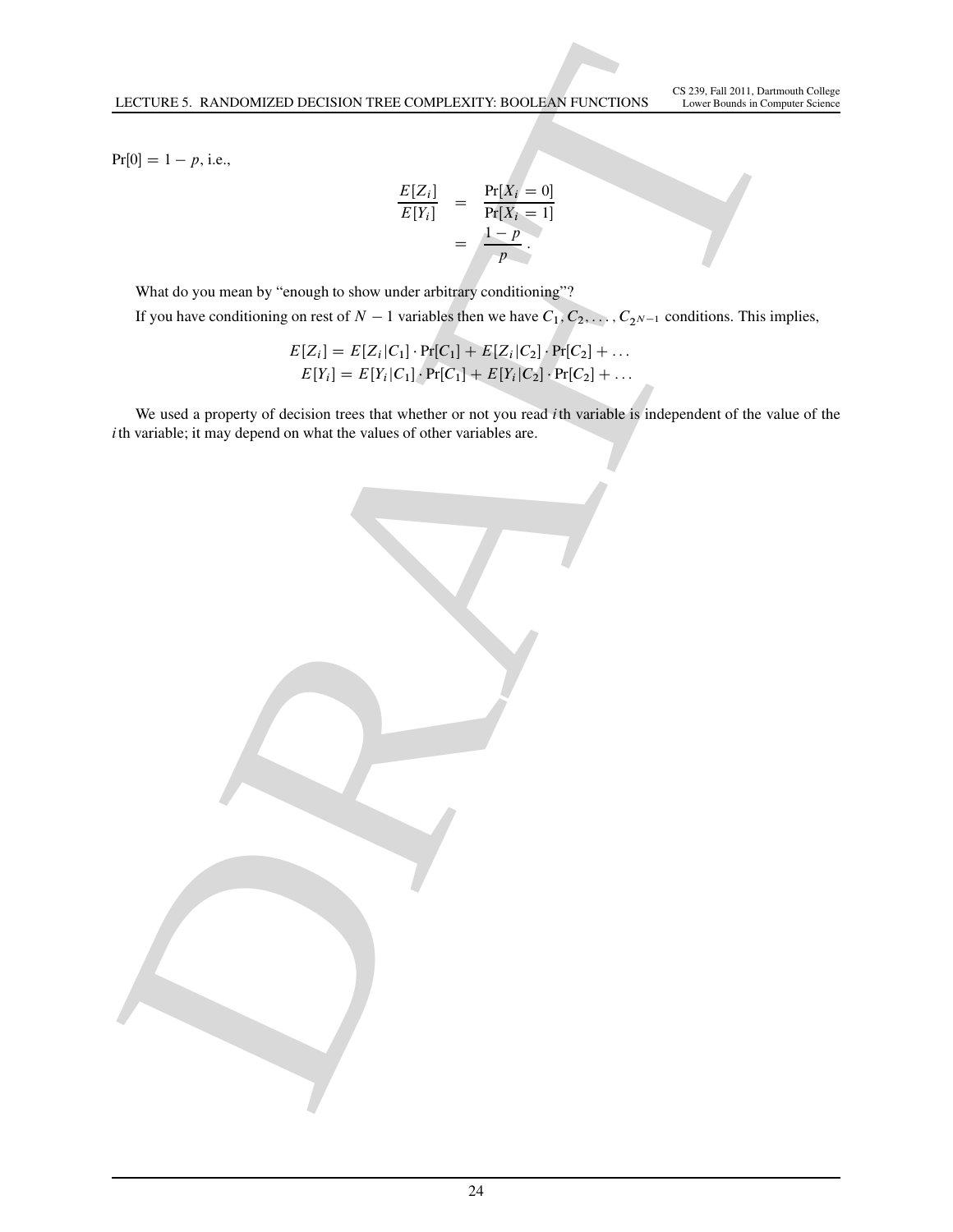$\Pr[0] = 1 - p$, i.e.,

$$\begin{aligned}
\frac{E[Z_i]}{E[Y_i]} &= \frac{\Pr[X_i = 0]}{\Pr[X_i = 1]} \\
&= \frac{1-p}{p}.
\end{aligned}$$

What do you mean by "enough to show under arbitrary conditioning"?

If you have conditioning on rest of $N-1$ variables then we have $C_1, C_2, \ldots, C_{2^{N-1}}$ conditions. This implies,

$$\begin{aligned}
E[Z_i] &= E[Z_i|C_1] \cdot \Pr[C_1] + E[Z_i|C_2] \cdot \Pr[C_2] + \ldots \\
E[Y_i] &= E[Y_i|C_1] \cdot \Pr[C_1] + E[Y_i|C_2] \cdot \Pr[C_2] + \ldots
\end{aligned}$$

We used a property of decision trees that whether or not you read $i$th variable is independent of the value of the $i$th variable; it may depend on what the values of other variables are.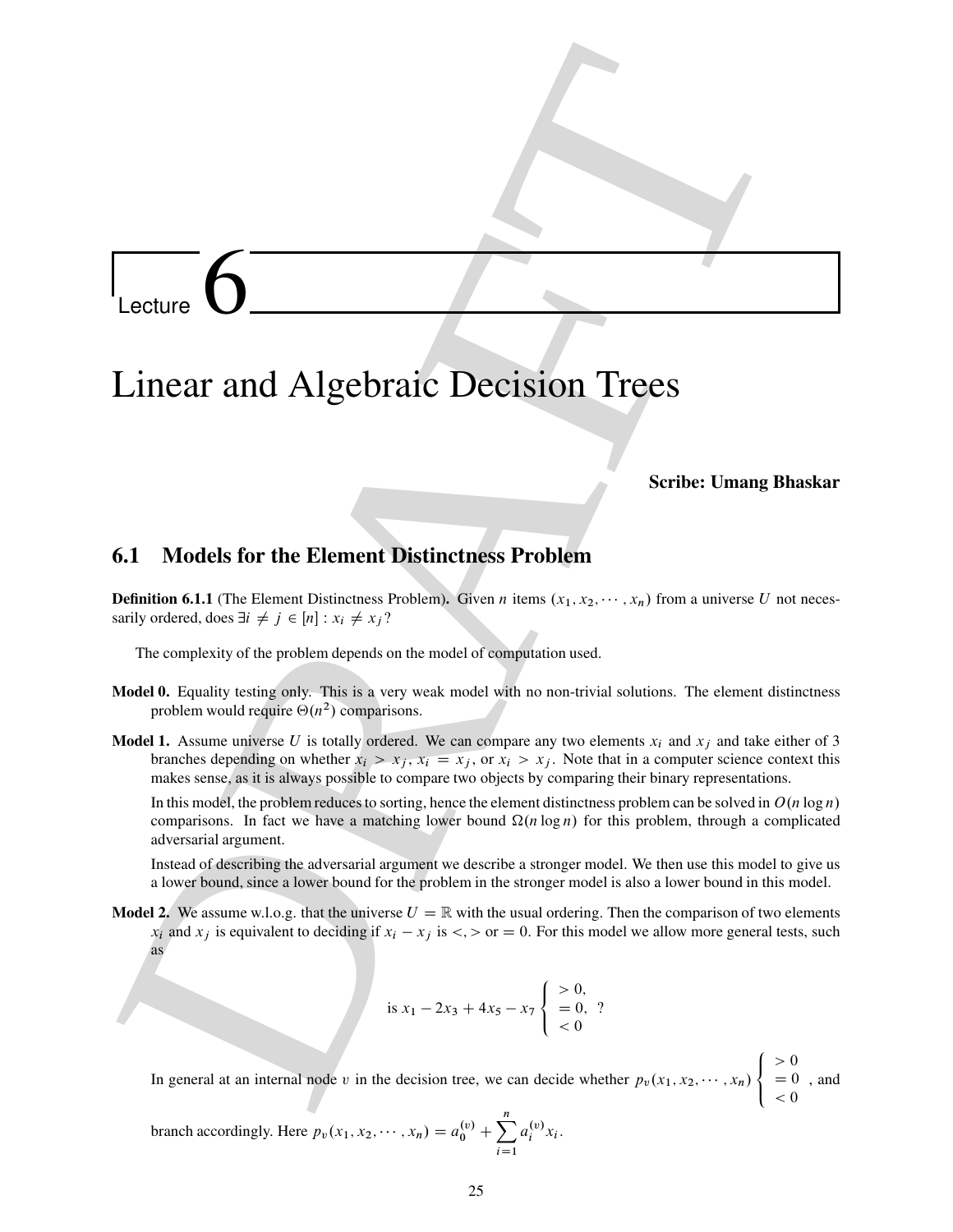# Lecture 6

# Linear and Algebraic Decision Trees

**Scribe: Umang Bhaskar**

## 6.1 Models for the Element Distinctness Problem

**Definition 6.1.1** (The Element Distinctness Problem)**.** Given $n$ items $(x_1, x_2, \cdots, x_n)$ from a universe $U$ not necessarily ordered, does $\exists i \neq j \in [n] : x_i \neq x_j$?

The complexity of the problem depends on the model of computation used.

**Model 0.** Equality testing only. This is a very weak model with no non-trivial solutions. The element distinctness problem would require $\Theta(n^2)$ comparisons.

**Model 1.** Assume universe $U$ is totally ordered. We can compare any two elements $x_i$ and $x_j$ and take either of 3 branches depending on whether $x_i > x_j$, $x_i = x_j$, or $x_i > x_j$. Note that in a computer science context this makes sense, as it is always possible to compare two objects by comparing their binary representations.

In this model, the problem reduces to sorting, hence the element distinctness problem can be solved in $O(n \log n)$ comparisons. In fact we have a matching lower bound $\Omega(n \log n)$ for this problem, through a complicated adversarial argument.

Instead of describing the adversarial argument we describe a stronger model. We then use this model to give us a lower bound, since a lower bound for the problem in the stronger model is also a lower bound in this model.

**Model 2.** We assume w.l.o.g. that the universe $U = \mathbb{R}$ with the usual ordering. Then the comparison of two elements $x_i$ and $x_j$ is equivalent to deciding if $x_i - x_j$ is $<, >$ or $= 0$. For this model we allow more general tests, such as

$$\text{is } x_1 - 2x_3 + 4x_5 - x_7 \begin{cases} > 0, \\ = 0, \\ < 0 \end{cases} ?$$

In general at an internal node $v$ in the decision tree, we can decide whether $p_v(x_1, x_2, \cdots, x_n) \begin{cases} > 0 \\ = 0 \\ < 0 \end{cases}$, and branch accordingly. Here $p_v(x_1, x_2, \cdots, x_n) = a_0^{(v)} + \sum_{i=1}^{n} a_i^{(v)} x_i$.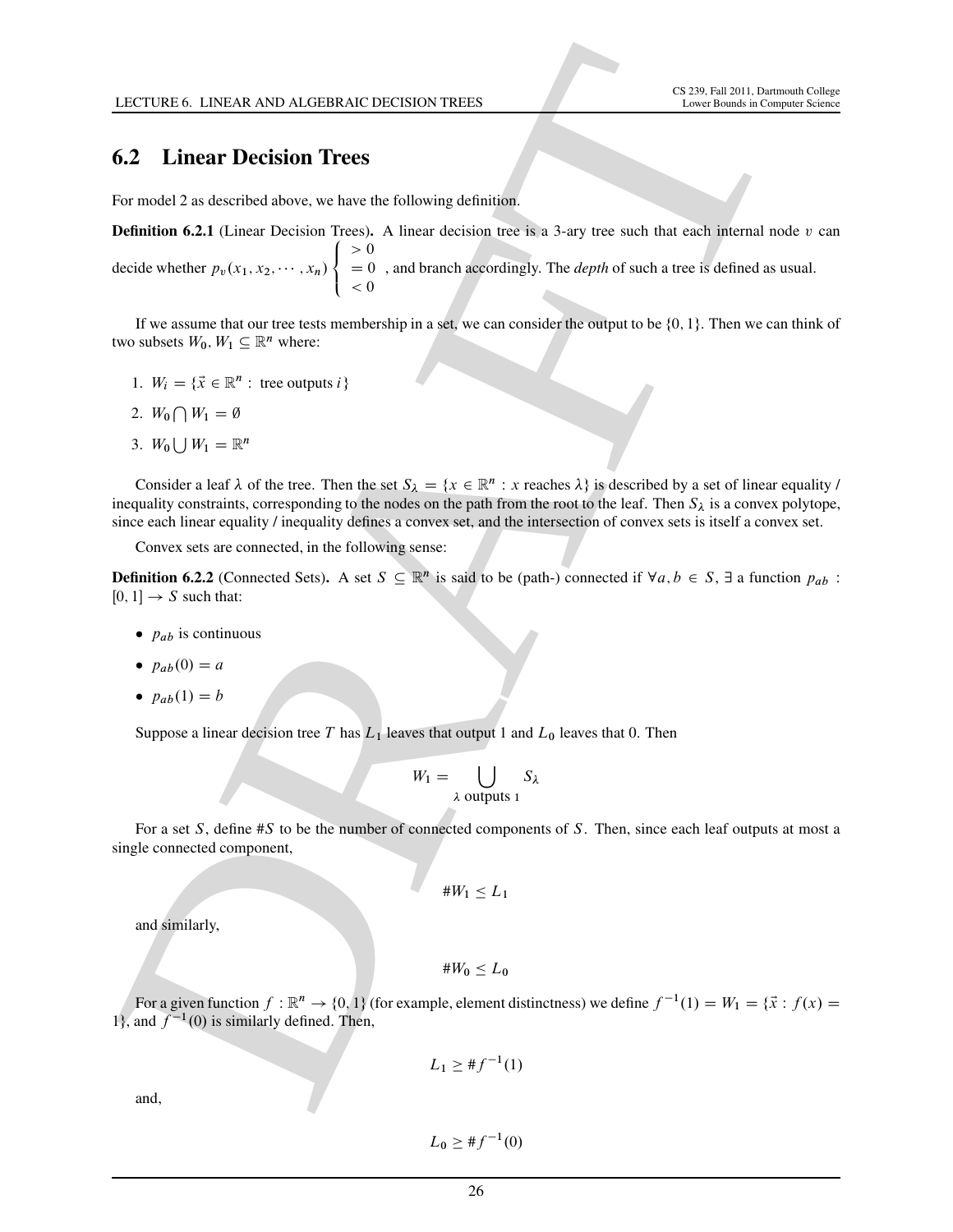## 6.2 Linear Decision Trees

For model 2 as described above, we have the following definition.

**Definition 6.2.1** (Linear Decision Trees)**.** A linear decision tree is a 3-ary tree such that each internal node $v$ can decide whether $p_v(x_1, x_2, \cdots, x_n) \begin{cases} > 0 \\ = 0 \\ < 0 \end{cases}$, and branch accordingly. The *depth* of such a tree is defined as usual.

If we assume that our tree tests membership in a set, we can consider the output to be $\{0, 1\}$. Then we can think of two subsets $W_0, W_1 \subseteq \mathbb{R}^n$ where:

1. $W_i = \{\vec{x} \in \mathbb{R}^n : \text{ tree outputs } i\}$
2. $W_0 \bigcap W_1 = \emptyset$
3. $W_0 \bigcup W_1 = \mathbb{R}^n$

Consider a leaf $\lambda$ of the tree. Then the set $S_\lambda = \{x \in \mathbb{R}^n : x \text{ reaches } \lambda\}$ is described by a set of linear equality / inequality constraints, corresponding to the nodes on the path from the root to the leaf. Then $S_\lambda$ is a convex polytope, since each linear equality / inequality defines a convex set, and the intersection of convex sets is itself a convex set.

Convex sets are connected, in the following sense:

**Definition 6.2.2** (Connected Sets)**.** A set $S \subseteq \mathbb{R}^n$ is said to be (path-) connected if $\forall a, b \in S$, $\exists$ a function $p_{ab} : [0, 1] \to S$ such that:

- $p_{ab}$ is continuous
- $p_{ab}(0) = a$
- $p_{ab}(1) = b$

Suppose a linear decision tree $T$ has $L_1$ leaves that output 1 and $L_0$ leaves that 0. Then

$$W_1 = \bigcup_{\lambda \text{ outputs } 1} S_\lambda$$

For a set $S$, define $\#S$ to be the number of connected components of $S$. Then, since each leaf outputs at most a single connected component,

$$\#W_1 \leq L_1$$

and similarly,

$$\#W_0 \leq L_0$$

For a given function $f : \mathbb{R}^n \to \{0, 1\}$ (for example, element distinctness) we define $f^{-1}(1) = W_1 = \{\vec{x} : f(x) = 1\}$, and $f^{-1}(0)$ is similarly defined. Then,

$$L_1 \geq \# f^{-1}(1)$$

and,

$$L_0 \geq \# f^{-1}(0)$$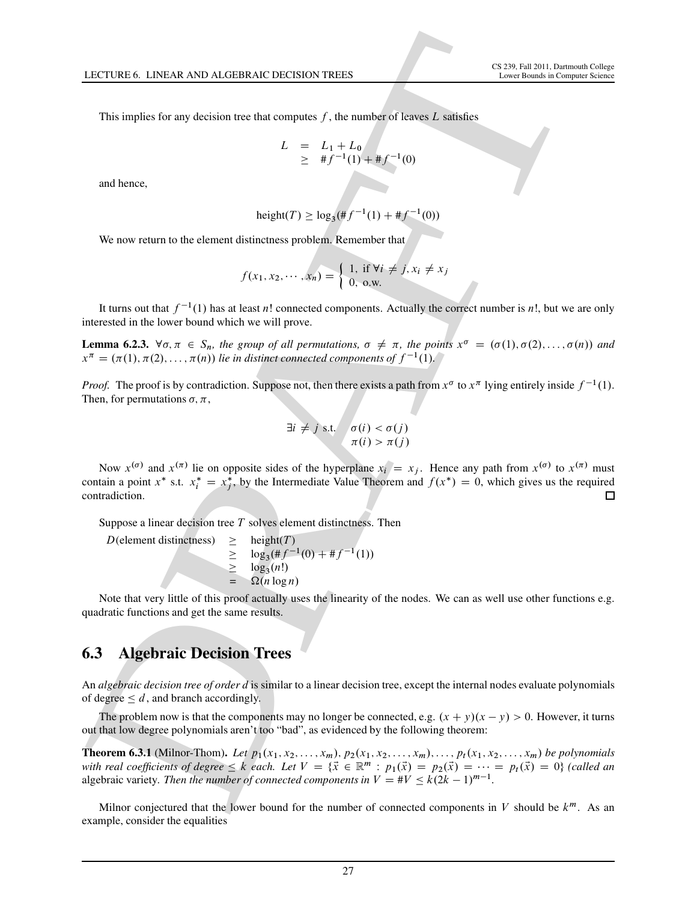This implies for any decision tree that computes $f$, the number of leaves $L$ satisfies

$$\begin{aligned} L &= L_1 + L_0 \\ &\geq \#f^{-1}(1) + \#f^{-1}(0) \end{aligned}$$

and hence,

$$\text{height}(T) \geq \log_3(\#f^{-1}(1) + \#f^{-1}(0))$$

We now return to the element distinctness problem. Remember that

$$f(x_1, x_2, \cdots, x_n) = \begin{cases} 1, \text{ if } \forall i \neq j, x_i \neq x_j \\ 0, \text{ o.w.} \end{cases}$$

It turns out that $f^{-1}(1)$ has at least $n!$ connected components. Actually the correct number is $n!$, but we are only interested in the lower bound which we will prove.

**Lemma 6.2.3.** *$\forall \sigma, \pi \in S_n$, the group of all permutations, $\sigma \neq \pi$, the points $x^\sigma = (\sigma(1), \sigma(2), \ldots, \sigma(n))$ and $x^\pi = (\pi(1), \pi(2), \ldots, \pi(n))$ lie in distinct connected components of $f^{-1}(1)$.*

*Proof.* The proof is by contradiction. Suppose not, then there exists a path from $x^\sigma$ to $x^\pi$ lying entirely inside $f^{-1}(1)$. Then, for permutations $\sigma, \pi$,

$$\exists i \neq j \text{ s.t. } \begin{array}{l} \sigma(i) < \sigma(j) \\ \pi(i) > \pi(j) \end{array}$$

Now $x^{(\sigma)}$ and $x^{(\pi)}$ lie on opposite sides of the hyperplane $x_i = x_j$. Hence any path from $x^{(\sigma)}$ to $x^{(\pi)}$ must contain a point $x^*$ s.t. $x_i^* = x_j^*$, by the Intermediate Value Theorem and $f(x^*) = 0$, which gives us the required contradiction. □

Suppose a linear decision tree $T$ solves element distinctness. Then

$$\begin{aligned} D(\text{element distinctness}) &\geq \text{height}(T) \\ &\geq \log_3(\#f^{-1}(0) + \#f^{-1}(1)) \\ &\geq \log_3(n!) \\ &= \Omega(n \log n) \end{aligned}$$

Note that very little of this proof actually uses the linearity of the nodes. We can as well use other functions e.g. quadratic functions and get the same results.

## 6.3 Algebraic Decision Trees

An *algebraic decision tree of order d* is similar to a linear decision tree, except the internal nodes evaluate polynomials of degree $\leq d$, and branch accordingly.

The problem now is that the components may no longer be connected, e.g. $(x + y)(x - y) > 0$. However, it turns out that low degree polynomials aren't too "bad", as evidenced by the following theorem:

**Theorem 6.3.1** (Milnor-Thom)**.** *Let $p_1(x_1, x_2, \ldots, x_m), p_2(x_1, x_2, \ldots, x_m), \ldots, p_t(x_1, x_2, \ldots, x_m)$ be polynomials with real coefficients of degree $\leq k$ each. Let $V = \{\vec{x} \in \mathbb{R}^m : p_1(\vec{x}) = p_2(\vec{x}) = \cdots = p_t(\vec{x}) = 0\}$ (called an* algebraic variety*. Then the number of connected components in $V = \#V \leq k(2k-1)^{m-1}$.*

Milnor conjectured that the lower bound for the number of connected components in $V$ should be $k^m$. As an example, consider the equalities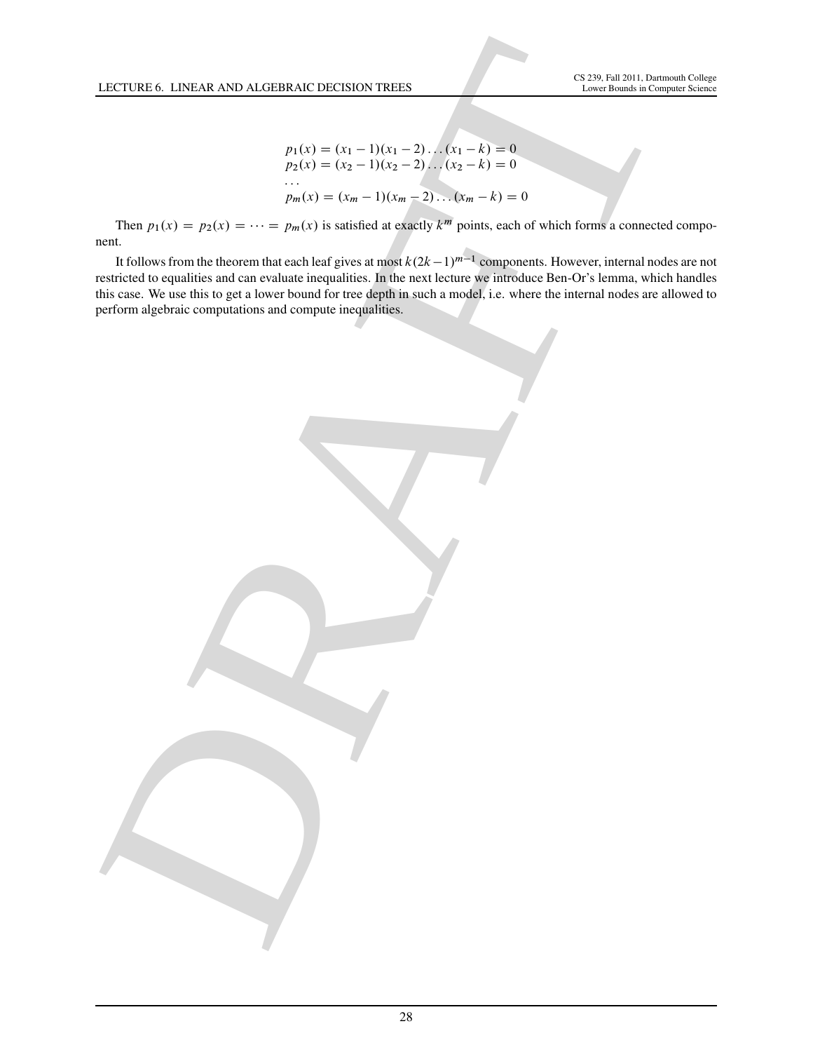$$
\begin{aligned}
p_1(x) &= (x_1 - 1)(x_1 - 2)\dots(x_1 - k) = 0 \\
p_2(x) &= (x_2 - 1)(x_2 - 2)\dots(x_2 - k) = 0 \\
&\dots \\
p_m(x) &= (x_m - 1)(x_m - 2)\dots(x_m - k) = 0
\end{aligned}
$$

Then $p_1(x) = p_2(x) = \cdots = p_m(x)$ is satisfied at exactly $k^m$ points, each of which forms a connected component.

It follows from the theorem that each leaf gives at most $k(2k-1)^{m-1}$ components. However, internal nodes are not restricted to equalities and can evaluate inequalities. In the next lecture we introduce Ben-Or's lemma, which handles this case. We use this to get a lower bound for tree depth in such a model, i.e. where the internal nodes are allowed to perform algebraic computations and compute inequalities.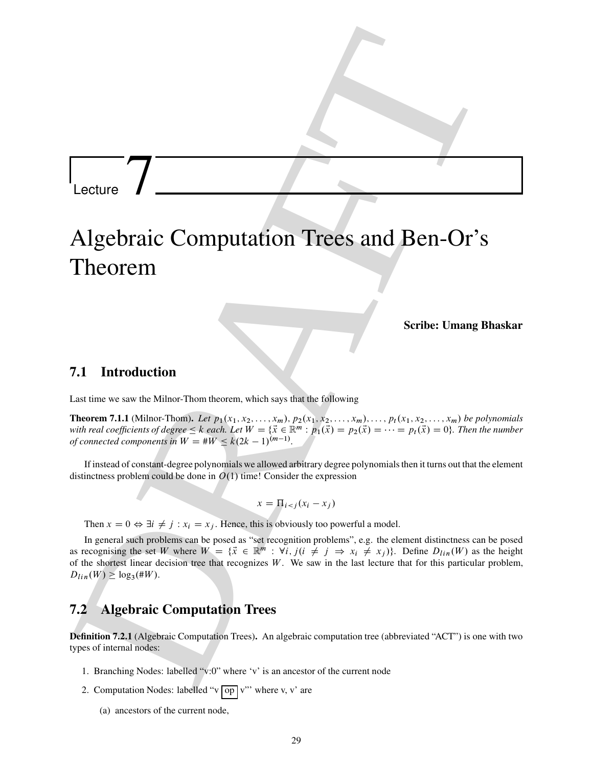# Lecture 7

# Algebraic Computation Trees and Ben-Or's Theorem

**Scribe: Umang Bhaskar**

## 7.1 Introduction

Last time we saw the Milnor-Thom theorem, which says that the following

**Theorem 7.1.1** (Milnor-Thom)**.** *Let $p_1(x_1, x_2, \ldots, x_m)$, $p_2(x_1, x_2, \ldots, x_m), \ldots, p_t(x_1, x_2, \ldots, x_m)$ be polynomials with real coefficients of degree $\leq k$ each. Let $W = \{\vec{x} \in \mathbb{R}^m : p_1(\vec{x}) = p_2(\vec{x}) = \cdots = p_t(\vec{x}) = 0\}$. Then the number of connected components in $W = \#W \leq k(2k-1)^{(m-1)}$.*

If instead of constant-degree polynomials we allowed arbitrary degree polynomials then it turns out that the element distinctness problem could be done in $O(1)$ time! Consider the expression

$$x = \Pi_{i<j}(x_i - x_j)$$

Then $x = 0 \Leftrightarrow \exists i \neq j : x_i = x_j$. Hence, this is obviously too powerful a model.

In general such problems can be posed as "set recognition problems", e.g. the element distinctness can be posed as recognising the set $W$ where $W = \{\vec{x} \in \mathbb{R}^m : \forall i, j (i \neq j \Rightarrow x_i \neq x_j)\}$. Define $D_{lin}(W)$ as the height of the shortest linear decision tree that recognizes $W$. We saw in the last lecture that for this particular problem, $D_{lin}(W) \geq \log_3(\#W)$.

## 7.2 Algebraic Computation Trees

**Definition 7.2.1** (Algebraic Computation Trees)**.** An algebraic computation tree (abbreviated "ACT") is one with two types of internal nodes:

1. Branching Nodes: labelled "v:0" where 'v' is an ancestor of the current node
2. Computation Nodes: labelled "v op v'" where v, v' are
   (a) ancestors of the current node,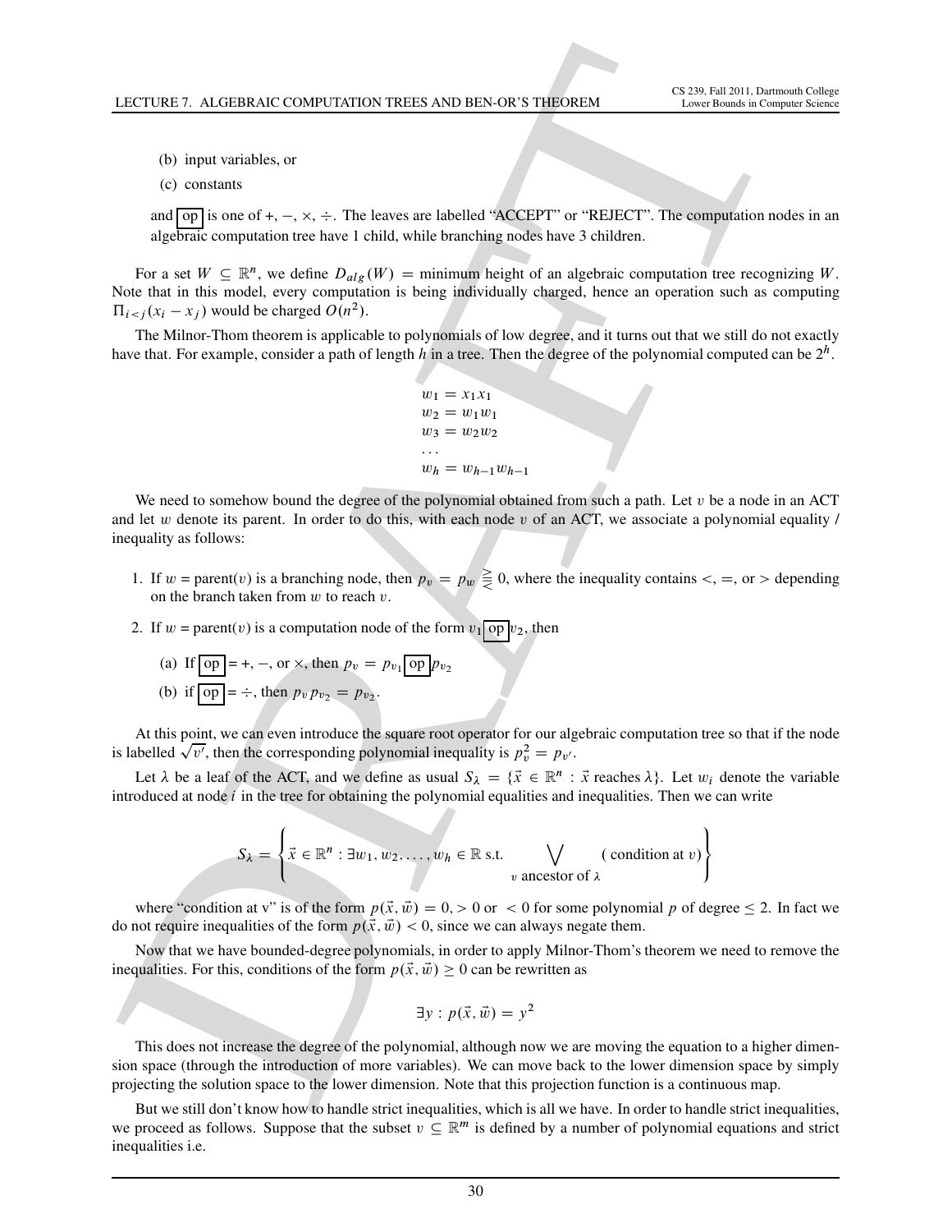(b) input variables, or

(c) constants

and $\boxed{\text{op}}$ is one of $+, -, \times, \div$. The leaves are labelled "ACCEPT" or "REJECT". The computation nodes in an algebraic computation tree have 1 child, while branching nodes have 3 children.

For a set $W \subseteq \mathbb{R}^n$, we define $D_{alg}(W)$ = minimum height of an algebraic computation tree recognizing $W$. Note that in this model, every computation is being individually charged, hence an operation such as computing $\Pi_{i<j}(x_i - x_j)$ would be charged $O(n^2)$.

The Milnor-Thom theorem is applicable to polynomials of low degree, and it turns out that we still do not exactly have that. For example, consider a path of length $h$ in a tree. Then the degree of the polynomial computed can be $2^h$.

$$
\begin{aligned}
w_1 &= x_1 x_1 \\
w_2 &= w_1 w_1 \\
w_3 &= w_2 w_2 \\
&\dots \\
w_h &= w_{h-1} w_{h-1}
\end{aligned}
$$

We need to somehow bound the degree of the polynomial obtained from such a path. Let $v$ be a node in an ACT and let $w$ denote its parent. In order to do this, with each node $v$ of an ACT, we associate a polynomial equality / inequality as follows:

1. If $w$ = parent($v$) is a branching node, then $p_v = p_w \gtreqless 0$, where the inequality contains $<$, $=$, or $>$ depending on the branch taken from $w$ to reach $v$.

2. If $w$ = parent($v$) is a computation node of the form $v_1 \boxed{\text{op}} v_2$, then

   (a) If $\boxed{\text{op}} = +, -$, or $\times$, then $p_v = p_{v_1} \boxed{\text{op}} p_{v_2}$

   (b) if $\boxed{\text{op}} = \div$, then $p_v p_{v_2} = p_{v_2}$.

At this point, we can even introduce the square root operator for our algebraic computation tree so that if the node is labelled $\sqrt{v'}$, then the corresponding polynomial inequality is $p_v^2 = p_{v'}$.

Let $\lambda$ be a leaf of the ACT, and we define as usual $S_\lambda = \{\vec{x} \in \mathbb{R}^n : \vec{x} \text{ reaches } \lambda\}$. Let $w_i$ denote the variable introduced at node $i$ in the tree for obtaining the polynomial equalities and inequalities. Then we can write

$$
S_\lambda = \left\{ \vec{x} \in \mathbb{R}^n : \exists w_1, w_2, \dots, w_h \in \mathbb{R} \text{ s.t. } \bigvee_{v \text{ ancestor of } \lambda} (\text{ condition at } v) \right\}
$$

where "condition at v" is of the form $p(\vec{x}, \vec{w}) = 0, > 0$ or $< 0$ for some polynomial $p$ of degree $\leq 2$. In fact we do not require inequalities of the form $p(\vec{x}, \vec{w}) < 0$, since we can always negate them.

Now that we have bounded-degree polynomials, in order to apply Milnor-Thom's theorem we need to remove the inequalities. For this, conditions of the form $p(\vec{x}, \vec{w}) \geq 0$ can be rewritten as

$$
\exists y : p(\vec{x}, \vec{w}) = y^2
$$

This does not increase the degree of the polynomial, although now we are moving the equation to a higher dimension space (through the introduction of more variables). We can move back to the lower dimension space by simply projecting the solution space to the lower dimension. Note that this projection function is a continuous map.

But we still don't know how to handle strict inequalities, which is all we have. In order to handle strict inequalities, we proceed as follows. Suppose that the subset $v \subseteq \mathbb{R}^m$ is defined by a number of polynomial equations and strict inequalities i.e.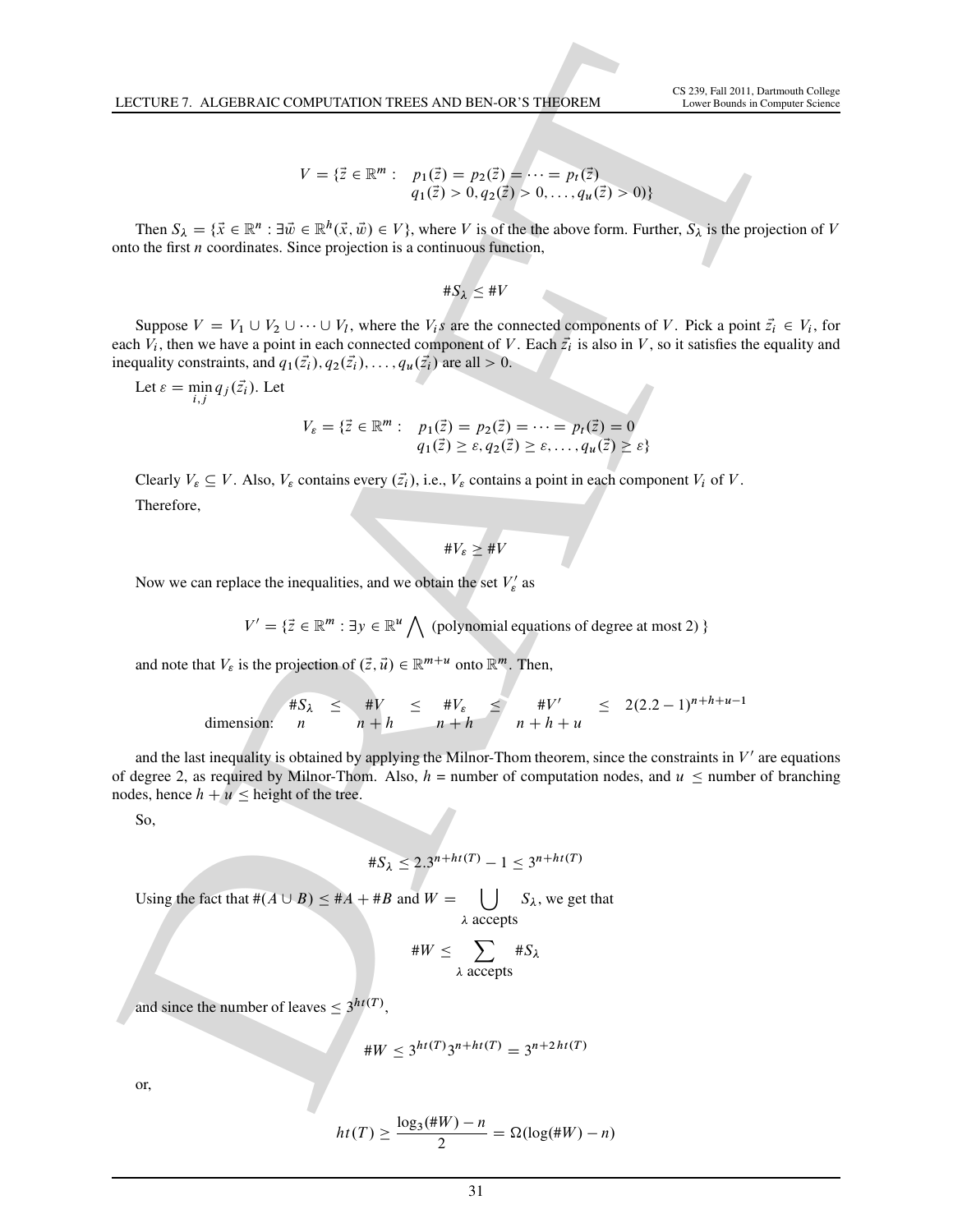$$V = \{\vec{z} \in \mathbb{R}^m : \quad p_1(\vec{z}) = p_2(\vec{z}) = \cdots = p_t(\vec{z}) \\ q_1(\vec{z}) > 0, q_2(\vec{z}) > 0, \ldots, q_u(\vec{z}) > 0)\}$$

Then $S_\lambda = \{\vec{x} \in \mathbb{R}^n : \exists \vec{w} \in \mathbb{R}^h(\vec{x}, \vec{w}) \in V\}$, where $V$ is of the the above form. Further, $S_\lambda$ is the projection of $V$ onto the first $n$ coordinates. Since projection is a continuous function,

$$\#S_\lambda \leq \#V$$

Suppose $V = V_1 \cup V_2 \cup \cdots \cup V_l$, where the $V_i s$ are the connected components of $V$. Pick a point $\vec{z_i} \in V_i$, for each $V_i$, then we have a point in each connected component of $V$. Each $\vec{z_i}$ is also in $V$, so it satisfies the equality and inequality constraints, and $q_1(\vec{z_i}), q_2(\vec{z_i}), \ldots, q_u(\vec{z_i})$ are all $> 0$.

Let $\varepsilon = \min_{i,j} q_j(\vec{z_i})$. Let

$$V_\varepsilon = \{\vec{z} \in \mathbb{R}^m : \quad p_1(\vec{z}) = p_2(\vec{z}) = \cdots = p_t(\vec{z}) = 0 \\ q_1(\vec{z}) \geq \varepsilon, q_2(\vec{z}) \geq \varepsilon, \ldots, q_u(\vec{z}) \geq \varepsilon\}$$

Clearly $V_\varepsilon \subseteq V$. Also, $V_\varepsilon$ contains every $(\vec{z_i})$, i.e., $V_\varepsilon$ contains a point in each component $V_i$ of $V$.

Therefore,

$$\#V_\varepsilon \geq \#V$$

Now we can replace the inequalities, and we obtain the set $V'_\varepsilon$ as

$$V' = \{\vec{z} \in \mathbb{R}^m : \exists y \in \mathbb{R}^u \bigwedge \text{ (polynomial equations of degree at most 2) }\}$$

and note that $V_\varepsilon$ is the projection of $(\vec{z}, \vec{u}) \in \mathbb{R}^{m+u}$ onto $\mathbb{R}^m$. Then,

$$\begin{array}{lccccccccc} & \#S_\lambda & \leq & \#V & \leq & \#V_\varepsilon & \leq & \#V' & \leq & 2(2.2-1)^{n+h+u-1} \\ \text{dimension:} & n & & n+h & & n+h & & n+h+u & & \end{array}$$

and the last inequality is obtained by applying the Milnor-Thom theorem, since the constraints in $V'$ are equations of degree 2, as required by Milnor-Thom. Also, $h$ = number of computation nodes, and $u \leq$ number of branching nodes, hence $h + u \leq$ height of the tree.

So,

$$\#S_\lambda \leq 2.3^{n+ht(T)} - 1 \leq 3^{n+ht(T)}$$

Using the fact that $\#(A \cup B) \leq \#A + \#B$ and $W = \bigcup_{\lambda \text{ accepts}} S_\lambda$, we get that

$$\#W \leq \sum_{\lambda \text{ accepts}} \#S_\lambda$$

and since the number of leaves $\leq 3^{ht(T)}$,

$$\#W \leq 3^{ht(T)} 3^{n+ht(T)} = 3^{n+2ht(T)}$$

or,

$$ht(T) \geq \frac{\log_3(\#W) - n}{2} = \Omega(\log(\#W) - n)$$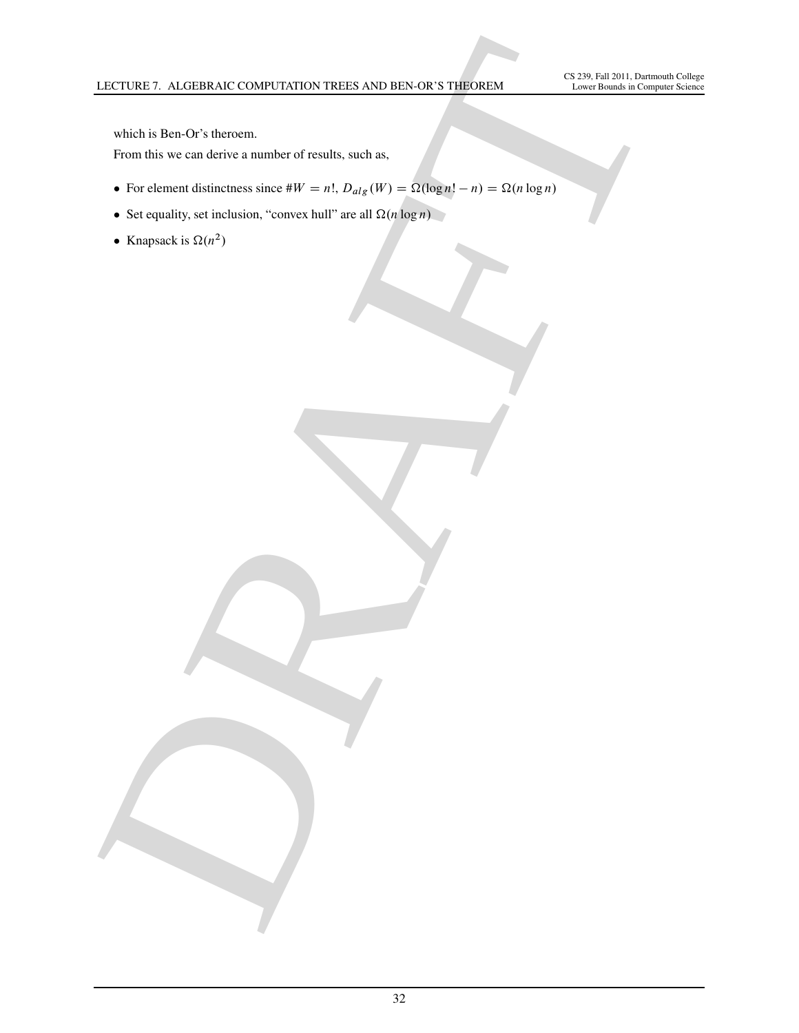which is Ben-Or's theroem.

From this we can derive a number of results, such as,

- For element distinctness since $\#W = n!$, $D_{alg}(W) = \Omega(\log n! - n) = \Omega(n \log n)$
- Set equality, set inclusion, "convex hull" are all $\Omega(n \log n)$
- Knapsack is $\Omega(n^2)$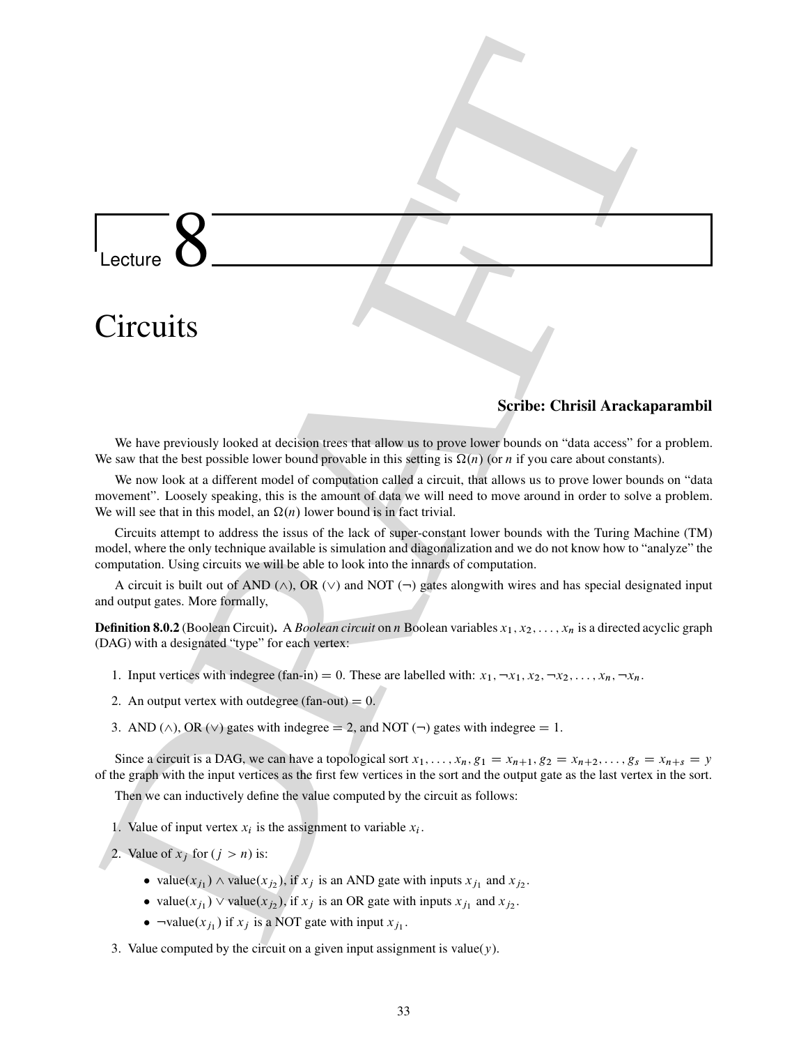# Lecture 8

# Circuits

**Scribe: Chrisil Arackaparambil**

We have previously looked at decision trees that allow us to prove lower bounds on "data access" for a problem. We saw that the best possible lower bound provable in this setting is $\Omega(n)$ (or $n$ if you care about constants).

We now look at a different model of computation called a circuit, that allows us to prove lower bounds on "data movement". Loosely speaking, this is the amount of data we will need to move around in order to solve a problem. We will see that in this model, an $\Omega(n)$ lower bound is in fact trivial.

Circuits attempt to address the issus of the lack of super-constant lower bounds with the Turing Machine (TM) model, where the only technique available is simulation and diagonalization and we do not know how to "analyze" the computation. Using circuits we will be able to look into the innards of computation.

A circuit is built out of AND ($\wedge$), OR ($\vee$) and NOT ($\neg$) gates alongwith wires and has special designated input and output gates. More formally,

**Definition 8.0.2** (Boolean Circuit)**.** A *Boolean circuit* on $n$ Boolean variables $x_1, x_2, \ldots, x_n$ is a directed acyclic graph (DAG) with a designated "type" for each vertex:

1. Input vertices with indegree (fan-in) $= 0$. These are labelled with: $x_1, \neg x_1, x_2, \neg x_2, \ldots, x_n, \neg x_n$.
2. An output vertex with outdegree (fan-out) $= 0$.
3. AND ($\wedge$), OR ($\vee$) gates with indegree $= 2$, and NOT ($\neg$) gates with indegree $= 1$.

Since a circuit is a DAG, we can have a topological sort $x_1, \ldots, x_n, g_1 = x_{n+1}, g_2 = x_{n+2}, \ldots, g_s = x_{n+s} = y$ of the graph with the input vertices as the first few vertices in the sort and the output gate as the last vertex in the sort.

Then we can inductively define the value computed by the circuit as follows:

1. Value of input vertex $x_i$ is the assignment to variable $x_i$.
2. Value of $x_j$ for $(j > n)$ is:
   - $\text{value}(x_{j_1}) \wedge \text{value}(x_{j_2})$, if $x_j$ is an AND gate with inputs $x_{j_1}$ and $x_{j_2}$.
   - $\text{value}(x_{j_1}) \vee \text{value}(x_{j_2})$, if $x_j$ is an OR gate with inputs $x_{j_1}$ and $x_{j_2}$.
   - $\neg\text{value}(x_{j_1})$ if $x_j$ is a NOT gate with input $x_{j_1}$.
3. Value computed by the circuit on a given input assignment is $\text{value}(y)$.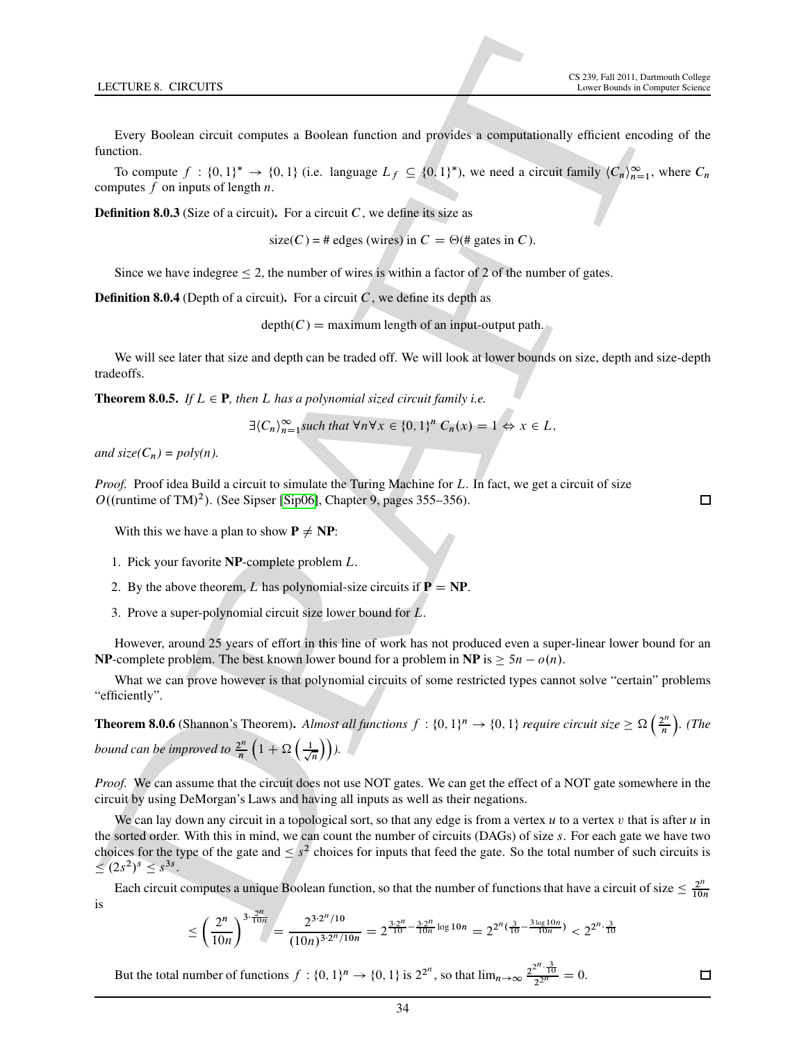Every Boolean circuit computes a Boolean function and provides a computationally efficient encoding of the function.

To compute $f : \{0,1\}^* \to \{0,1\}$ (i.e. language $L_f \subseteq \{0,1\}^*$), we need a circuit family $\langle C_n \rangle_{n=1}^{\infty}$, where $C_n$ computes $f$ on inputs of length $n$.

**Definition 8.0.3** (Size of a circuit)**.** For a circuit $C$, we define its size as

$$\text{size}(C) = \#\text{ edges (wires) in } C = \Theta(\#\text{ gates in } C).$$

Since we have indegree $\leq 2$, the number of wires is within a factor of 2 of the number of gates.

**Definition 8.0.4** (Depth of a circuit)**.** For a circuit $C$, we define its depth as

$$\text{depth}(C) = \text{maximum length of an input-output path.}$$

We will see later that size and depth can be traded off. We will look at lower bounds on size, depth and size-depth tradeoffs.

**Theorem 8.0.5.** *If $L \in \mathbf{P}$, then $L$ has a polynomial sized circuit family i.e.*

$$\exists \langle C_n \rangle_{n=1}^{\infty} \text{such that } \forall n \forall x \in \{0,1\}^n \; C_n(x) = 1 \Leftrightarrow x \in L,$$

*and size($C_n$) = poly(n).*

*Proof.* Proof idea Build a circuit to simulate the Turing Machine for $L$. In fact, we get a circuit of size $O((\text{runtime of TM})^2)$. (See Sipser [Sip06], Chapter 9, pages 355–356). ☐

With this we have a plan to show $\mathbf{P} \neq \mathbf{NP}$:

1. Pick your favorite **NP**-complete problem $L$.
2. By the above theorem, $L$ has polynomial-size circuits if $\mathbf{P} = \mathbf{NP}$.
3. Prove a super-polynomial circuit size lower bound for $L$.

However, around 25 years of effort in this line of work has not produced even a super-linear lower bound for an **NP**-complete problem. The best known lower bound for a problem in **NP** is $\geq 5n - o(n)$.

What we can prove however is that polynomial circuits of some restricted types cannot solve "certain" problems "efficiently".

**Theorem 8.0.6** (Shannon's Theorem)**.** *Almost all functions $f : \{0,1\}^n \to \{0,1\}$ require circuit size $\geq \Omega\left(\frac{2^n}{n}\right)$. (The bound can be improved to $\frac{2^n}{n}\left(1 + \Omega\left(\frac{1}{\sqrt{n}}\right)\right)$).*

*Proof.* We can assume that the circuit does not use NOT gates. We can get the effect of a NOT gate somewhere in the circuit by using DeMorgan's Laws and having all inputs as well as their negations.

We can lay down any circuit in a topological sort, so that any edge is from a vertex $u$ to a vertex $v$ that is after $u$ in the sorted order. With this in mind, we can count the number of circuits (DAGs) of size $s$. For each gate we have two choices for the type of the gate and $\leq s^2$ choices for inputs that feed the gate. So the total number of such circuits is $\leq (2s^2)^s \leq s^{3s}$.

Each circuit computes a unique Boolean function, so that the number of functions that have a circuit of size $\leq \frac{2^n}{10n}$ is

$$\leq \left(\frac{2^n}{10n}\right)^{3 \cdot \frac{2^n}{10n}} = \frac{2^{3 \cdot 2^n/10}}{(10n)^{3 \cdot 2^n/10n}} = 2^{\frac{3 \cdot 2^n}{10} - \frac{3 \cdot 2^n}{10n}\log 10n} = 2^{2^n\left(\frac{3}{10} - \frac{3\log 10n}{10n}\right)} < 2^{2^n \cdot \frac{3}{10}}$$

But the total number of functions $f : \{0,1\}^n \to \{0,1\}$ is $2^{2^n}$, so that $\lim_{n\to\infty} \frac{2^{2^n \cdot \frac{3}{10}}}{2^{2^n}} = 0$. ☐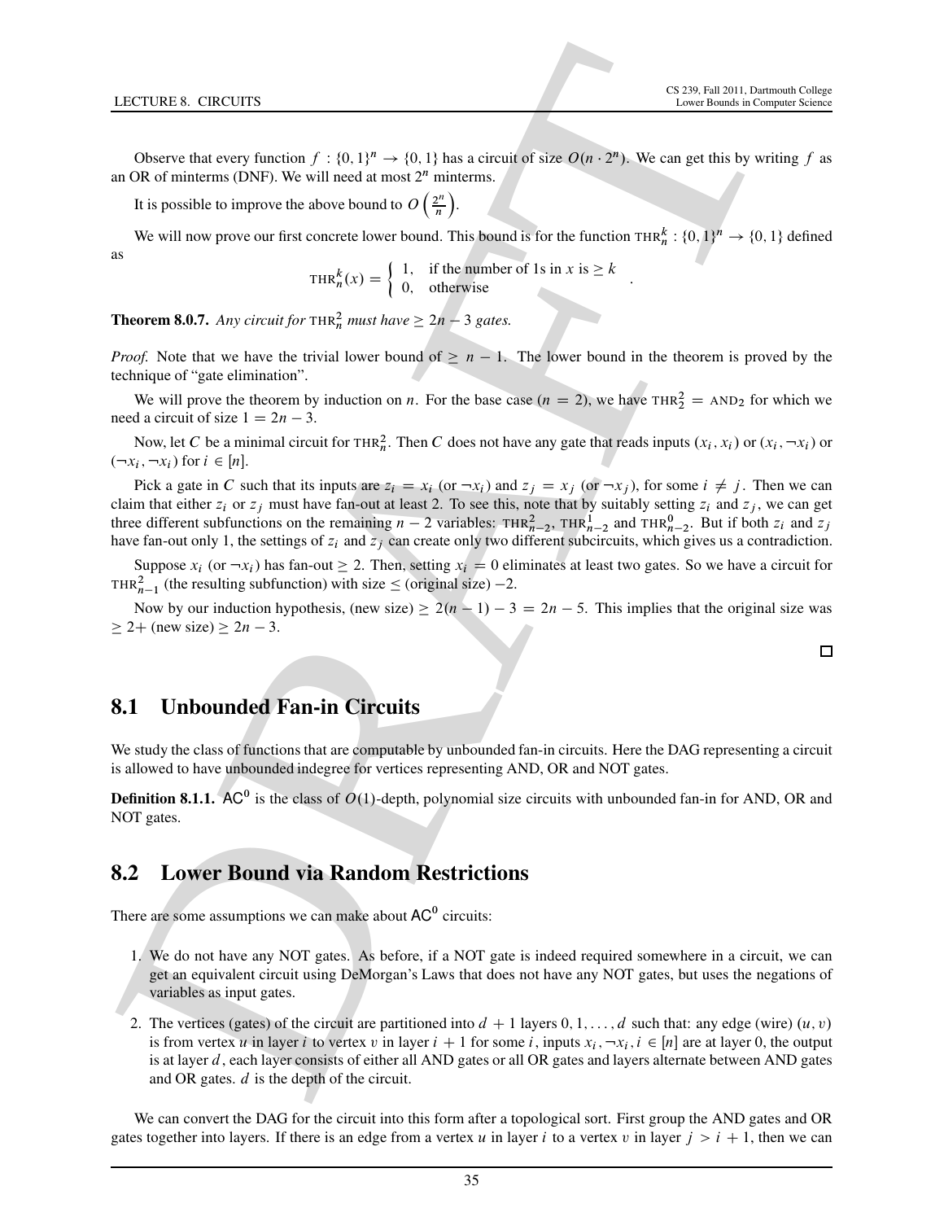Observe that every function $f : \{0,1\}^n \to \{0,1\}$ has a circuit of size $O(n \cdot 2^n)$. We can get this by writing $f$ as an OR of minterms (DNF). We will need at most $2^n$ minterms.

It is possible to improve the above bound to $O\left(\frac{2^n}{n}\right)$.

We will now prove our first concrete lower bound. This bound is for the function $\text{THR}_n^k : \{0,1\}^n \to \{0,1\}$ defined as

$$\text{THR}_n^k(x) = \begin{cases} 1, & \text{if the number of 1s in } x \text{ is} \geq k \\ 0, & \text{otherwise} \end{cases}.$$

**Theorem 8.0.7.** *Any circuit for* $\text{THR}_n^2$ *must have* $\geq 2n-3$ *gates.*

*Proof.* Note that we have the trivial lower bound of $\geq n-1$. The lower bound in the theorem is proved by the technique of "gate elimination".

We will prove the theorem by induction on $n$. For the base case ($n = 2$), we have $\text{THR}_2^2 = \text{AND}_2$ for which we need a circuit of size $1 = 2n-3$.

Now, let $C$ be a minimal circuit for $\text{THR}_n^2$. Then $C$ does not have any gate that reads inputs $(x_i, x_i)$ or $(x_i, \neg x_i)$ or $(\neg x_i, \neg x_i)$ for $i \in [n]$.

Pick a gate in $C$ such that its inputs are $z_i = x_i$ (or $\neg x_i$) and $z_j = x_j$ (or $\neg x_j$), for some $i \neq j$. Then we can claim that either $z_i$ or $z_j$ must have fan-out at least 2. To see this, note that by suitably setting $z_i$ and $z_j$, we can get three different subfunctions on the remaining $n-2$ variables: $\text{THR}_{n-2}^2$, $\text{THR}_{n-2}^1$ and $\text{THR}_{n-2}^0$. But if both $z_i$ and $z_j$ have fan-out only 1, the settings of $z_i$ and $z_j$ can create only two different subcircuits, which gives us a contradiction.

Suppose $x_i$ (or $\neg x_i$) has fan-out $\geq 2$. Then, setting $x_i = 0$ eliminates at least two gates. So we have a circuit for $\text{THR}_{n-1}^2$ (the resulting subfunction) with size $\leq$ (original size) $-2$.

Now by our induction hypothesis, (new size) $\geq 2(n-1) - 3 = 2n-5$. This implies that the original size was $\geq 2+$ (new size) $\geq 2n-3$. $\square$

## 8.1 Unbounded Fan-in Circuits

We study the class of functions that are computable by unbounded fan-in circuits. Here the DAG representing a circuit is allowed to have unbounded indegree for vertices representing AND, OR and NOT gates.

**Definition 8.1.1.** $\mathsf{AC}^0$ is the class of $O(1)$-depth, polynomial size circuits with unbounded fan-in for AND, OR and NOT gates.

## 8.2 Lower Bound via Random Restrictions

There are some assumptions we can make about $\mathsf{AC}^0$ circuits:

1. We do not have any NOT gates. As before, if a NOT gate is indeed required somewhere in a circuit, we can get an equivalent circuit using DeMorgan's Laws that does not have any NOT gates, but uses the negations of variables as input gates.

2. The vertices (gates) of the circuit are partitioned into $d+1$ layers $0, 1, \ldots, d$ such that: any edge (wire) $(u, v)$ is from vertex $u$ in layer $i$ to vertex $v$ in layer $i+1$ for some $i$, inputs $x_i, \neg x_i, i \in [n]$ are at layer 0, the output is at layer $d$, each layer consists of either all AND gates or all OR gates and layers alternate between AND gates and OR gates. $d$ is the depth of the circuit.

We can convert the DAG for the circuit into this form after a topological sort. First group the AND gates and OR gates together into layers. If there is an edge from a vertex $u$ in layer $i$ to a vertex $v$ in layer $j > i+1$, then we can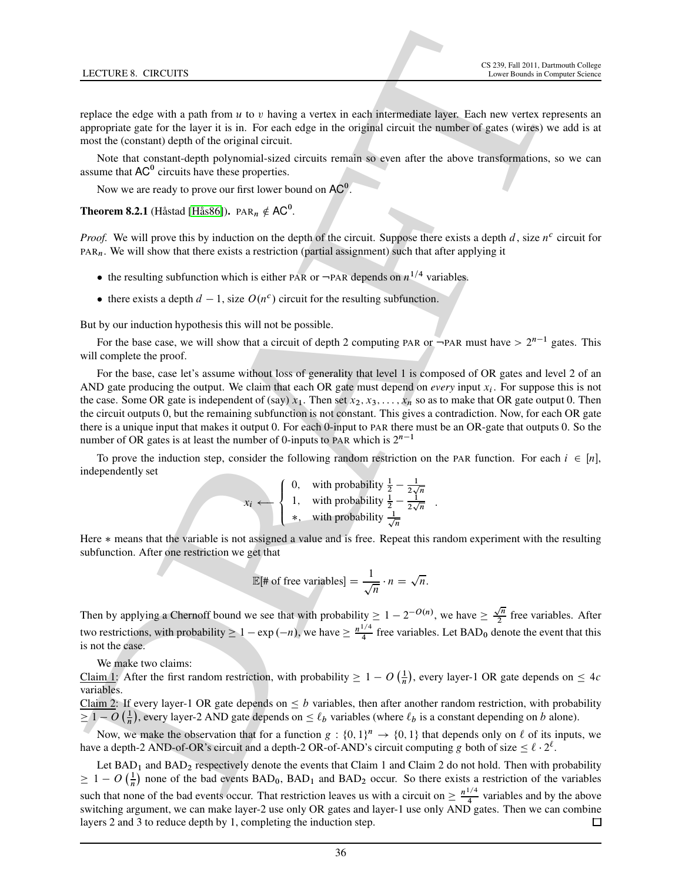replace the edge with a path from $u$ to $v$ having a vertex in each intermediate layer. Each new vertex represents an appropriate gate for the layer it is in. For each edge in the original circuit the number of gates (wires) we add is at most the (constant) depth of the original circuit.

Note that constant-depth polynomial-sized circuits remain so even after the above transformations, so we can assume that $\mathsf{AC}^0$ circuits have these properties.

Now we are ready to prove our first lower bound on $\mathsf{AC}^0$.

**Theorem 8.2.1** (Håstad [Hås86])**.** $\text{PAR}_n \notin \mathsf{AC}^0$.

*Proof.* We will prove this by induction on the depth of the circuit. Suppose there exists a depth $d$, size $n^c$ circuit for $\text{PAR}_n$. We will show that there exists a restriction (partial assignment) such that after applying it

- the resulting subfunction which is either PAR or $\neg$PAR depends on $n^{1/4}$ variables.
- there exists a depth $d-1$, size $O(n^c)$ circuit for the resulting subfunction.

But by our induction hypothesis this will not be possible.

For the base case, we will show that a circuit of depth 2 computing PAR or $\neg$PAR must have $> 2^{n-1}$ gates. This will complete the proof.

For the base, case let's assume without loss of generality that level 1 is composed of OR gates and level 2 of an AND gate producing the output. We claim that each OR gate must depend on *every* input $x_i$. For suppose this is not the case. Some OR gate is independent of (say) $x_1$. Then set $x_2, x_3, \ldots, x_n$ so as to make that OR gate output 0. Then the circuit outputs 0, but the remaining subfunction is not constant. This gives a contradiction. Now, for each OR gate there is a unique input that makes it output 0. For each 0-input to PAR there must be an OR-gate that outputs 0. So the number of OR gates is at least the number of 0-inputs to PAR which is $2^{n-1}$

To prove the induction step, consider the following random restriction on the PAR function. For each $i \in [n]$, independently set

$$x_i \longleftarrow \begin{cases} 0, & \text{with probability } \frac{1}{2} - \frac{1}{2\sqrt{n}} \\ 1, & \text{with probability } \frac{1}{2} - \frac{1}{2\sqrt{n}} \\ *, & \text{with probability } \frac{1}{\sqrt{n}} \end{cases}.$$

Here $*$ means that the variable is not assigned a value and is free. Repeat this random experiment with the resulting subfunction. After one restriction we get that

$$\mathbb{E}[\text{\# of free variables}] = \frac{1}{\sqrt{n}} \cdot n = \sqrt{n}.$$

Then by applying a Chernoff bound we see that with probability $\geq 1 - 2^{-O(n)}$, we have $\geq \frac{\sqrt{n}}{2}$ free variables. After two restrictions, with probability $\geq 1 - \exp(-n)$, we have $\geq \frac{n^{1/4}}{4}$ free variables. Let $\text{BAD}_0$ denote the event that this is not the case.

We make two claims:
<u>Claim 1</u>: After the first random restriction, with probability $\geq 1 - O\left(\frac{1}{n}\right)$, every layer-1 OR gate depends on $\leq 4c$ variables.
<u>Claim 2</u>: If every layer-1 OR gate depends on $\leq b$ variables, then after another random restriction, with probability $\geq 1 - O\left(\frac{1}{n}\right)$, every layer-2 AND gate depends on $\leq \ell_b$ variables (where $\ell_b$ is a constant depending on $b$ alone).

Now, we make the observation that for a function $g : \{0,1\}^n \to \{0,1\}$ that depends only on $\ell$ of its inputs, we have a depth-2 AND-of-OR's circuit and a depth-2 OR-of-AND's circuit computing $g$ both of size $\leq \ell \cdot 2^\ell$.

Let $\text{BAD}_1$ and $\text{BAD}_2$ respectively denote the events that Claim 1 and Claim 2 do not hold. Then with probability $\geq 1 - O\left(\frac{1}{n}\right)$ none of the bad events $\text{BAD}_0$, $\text{BAD}_1$ and $\text{BAD}_2$ occur. So there exists a restriction of the variables such that none of the bad events occur. That restriction leaves us with a circuit on $\geq \frac{n^{1/4}}{4}$ variables and by the above switching argument, we can make layer-2 use only OR gates and layer-1 use only AND gates. Then we can combine layers 2 and 3 to reduce depth by 1, completing the induction step. □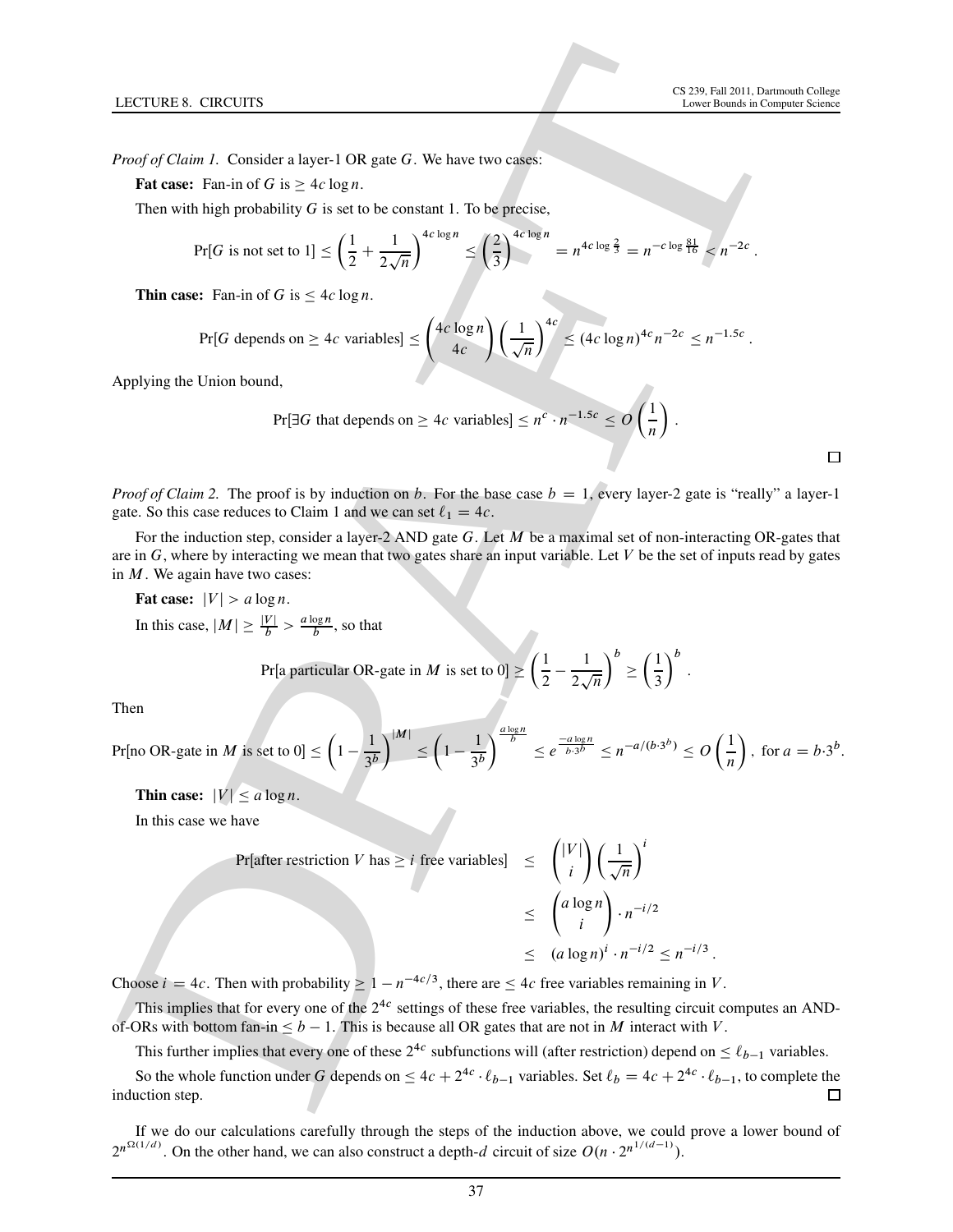*Proof of Claim 1.* Consider a layer-1 OR gate $G$. We have two cases:

**Fat case:** Fan-in of $G$ is $\geq 4c \log n$.

Then with high probability $G$ is set to be constant 1. To be precise,

$$\Pr[G \text{ is not set to } 1] \leq \left(\frac{1}{2} + \frac{1}{2\sqrt{n}}\right)^{4c\log n} \leq \left(\frac{2}{3}\right)^{4c\log n} = n^{4c\log\frac{2}{3}} = n^{-c\log\frac{81}{16}} < n^{-2c} .$$

**Thin case:** Fan-in of $G$ is $\leq 4c \log n$.

$$\Pr[G \text{ depends on} \geq 4c \text{ variables}] \leq \binom{4c\log n}{4c}\left(\frac{1}{\sqrt{n}}\right)^{4c} \leq (4c\log n)^{4c} n^{-2c} \leq n^{-1.5c} .$$

Applying the Union bound,

$$\Pr[\exists G \text{ that depends on} \geq 4c \text{ variables}] \leq n^c \cdot n^{-1.5c} \leq O\left(\frac{1}{n}\right) .$$

□

*Proof of Claim 2.* The proof is by induction on $b$. For the base case $b = 1$, every layer-2 gate is "really" a layer-1 gate. So this case reduces to Claim 1 and we can set $\ell_1 = 4c$.

For the induction step, consider a layer-2 AND gate $G$. Let $M$ be a maximal set of non-interacting OR-gates that are in $G$, where by interacting we mean that two gates share an input variable. Let $V$ be the set of inputs read by gates in $M$. We again have two cases:

**Fat case:** $|V| > a \log n$.

In this case, $|M| \geq \frac{|V|}{b} > \frac{a\log n}{b}$, so that

$$\Pr[\text{a particular OR-gate in } M \text{ is set to } 0] \geq \left(\frac{1}{2} - \frac{1}{2\sqrt{n}}\right)^b \geq \left(\frac{1}{3}\right)^b .$$

Then

$$\Pr[\text{no OR-gate in } M \text{ is set to } 0] \leq \left(1 - \frac{1}{3^b}\right)^{|M|} \leq \left(1 - \frac{1}{3^b}\right)^{\frac{a\log n}{b}} \leq e^{\frac{-a\log n}{b\cdot 3^b}} \leq n^{-a/(b\cdot 3^b)} \leq O\left(\frac{1}{n}\right), \text{ for } a = b\cdot 3^b.$$

**Thin case:** $|V| \leq a \log n$.

In this case we have

$$\begin{aligned}
\Pr[\text{after restriction } V \text{ has} \geq i \text{ free variables}] &\leq \binom{|V|}{i}\left(\frac{1}{\sqrt{n}}\right)^i \\
&\leq \binom{a\log n}{i} \cdot n^{-i/2} \\
&\leq (a\log n)^i \cdot n^{-i/2} \leq n^{-i/3} .
\end{aligned}$$

Choose $i = 4c$. Then with probability $\geq 1 - n^{-4c/3}$, there are $\leq 4c$ free variables remaining in $V$.

This implies that for every one of the $2^{4c}$ settings of these free variables, the resulting circuit computes an AND-of-ORs with bottom fan-in $\leq b - 1$. This is because all OR gates that are not in $M$ interact with $V$.

This further implies that every one of these $2^{4c}$ subfunctions will (after restriction) depend on $\leq \ell_{b-1}$ variables.

So the whole function under $G$ depends on $\leq 4c + 2^{4c} \cdot \ell_{b-1}$ variables. Set $\ell_b = 4c + 2^{4c} \cdot \ell_{b-1}$, to complete the induction step.

□

If we do our calculations carefully through the steps of the induction above, we could prove a lower bound of $2^{n^{\Omega(1/d)}}$. On the other hand, we can also construct a depth-$d$ circuit of size $O(n \cdot 2^{n^{1/(d-1)}})$.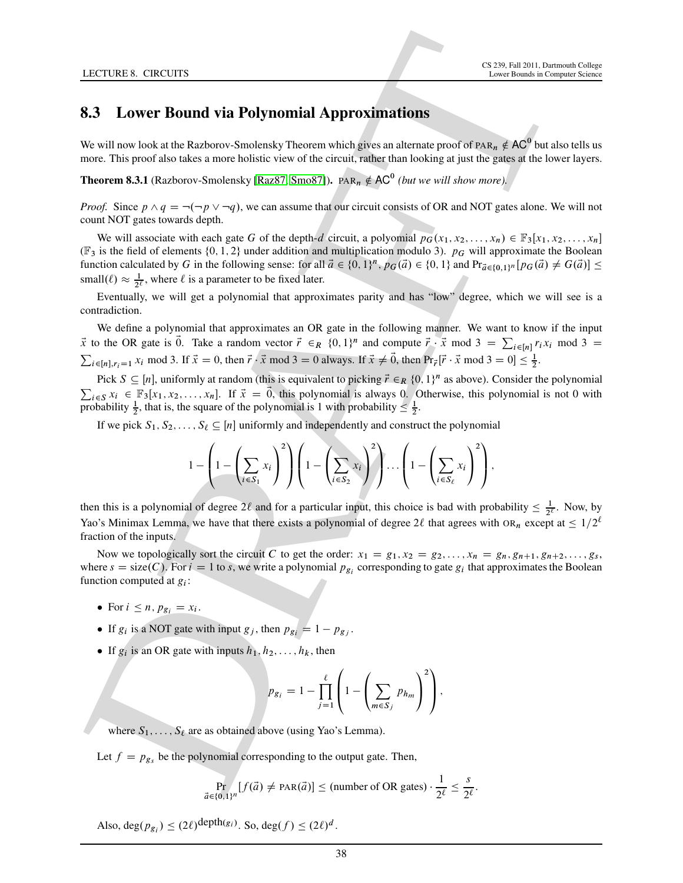## 8.3 Lower Bound via Polynomial Approximations

We will now look at the Razborov-Smolensky Theorem which gives an alternate proof of $\text{PAR}_n \notin \mathsf{AC}^0$ but also tells us more. This proof also takes a more holistic view of the circuit, rather than looking at just the gates at the lower layers.

**Theorem 8.3.1** (Razborov-Smolensky [Raz87, Smo87]). $\text{PAR}_n \notin \mathsf{AC}^0$ *(but we will show more).*

*Proof.* Since $p \wedge q = \neg(\neg p \vee \neg q)$, we can assume that our circuit consists of OR and NOT gates alone. We will not count NOT gates towards depth.

We will associate with each gate $G$ of the depth-$d$ circuit, a polynomial $p_G(x_1, x_2, \ldots, x_n) \in \mathbb{F}_3[x_1, x_2, \ldots, x_n]$ ($\mathbb{F}_3$ is the field of elements $\{0, 1, 2\}$ under addition and multiplication modulo 3). $p_G$ will approximate the Boolean function calculated by $G$ in the following sense: for all $\vec{a} \in \{0,1\}^n$, $p_G(\vec{a}) \in \{0, 1\}$ and $\Pr_{\vec{a} \in \{0,1\}^n}[p_G(\vec{a}) \neq G(\vec{a})] \leq \text{small}(\ell) \approx \frac{1}{2^\ell}$, where $\ell$ is a parameter to be fixed later.

Eventually, we will get a polynomial that approximates parity and has "low" degree, which we will see is a contradiction.

We define a polynomial that approximates an OR gate in the following manner. We want to know if the input $\vec{x}$ to the OR gate is $\vec{0}$. Take a random vector $\vec{r} \in_R \{0,1\}^n$ and compute $\vec{r} \cdot \vec{x} \bmod 3 = \sum_{i \in [n]} r_i x_i \bmod 3 = \sum_{i \in [n], r_i = 1} x_i \bmod 3$. If $\vec{x} = 0$, then $\vec{r} \cdot \vec{x} \bmod 3 = 0$ always. If $\vec{x} \neq \vec{0}$, then $\Pr_{\vec{r}}[\vec{r} \cdot \vec{x} \bmod 3 = 0] \leq \frac{1}{2}$.

Pick $S \subseteq [n]$, uniformly at random (this is equivalent to picking $\vec{r} \in_R \{0,1\}^n$ as above). Consider the polynomial $\sum_{i \in S} x_i \in \mathbb{F}_3[x_1, x_2, \ldots, x_n]$. If $\vec{x} = \vec{0}$, this polynomial is always 0. Otherwise, this polynomial is not 0 with probability $\frac{1}{2}$, that is, the square of the polynomial is 1 with probability $\leq \frac{1}{2}$.

If we pick $S_1, S_2, \ldots, S_\ell \subseteq [n]$ uniformly and independently and construct the polynomial

$$1 - \left(1 - \left(\sum_{i \in S_1} x_i\right)^2\right)\left(1 - \left(\sum_{i \in S_2} x_i\right)^2\right) \cdots \left(1 - \left(\sum_{i \in S_\ell} x_i\right)^2\right),$$

then this is a polynomial of degree $2\ell$ and for a particular input, this choice is bad with probability $\leq \frac{1}{2^\ell}$. Now, by Yao's Minimax Lemma, we have that there exists a polynomial of degree $2\ell$ that agrees with $\text{OR}_n$ except at $\leq 1/2^\ell$ fraction of the inputs.

Now we topologically sort the circuit $C$ to get the order: $x_1 = g_1, x_2 = g_2, \ldots, x_n = g_n, g_{n+1}, g_{n+2}, \ldots, g_s$, where $s = \text{size}(C)$. For $i = 1$ to $s$, we write a polynomial $p_{g_i}$ corresponding to gate $g_i$ that approximates the Boolean function computed at $g_i$:

- For $i \leq n$, $p_{g_i} = x_i$.
- If $g_i$ is a NOT gate with input $g_j$, then $p_{g_i} = 1 - p_{g_j}$.
- If $g_i$ is an OR gate with inputs $h_1, h_2, \ldots, h_k$, then

$$p_{g_i} = 1 - \prod_{j=1}^{\ell}\left(1 - \left(\sum_{m \in S_j} p_{h_m}\right)^2\right),$$

where $S_1, \ldots, S_\ell$ are as obtained above (using Yao's Lemma).

Let $f = p_{g_s}$ be the polynomial corresponding to the output gate. Then,

$$\Pr_{\vec{a} \in \{0,1\}^n}[f(\vec{a}) \neq \text{PAR}(\vec{a})] \leq (\text{number of OR gates}) \cdot \frac{1}{2^\ell} \leq \frac{s}{2^\ell}.$$

Also, $\deg(p_{g_i}) \leq (2\ell)^{\text{depth}(g_i)}$. So, $\deg(f) \leq (2\ell)^d$.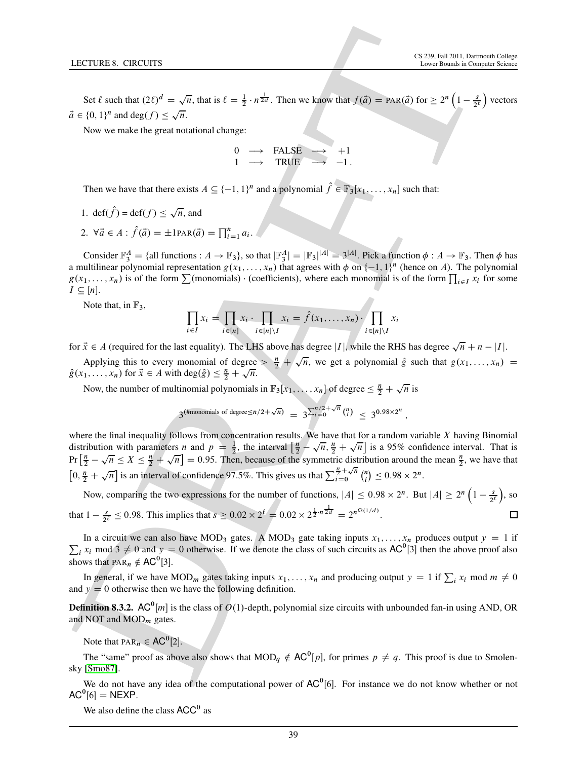Set $\ell$ such that $(2\ell)^d = \sqrt{n}$, that is $\ell = \frac{1}{2} \cdot n^{\frac{1}{2d}}$. Then we know that $f(\vec{a}) = \text{PAR}(\vec{a})$ for $\geq 2^n \left(1 - \frac{s}{2^\ell}\right)$ vectors $\vec{a} \in \{0,1\}^n$ and $\deg(f) \leq \sqrt{n}$.

Now we make the great notational change:

$$\begin{array}{ccccc} 0 & \longrightarrow & \text{FALSE} & \longrightarrow & +1 \\ 1 & \longrightarrow & \text{TRUE} & \longrightarrow & -1\,. \end{array}$$

Then we have that there exists $A \subseteq \{-1,1\}^n$ and a polynomial $\hat{f} \in \mathbb{F}_3[x_1, \ldots, x_n]$ such that:

1. $\text{def}(\hat{f}) = \text{def}(f) \leq \sqrt{n}$, and
2. $\forall \vec{a} \in A : \hat{f}(\vec{a}) = \pm 1\text{PAR}(\vec{a}) = \prod_{i=1}^n a_i$.

Consider $\mathbb{F}_3^A = \{\text{all functions} : A \to \mathbb{F}_3\}$, so that $|\mathbb{F}_3^A| = |\mathbb{F}_3|^{|A|} = 3^{|A|}$. Pick a function $\phi : A \to \mathbb{F}_3$. Then $\phi$ has a multilinear polynomial representation $g(x_1, \ldots, x_n)$ that agrees with $\phi$ on $\{-1,1\}^n$ (hence on $A$). The polynomial $g(x_1, \ldots, x_n)$ is of the form $\sum(\text{monomials}) \cdot (\text{coefficients})$, where each monomial is of the form $\prod_{i \in I} x_i$ for some $I \subseteq [n]$.

Note that, in $\mathbb{F}_3$,

$$\prod_{i \in I} x_i = \prod_{i \in [n]} x_i \cdot \prod_{i \in [n] \setminus I} x_i = \hat{f}(x_1, \ldots, x_n) \cdot \prod_{i \in [n] \setminus I} x_i$$

for $\vec{x} \in A$ (required for the last equality). The LHS above has degree $|I|$, while the RHS has degree $\sqrt{n} + n - |I|$.

Applying this to every monomial of degree $> \frac{n}{2} + \sqrt{n}$, we get a polynomial $\hat{g}$ such that $g(x_1, \ldots, x_n) = \hat{g}(x_1, \ldots, x_n)$ for $\vec{x} \in A$ with $\deg(\hat{g}) \leq \frac{n}{2} + \sqrt{n}$.

Now, the number of multinomial polynomials in $\mathbb{F}_3[x_1, \ldots, x_n]$ of degree $\leq \frac{n}{2} + \sqrt{n}$ is

$$3^{(\#\text{monomials of degree} \leq n/2 + \sqrt{n})} = 3^{\sum_{i=0}^{n/2+\sqrt{n}} \binom{n}{i}} \leq 3^{0.98 \times 2^n}\,,$$

where the final inequality follows from concentration results. We have that for a random variable $X$ having Binomial distribution with parameters $n$ and $p = \frac{1}{2}$, the interval $\left[\frac{n}{2} - \sqrt{n}, \frac{n}{2} + \sqrt{n}\right]$ is a 95% confidence interval. That is $\Pr\left[\frac{n}{2} - \sqrt{n} \leq X \leq \frac{n}{2} + \sqrt{n}\right] = 0.95$. Then, because of the symmetric distribution around the mean $\frac{n}{2}$, we have that $\left[0, \frac{n}{2} + \sqrt{n}\right]$ is an interval of confidence 97.5%. This gives us that $\sum_{i=0}^{\frac{n}{2}+\sqrt{n}} \binom{n}{i} \leq 0.98 \times 2^n$.

Now, comparing the two expressions for the number of functions, $|A| \leq 0.98 \times 2^n$. But $|A| \geq 2^n \left(1 - \frac{s}{2^\ell}\right)$, so that $1 - \frac{s}{2^\ell} \leq 0.98$. This implies that $s \geq 0.02 \times 2^\ell = 0.02 \times 2^{\frac{1}{2} \cdot n^{\frac{1}{2d}}} = 2^{n^{\Omega(1/d)}}$. □

In a circuit we can also have $\text{MOD}_3$ gates. A $\text{MOD}_3$ gate taking inputs $x_1, \ldots, x_n$ produces output $y = 1$ if $\sum_i x_i \bmod 3 \neq 0$ and $y = 0$ otherwise. If we denote the class of such circuits as $\mathsf{AC}^0[3]$ then the above proof also shows that $\text{PAR}_n \notin \mathsf{AC}^0[3]$.

In general, if we have $\text{MOD}_m$ gates taking inputs $x_1, \ldots, x_n$ and producing output $y = 1$ if $\sum_i x_i \bmod m \neq 0$ and $y = 0$ otherwise then we have the following definition.

**Definition 8.3.2.** $\mathsf{AC}^0[m]$ is the class of $O(1)$-depth, polynomial size circuits with unbounded fan-in using AND, OR and NOT and $\text{MOD}_m$ gates.

Note that $\text{PAR}_n \in \mathsf{AC}^0[2]$.

The "same" proof as above also shows that $\text{MOD}_q \notin \mathsf{AC}^0[p]$, for primes $p \neq q$. This proof is due to Smolensky [Smo87].

We do not have any idea of the computational power of $\mathsf{AC}^0[6]$. For instance we do not know whether or not $\mathsf{AC}^0[6] = \mathsf{NEXP}$.

We also define the class $\mathsf{ACC}^0$ as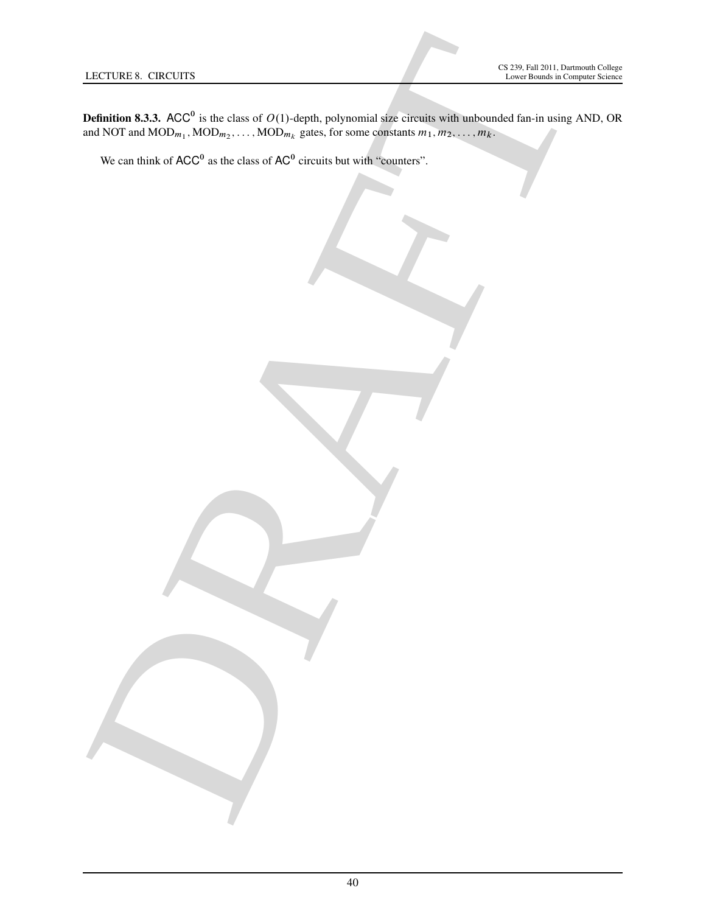**Definition 8.3.3.** $\mathsf{ACC}^0$ is the class of $O(1)$-depth, polynomial size circuits with unbounded fan-in using AND, OR and NOT and $\text{MOD}_{m_1}, \text{MOD}_{m_2}, \ldots, \text{MOD}_{m_k}$ gates, for some constants $m_1, m_2, \ldots, m_k$.

We can think of $\mathsf{ACC}^0$ as the class of $\mathsf{AC}^0$ circuits but with "counters".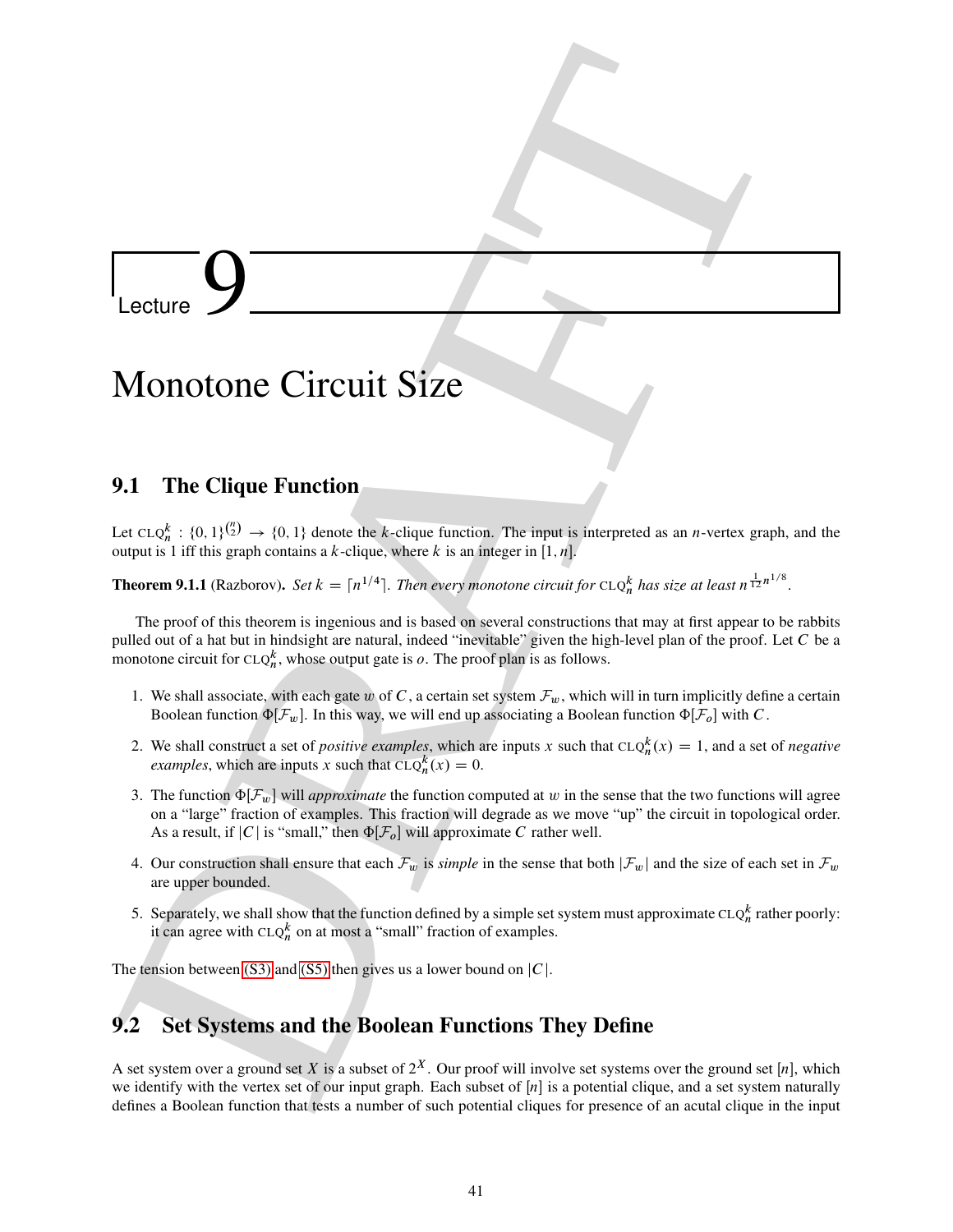# Lecture 9

# Monotone Circuit Size

## 9.1 The Clique Function

Let $\text{CLQ}_n^k : \{0,1\}^{\binom{n}{2}} \to \{0,1\}$ denote the $k$-clique function. The input is interpreted as an $n$-vertex graph, and the output is 1 iff this graph contains a $k$-clique, where $k$ is an integer in $[1, n]$.

**Theorem 9.1.1** (Razborov). *Set $k = \lceil n^{1/4} \rceil$. Then every monotone circuit for $\text{CLQ}_n^k$ has size at least $n^{\frac{1}{12} n^{1/8}}$.*

The proof of this theorem is ingenious and is based on several constructions that may at first appear to be rabbits pulled out of a hat but in hindsight are natural, indeed "inevitable" given the high-level plan of the proof. Let $C$ be a monotone circuit for $\text{CLQ}_n^k$, whose output gate is $o$. The proof plan is as follows.

1. We shall associate, with each gate $w$ of $C$, a certain set system $\mathcal{F}_w$, which will in turn implicitly define a certain Boolean function $\Phi[\mathcal{F}_w]$. In this way, we will end up associating a Boolean function $\Phi[\mathcal{F}_o]$ with $C$.
2. We shall construct a set of *positive examples*, which are inputs $x$ such that $\text{CLQ}_n^k(x) = 1$, and a set of *negative examples*, which are inputs $x$ such that $\text{CLQ}_n^k(x) = 0$.
3. The function $\Phi[\mathcal{F}_w]$ will *approximate* the function computed at $w$ in the sense that the two functions will agree on a "large" fraction of examples. This fraction will degrade as we move "up" the circuit in topological order. As a result, if $|C|$ is "small," then $\Phi[\mathcal{F}_o]$ will approximate $C$ rather well.
4. Our construction shall ensure that each $\mathcal{F}_w$ is *simple* in the sense that both $|\mathcal{F}_w|$ and the size of each set in $\mathcal{F}_w$ are upper bounded.
5. Separately, we shall show that the function defined by a simple set system must approximate $\text{CLQ}_n^k$ rather poorly: it can agree with $\text{CLQ}_n^k$ on at most a "small" fraction of examples.

The tension between (S3) and (S5) then gives us a lower bound on $|C|$.

## 9.2 Set Systems and the Boolean Functions They Define

A set system over a ground set $X$ is a subset of $2^X$. Our proof will involve set systems over the ground set $[n]$, which we identify with the vertex set of our input graph. Each subset of $[n]$ is a potential clique, and a set system naturally defines a Boolean function that tests a number of such potential cliques for presence of an acutal clique in the input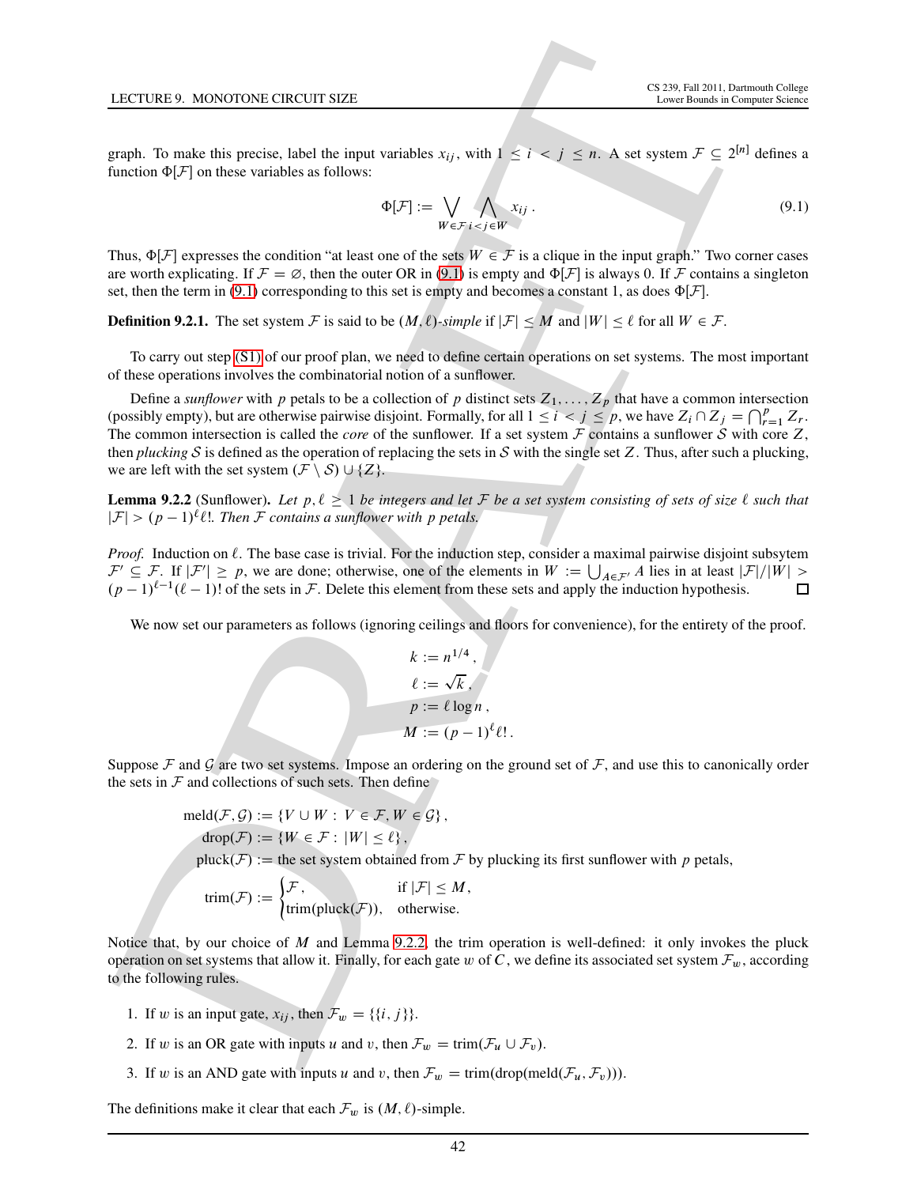graph. To make this precise, label the input variables $x_{ij}$, with $1 \le i < j \le n$. A set system $\mathcal{F} \subseteq 2^{[n]}$ defines a function $\Phi[\mathcal{F}]$ on these variables as follows:

$$\Phi[\mathcal{F}] := \bigvee_{W \in \mathcal{F}} \bigwedge_{i<j \in W} x_{ij} \,. \tag{9.1}$$

Thus, $\Phi[\mathcal{F}]$ expresses the condition "at least one of the sets $W \in \mathcal{F}$ is a clique in the input graph." Two corner cases are worth explicating. If $\mathcal{F} = \varnothing$, then the outer OR in (9.1) is empty and $\Phi[\mathcal{F}]$ is always 0. If $\mathcal{F}$ contains a singleton set, then the term in (9.1) corresponding to this set is empty and becomes a constant 1, as does $\Phi[\mathcal{F}]$.

**Definition 9.2.1.** The set system $\mathcal{F}$ is said to be *$(M, \ell)$-simple* if $|\mathcal{F}| \le M$ and $|W| \le \ell$ for all $W \in \mathcal{F}$.

To carry out step (S1) of our proof plan, we need to define certain operations on set systems. The most important of these operations involves the combinatorial notion of a sunflower.

Define a *sunflower* with $p$ petals to be a collection of $p$ distinct sets $Z_1, \ldots, Z_p$ that have a common intersection (possibly empty), but are otherwise pairwise disjoint. Formally, for all $1 \le i < j \le p$, we have $Z_i \cap Z_j = \bigcap_{r=1}^{p} Z_r$. The common intersection is called the *core* of the sunflower. If a set system $\mathcal{F}$ contains a sunflower $\mathcal{S}$ with core $Z$, then *plucking* $\mathcal{S}$ is defined as the operation of replacing the sets in $\mathcal{S}$ with the single set $Z$. Thus, after such a plucking, we are left with the set system $(\mathcal{F} \setminus \mathcal{S}) \cup \{Z\}$.

**Lemma 9.2.2** (Sunflower). *Let $p, \ell \ge 1$ be integers and let $\mathcal{F}$ be a set system consisting of sets of size $\ell$ such that $|\mathcal{F}| > (p-1)^\ell \ell!$. Then $\mathcal{F}$ contains a sunflower with $p$ petals.*

*Proof.* Induction on $\ell$. The base case is trivial. For the induction step, consider a maximal pairwise disjoint subsytem $\mathcal{F}' \subseteq \mathcal{F}$. If $|\mathcal{F}'| \ge p$, we are done; otherwise, one of the elements in $W := \bigcup_{A \in \mathcal{F}'} A$ lies in at least $|\mathcal{F}|/|W| > (p-1)^{\ell-1}(\ell-1)!$ of the sets in $\mathcal{F}$. Delete this element from these sets and apply the induction hypothesis. $\square$

We now set our parameters as follows (ignoring ceilings and floors for convenience), for the entirety of the proof.

$$\begin{aligned}
k &:= n^{1/4}\,, \\
\ell &:= \sqrt{k}\,, \\
p &:= \ell \log n\,, \\
M &:= (p-1)^\ell \ell!\,.
\end{aligned}$$

Suppose $\mathcal{F}$ and $\mathcal{G}$ are two set systems. Impose an ordering on the ground set of $\mathcal{F}$, and use this to canonically order the sets in $\mathcal{F}$ and collections of such sets. Then define

$$\begin{aligned}
\text{meld}(\mathcal{F}, \mathcal{G}) &:= \{V \cup W : V \in \mathcal{F}, W \in \mathcal{G}\}\,, \\
\text{drop}(\mathcal{F}) &:= \{W \in \mathcal{F} : |W| \le \ell\}\,, \\
\text{pluck}(\mathcal{F}) &:= \text{the set system obtained from } \mathcal{F} \text{ by plucking its first sunflower with } p \text{ petals}, \\
\text{trim}(\mathcal{F}) &:= \begin{cases} \mathcal{F}\,, & \text{if } |\mathcal{F}| \le M\,, \\ \text{trim}(\text{pluck}(\mathcal{F}))\,, & \text{otherwise.} \end{cases}
\end{aligned}$$

Notice that, by our choice of $M$ and Lemma 9.2.2, the trim operation is well-defined: it only invokes the pluck operation on set systems that allow it. Finally, for each gate $w$ of $C$, we define its associated set system $\mathcal{F}_w$, according to the following rules.

1. If $w$ is an input gate, $x_{ij}$, then $\mathcal{F}_w = \{\{i, j\}\}$.
2. If $w$ is an OR gate with inputs $u$ and $v$, then $\mathcal{F}_w = \text{trim}(\mathcal{F}_u \cup \mathcal{F}_v)$.
3. If $w$ is an AND gate with inputs $u$ and $v$, then $\mathcal{F}_w = \text{trim}(\text{drop}(\text{meld}(\mathcal{F}_u, \mathcal{F}_v)))$.

The definitions make it clear that each $\mathcal{F}_w$ is $(M, \ell)$-simple.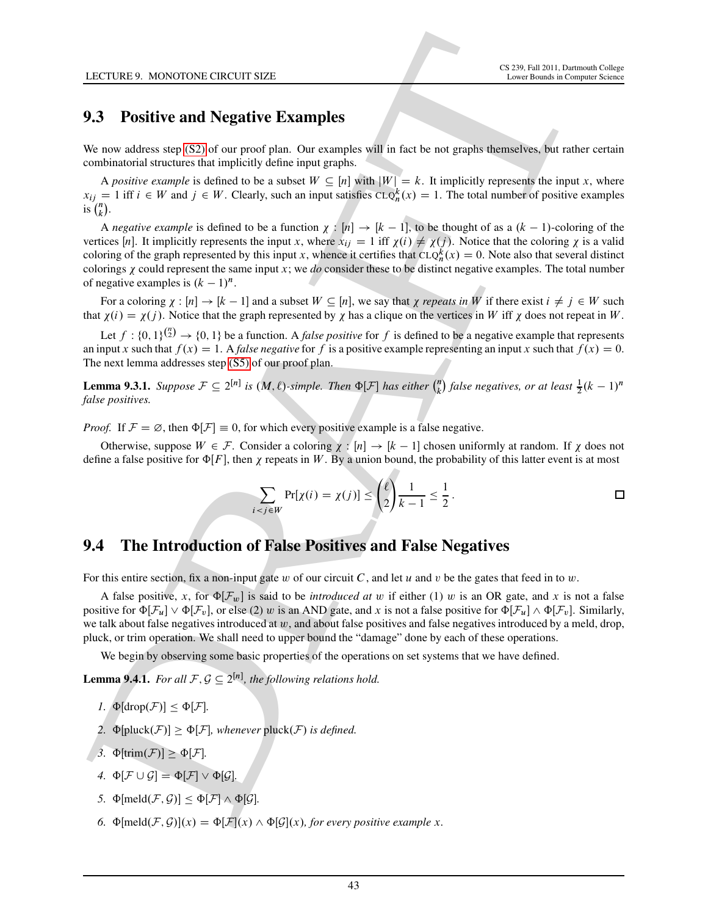## 9.3 Positive and Negative Examples

We now address step (S2) of our proof plan. Our examples will in fact be not graphs themselves, but rather certain combinatorial structures that implicitly define input graphs.

A *positive example* is defined to be a subset $W \subseteq [n]$ with $|W| = k$. It implicitly represents the input $x$, where $x_{ij} = 1$ iff $i \in W$ and $j \in W$. Clearly, such an input satisfies $\text{CLQ}_n^k(x) = 1$. The total number of positive examples is $\binom{n}{k}$.

A *negative example* is defined to be a function $\chi : [n] \to [k-1]$, to be thought of as a $(k-1)$-coloring of the vertices $[n]$. It implicitly represents the input $x$, where $x_{ij} = 1$ iff $\chi(i) \neq \chi(j)$. Notice that the coloring $\chi$ is a valid coloring of the graph represented by this input $x$, whence it certifies that $\text{CLQ}_n^k(x) = 0$. Note also that several distinct colorings $\chi$ could represent the same input $x$; we *do* consider these to be distinct negative examples. The total number of negative examples is $(k-1)^n$.

For a coloring $\chi : [n] \to [k-1]$ and a subset $W \subseteq [n]$, we say that $\chi$ *repeats in* $W$ if there exist $i \neq j \in W$ such that $\chi(i) = \chi(j)$. Notice that the graph represented by $\chi$ has a clique on the vertices in $W$ iff $\chi$ does not repeat in $W$.

Let $f : \{0,1\}^{\binom{n}{2}} \to \{0,1\}$ be a function. A *false positive* for $f$ is defined to be a negative example that represents an input $x$ such that $f(x) = 1$. A *false negative* for $f$ is a positive example representing an input $x$ such that $f(x) = 0$. The next lemma addresses step (S5) of our proof plan.

**Lemma 9.3.1.** *Suppose $\mathcal{F} \subseteq 2^{[n]}$ is $(M, \ell)$-simple. Then $\Phi[\mathcal{F}]$ has either $\binom{n}{k}$ false negatives, or at least $\frac{1}{2}(k-1)^n$ false positives.*

*Proof.* If $\mathcal{F} = \varnothing$, then $\Phi[\mathcal{F}] \equiv 0$, for which every positive example is a false negative.

Otherwise, suppose $W \in \mathcal{F}$. Consider a coloring $\chi : [n] \to [k-1]$ chosen uniformly at random. If $\chi$ does not define a false positive for $\Phi[F]$, then $\chi$ repeats in $W$. By a union bound, the probability of this latter event is at most

$$\sum_{i<j \in W} \Pr[\chi(i) = \chi(j)] \leq \binom{\ell}{2} \frac{1}{k-1} \leq \frac{1}{2}. \qquad \square$$

## 9.4 The Introduction of False Positives and False Negatives

For this entire section, fix a non-input gate $w$ of our circuit $C$, and let $u$ and $v$ be the gates that feed in to $w$.

A false positive, $x$, for $\Phi[\mathcal{F}_w]$ is said to be *introduced at* $w$ if either (1) $w$ is an OR gate, and $x$ is not a false positive for $\Phi[\mathcal{F}_u] \vee \Phi[\mathcal{F}_v]$, or else (2) $w$ is an AND gate, and $x$ is not a false positive for $\Phi[\mathcal{F}_u] \wedge \Phi[\mathcal{F}_v]$. Similarly, we talk about false negatives introduced at $w$, and about false positives and false negatives introduced by a meld, drop, pluck, or trim operation. We shall need to upper bound the "damage" done by each of these operations.

We begin by observing some basic properties of the operations on set systems that we have defined.

**Lemma 9.4.1.** *For all $\mathcal{F}, \mathcal{G} \subseteq 2^{[n]}$, the following relations hold.*

1. $\Phi[\text{drop}(\mathcal{F})] \leq \Phi[\mathcal{F}]$.
2. $\Phi[\text{pluck}(\mathcal{F})] \geq \Phi[\mathcal{F}]$, *whenever* pluck$(\mathcal{F})$ *is defined.*
3. $\Phi[\text{trim}(\mathcal{F})] \geq \Phi[\mathcal{F}]$.
4. $\Phi[\mathcal{F} \cup \mathcal{G}] = \Phi[\mathcal{F}] \vee \Phi[\mathcal{G}]$.
5. $\Phi[\text{meld}(\mathcal{F}, \mathcal{G})] \leq \Phi[\mathcal{F}] \wedge \Phi[\mathcal{G}]$.
6. $\Phi[\text{meld}(\mathcal{F}, \mathcal{G})](x) = \Phi[\mathcal{F}](x) \wedge \Phi[\mathcal{G}](x)$, *for every positive example $x$.*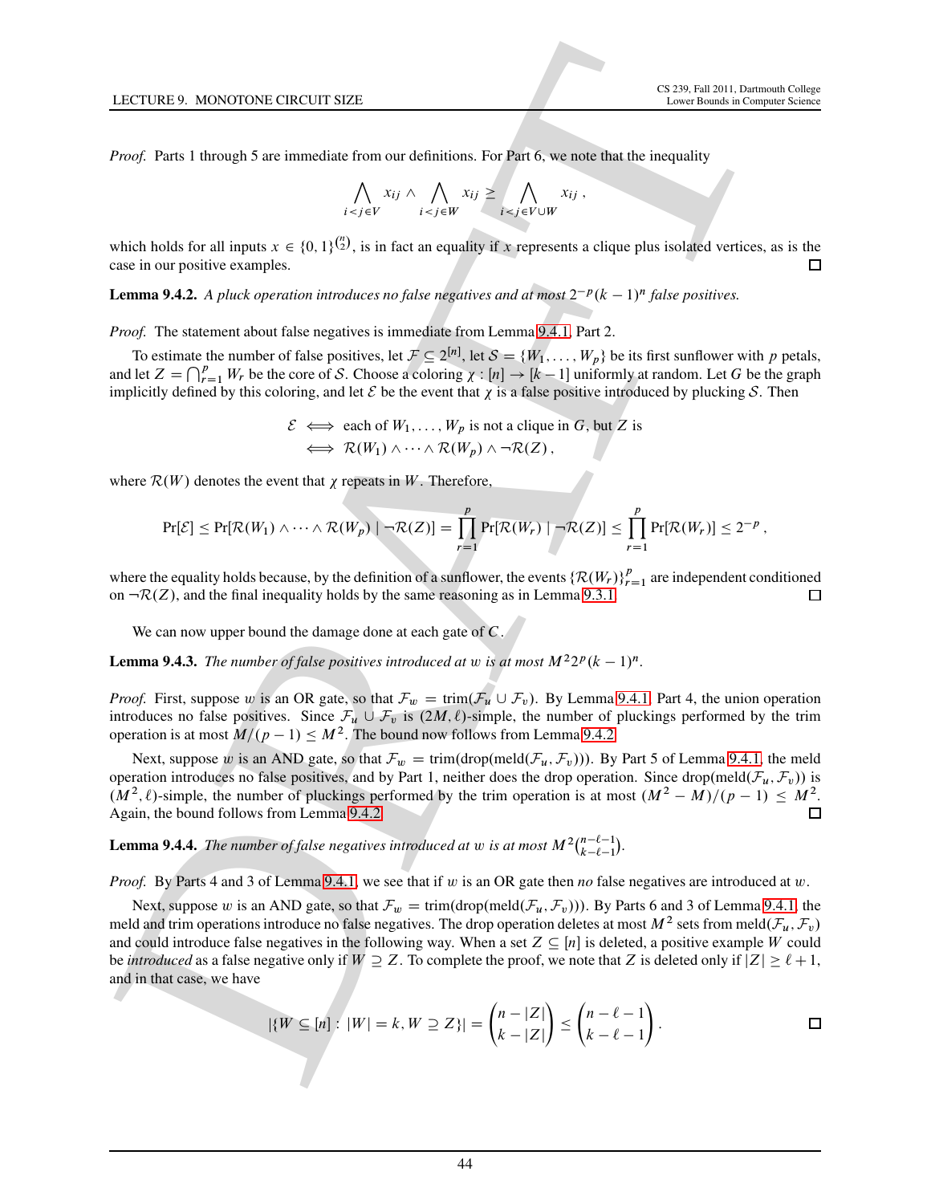*Proof.* Parts 1 through 5 are immediate from our definitions. For Part 6, we note that the inequality

$$\bigwedge_{i<j\in V} x_{ij} \wedge \bigwedge_{i<j\in W} x_{ij} \geq \bigwedge_{i<j\in V\cup W} x_{ij} ,$$

which holds for all inputs $x \in \{0,1\}^{\binom{n}{2}}$, is in fact an equality if $x$ represents a clique plus isolated vertices, as is the case in our positive examples. □

**Lemma 9.4.2.** *A pluck operation introduces no false negatives and at most $2^{-p}(k-1)^n$ false positives.*

*Proof.* The statement about false negatives is immediate from Lemma 9.4.1, Part 2.

To estimate the number of false positives, let $\mathcal{F} \subseteq 2^{[n]}$, let $\mathcal{S} = \{W_1, \ldots, W_p\}$ be its first sunflower with $p$ petals, and let $Z = \bigcap_{r=1}^{p} W_r$ be the core of $\mathcal{S}$. Choose a coloring $\chi : [n] \to [k-1]$ uniformly at random. Let $G$ be the graph implicitly defined by this coloring, and let $\mathcal{E}$ be the event that $\chi$ is a false positive introduced by plucking $\mathcal{S}$. Then

$$\begin{aligned} \mathcal{E} &\iff \text{each of } W_1, \ldots, W_p \text{ is not a clique in } G, \text{ but } Z \text{ is} \\ &\iff \mathcal{R}(W_1) \wedge \cdots \wedge \mathcal{R}(W_p) \wedge \neg\mathcal{R}(Z) , \end{aligned}$$

where $\mathcal{R}(W)$ denotes the event that $\chi$ repeats in $W$. Therefore,

$$\Pr[\mathcal{E}] \leq \Pr[\mathcal{R}(W_1) \wedge \cdots \wedge \mathcal{R}(W_p) \mid \neg\mathcal{R}(Z)] = \prod_{r=1}^{p} \Pr[\mathcal{R}(W_r) \mid \neg\mathcal{R}(Z)] \leq \prod_{r=1}^{p} \Pr[\mathcal{R}(W_r)] \leq 2^{-p} ,$$

where the equality holds because, by the definition of a sunflower, the events $\{\mathcal{R}(W_r)\}_{r=1}^{p}$ are independent conditioned on $\neg\mathcal{R}(Z)$, and the final inequality holds by the same reasoning as in Lemma 9.3.1. □

We can now upper bound the damage done at each gate of $C$.

**Lemma 9.4.3.** *The number of false positives introduced at $w$ is at most $M^2 2^p (k-1)^n$.*

*Proof.* First, suppose $w$ is an OR gate, so that $\mathcal{F}_w = \operatorname{trim}(\mathcal{F}_u \cup \mathcal{F}_v)$. By Lemma 9.4.1, Part 4, the union operation introduces no false positives. Since $\mathcal{F}_u \cup \mathcal{F}_v$ is $(2M, \ell)$-simple, the number of pluckings performed by the trim operation is at most $M/(p-1) \leq M^2$. The bound now follows from Lemma 9.4.2.

Next, suppose $w$ is an AND gate, so that $\mathcal{F}_w = \operatorname{trim}(\operatorname{drop}(\operatorname{meld}(\mathcal{F}_u, \mathcal{F}_v)))$. By Part 5 of Lemma 9.4.1, the meld operation introduces no false positives, and by Part 1, neither does the drop operation. Since $\operatorname{drop}(\operatorname{meld}(\mathcal{F}_u, \mathcal{F}_v))$ is $(M^2, \ell)$-simple, the number of pluckings performed by the trim operation is at most $(M^2 - M)/(p-1) \leq M^2$. Again, the bound follows from Lemma 9.4.2. □

**Lemma 9.4.4.** *The number of false negatives introduced at $w$ is at most $M^2\binom{n-\ell-1}{k-\ell-1}$.*

*Proof.* By Parts 4 and 3 of Lemma 9.4.1, we see that if $w$ is an OR gate then *no* false negatives are introduced at $w$.

Next, suppose $w$ is an AND gate, so that $\mathcal{F}_w = \operatorname{trim}(\operatorname{drop}(\operatorname{meld}(\mathcal{F}_u, \mathcal{F}_v)))$. By Parts 6 and 3 of Lemma 9.4.1, the meld and trim operations introduce no false negatives. The drop operation deletes at most $M^2$ sets from $\operatorname{meld}(\mathcal{F}_u, \mathcal{F}_v)$ and could introduce false negatives in the following way. When a set $Z \subseteq [n]$ is deleted, a positive example $W$ could be *introduced* as a false negative only if $W \supseteq Z$. To complete the proof, we note that $Z$ is deleted only if $|Z| \geq \ell + 1$, and in that case, we have

$$|\{W \subseteq [n] : |W| = k, W \supseteq Z\}| = \binom{n-|Z|}{k-|Z|} \leq \binom{n-\ell-1}{k-\ell-1} .$$

□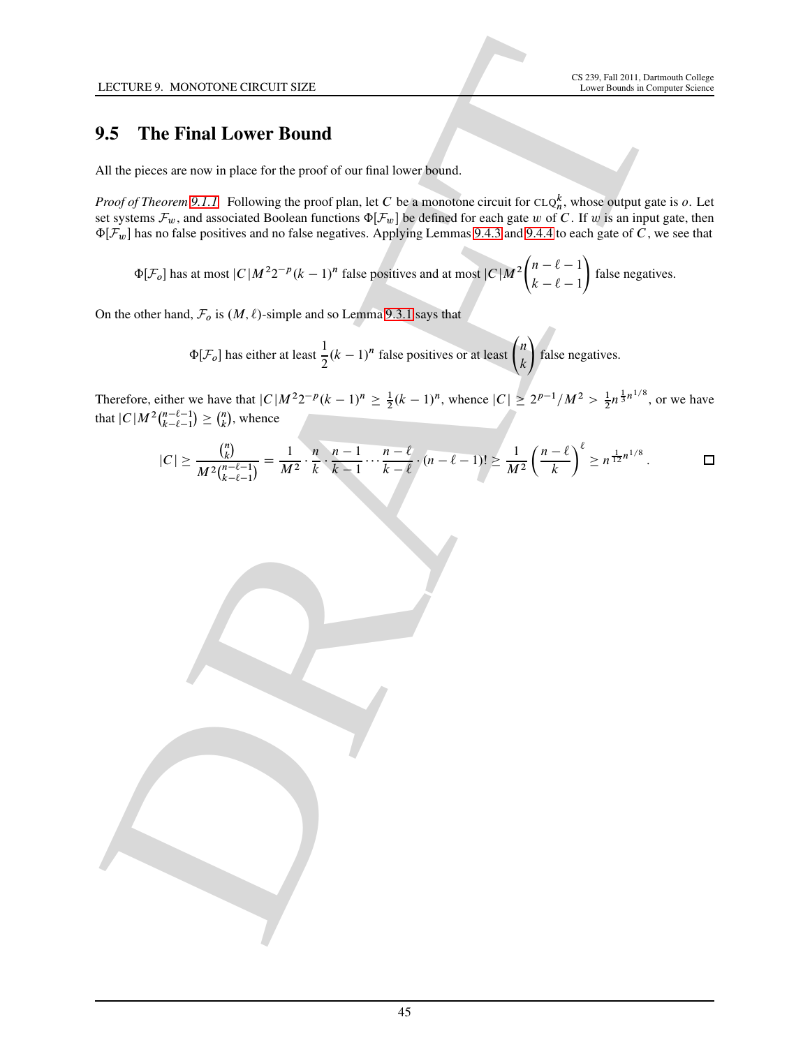## 9.5 The Final Lower Bound

All the pieces are now in place for the proof of our final lower bound.

*Proof of Theorem 9.1.1.* Following the proof plan, let $C$ be a monotone circuit for $\text{CLQ}_n^k$, whose output gate is $o$. Let set systems $\mathcal{F}_w$, and associated Boolean functions $\Phi[\mathcal{F}_w]$ be defined for each gate $w$ of $C$. If $w$ is an input gate, then $\Phi[\mathcal{F}_w]$ has no false positives and no false negatives. Applying Lemmas 9.4.3 and 9.4.4 to each gate of $C$, we see that

$$\Phi[\mathcal{F}_o] \text{ has at most } |C|M^2 2^{-p}(k-1)^n \text{ false positives and at most } |C|M^2\binom{n-\ell-1}{k-\ell-1} \text{ false negatives.}$$

On the other hand, $\mathcal{F}_o$ is $(M, \ell)$-simple and so Lemma 9.3.1 says that

$$\Phi[\mathcal{F}_o] \text{ has either at least } \frac{1}{2}(k-1)^n \text{ false positives or at least } \binom{n}{k} \text{ false negatives.}$$

Therefore, either we have that $|C|M^2 2^{-p}(k-1)^n \geq \frac{1}{2}(k-1)^n$, whence $|C| \geq 2^{p-1}/M^2 > \frac{1}{2}n^{\frac{1}{3}n^{1/8}}$, or we have that $|C|M^2\binom{n-\ell-1}{k-\ell-1} \geq \binom{n}{k}$, whence

$$|C| \geq \frac{\binom{n}{k}}{M^2\binom{n-\ell-1}{k-\ell-1}} = \frac{1}{M^2} \cdot \frac{n}{k} \cdot \frac{n-1}{k-1} \cdots \frac{n-\ell}{k-\ell} \cdot (n-\ell-1)! \geq \frac{1}{M^2}\left(\frac{n-\ell}{k}\right)^{\ell} \geq n^{\frac{1}{12}n^{1/8}}. \qquad \square$$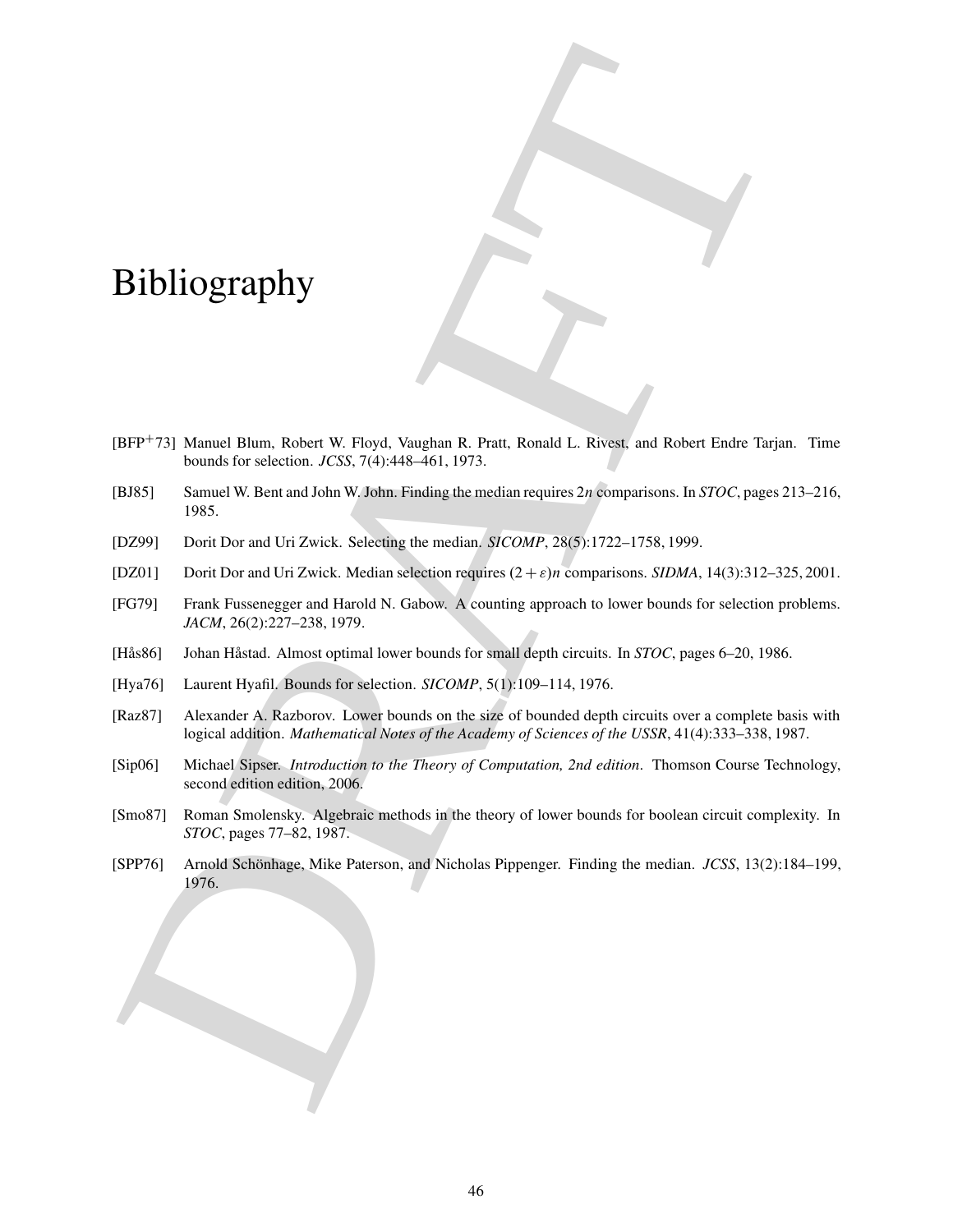# Bibliography

[BFP$^+$73] Manuel Blum, Robert W. Floyd, Vaughan R. Pratt, Ronald L. Rivest, and Robert Endre Tarjan. Time bounds for selection. *JCSS*, 7(4):448–461, 1973.

[BJ85] Samuel W. Bent and John W. John. Finding the median requires $2n$ comparisons. In *STOC*, pages 213–216, 1985.

[DZ99] Dorit Dor and Uri Zwick. Selecting the median. *SICOMP*, 28(5):1722–1758, 1999.

[DZ01] Dorit Dor and Uri Zwick. Median selection requires $(2+\varepsilon)n$ comparisons. *SIDMA*, 14(3):312–325, 2001.

[FG79] Frank Fussenegger and Harold N. Gabow. A counting approach to lower bounds for selection problems. *JACM*, 26(2):227–238, 1979.

[Hås86] Johan Håstad. Almost optimal lower bounds for small depth circuits. In *STOC*, pages 6–20, 1986.

[Hya76] Laurent Hyafil. Bounds for selection. *SICOMP*, 5(1):109–114, 1976.

[Raz87] Alexander A. Razborov. Lower bounds on the size of bounded depth circuits over a complete basis with logical addition. *Mathematical Notes of the Academy of Sciences of the USSR*, 41(4):333–338, 1987.

[Sip06] Michael Sipser. *Introduction to the Theory of Computation, 2nd edition*. Thomson Course Technology, second edition edition, 2006.

[Smo87] Roman Smolensky. Algebraic methods in the theory of lower bounds for boolean circuit complexity. In *STOC*, pages 77–82, 1987.

[SPP76] Arnold Schönhage, Mike Paterson, and Nicholas Pippenger. Finding the median. *JCSS*, 13(2):184–199, 1976.